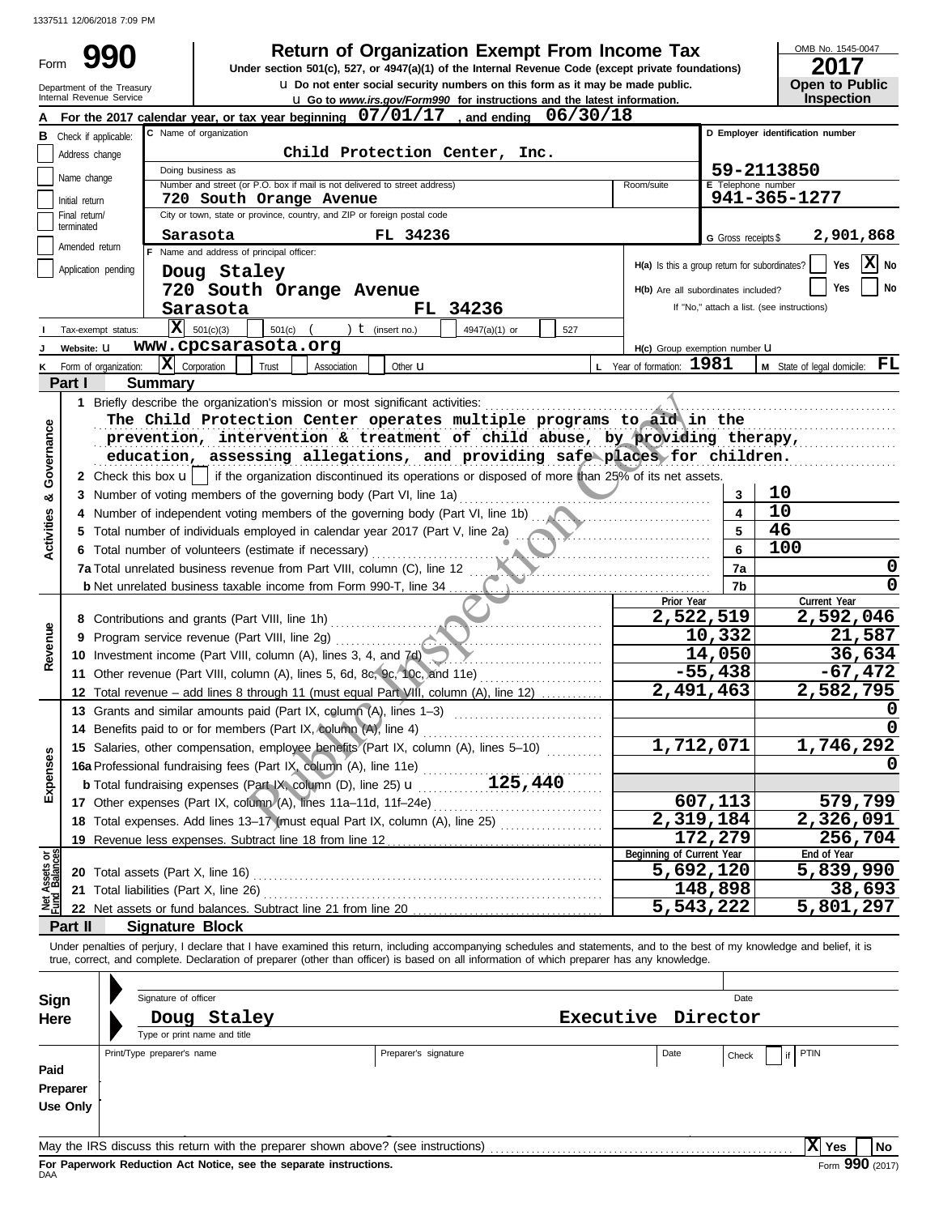1337511 12/06/2018 7:09 PM

# Form 990

## Return of Organization Exempt From Income Tax

Under section 501(c), 527, or 4947(a)(1) of the Internal Revenue Code (except private foundations)

u Do not enter social security numbers on this form as it may be made public.

u Go to www.irs.gov/Form990 for instructions and the latest information.

Department of the Treasury
Internal Revenue Service

OMB No. 1545-0047

**2017**

**Open to Public Inspection**

**A** For the 2017 calendar year, or tax year beginning 07/01/17, and ending 06/30/18

**B** Check if applicable:
- Address change
- Name change
- Initial return
- Final return/terminated
- Amended return
- Application pending

**C** Name of organization: Child Protection Center, Inc.

Doing business as

Number and street (or P.O. box if mail is not delivered to street address): 720 South Orange Avenue — Room/suite

City or town, state or province, country, and ZIP or foreign postal code: Sarasota FL 34236

**D** Employer identification number: 59-2113850

**E** Telephone number: 941-365-1277

**G** Gross receipts $ 2,901,868

**F** Name and address of principal officer: Doug Staley, 720 South Orange Avenue, Sarasota FL 34236

H(a) Is this a group return for subordinates? Yes [ ] No [X]

H(b) Are all subordinates included? Yes [ ] No [ ]

If "No," attach a list. (see instructions)

**I** Tax-exempt status: [X] 501(c)(3) [ ] 501(c) ( ) t (insert no.) [ ] 4947(a)(1) or [ ] 527

**J** Website: u www.cpcsarasota.org

H(c) Group exemption number u

**K** Form of organization: [X] Corporation [ ] Trust [ ] Association [ ] Other u

**L** Year of formation: 1981

**M** State of legal domicile: FL

## Part I Summary

**Activities & Governance**

1 Briefly describe the organization's mission or most significant activities:
The Child Protection Center operates multiple programs to aid in the prevention, intervention & treatment of child abuse, by providing therapy, education, assessing allegations, and providing safe places for children.

2 Check this box u [ ] if the organization discontinued its operations or disposed of more than 25% of its net assets.

| | | | |
|---|---|---|---|
| 3 | Number of voting members of the governing body (Part VI, line 1a) | 3 | 10 |
| 4 | Number of independent voting members of the governing body (Part VI, line 1b) | 4 | 10 |
| 5 | Total number of individuals employed in calendar year 2017 (Part V, line 2a) | 5 | 46 |
| 6 | Total number of volunteers (estimate if necessary) | 6 | 100 |
| 7a | Total unrelated business revenue from Part VIII, column (C), line 12 | 7a | 0 |
| b | Net unrelated business taxable income from Form 990-T, line 34 | 7b | 0 |

| | | Prior Year | Current Year |
|---|---|---|---|
| **Revenue** | | | |
| 8 | Contributions and grants (Part VIII, line 1h) | 2,522,519 | 2,592,046 |
| 9 | Program service revenue (Part VIII, line 2g) | 10,332 | 21,587 |
| 10 | Investment income (Part VIII, column (A), lines 3, 4, and 7d) | 14,050 | 36,634 |
| 11 | Other revenue (Part VIII, column (A), lines 5, 6d, 8c, 9c, 10c, and 11e) | -55,438 | -67,472 |
| 12 | Total revenue – add lines 8 through 11 (must equal Part VIII, column (A), line 12) | 2,491,463 | 2,582,795 |
| **Expenses** | | | |
| 13 | Grants and similar amounts paid (Part IX, column (A), lines 1–3) | | 0 |
| 14 | Benefits paid to or for members (Part IX, column (A), line 4) | | 0 |
| 15 | Salaries, other compensation, employee benefits (Part IX, column (A), lines 5–10) | 1,712,071 | 1,746,292 |
| 16a | Professional fundraising fees (Part IX, column (A), line 11e) | | 0 |
| b | Total fundraising expenses (Part IX, column (D), line 25) u 125,440 | | |
| 17 | Other expenses (Part IX, column (A), lines 11a–11d, 11f–24e) | 607,113 | 579,799 |
| 18 | Total expenses. Add lines 13–17 (must equal Part IX, column (A), line 25) | 2,319,184 | 2,326,091 |
| 19 | Revenue less expenses. Subtract line 18 from line 12 | 172,279 | 256,704 |

| **Net Assets or Fund Balances** | | Beginning of Current Year | End of Year |
|---|---|---|---|
| 20 | Total assets (Part X, line 16) | 5,692,120 | 5,839,990 |
| 21 | Total liabilities (Part X, line 26) | 148,898 | 38,693 |
| 22 | Net assets or fund balances. Subtract line 21 from line 20 | 5,543,222 | 5,801,297 |

## Part II Signature Block

Under penalties of perjury, I declare that I have examined this return, including accompanying schedules and statements, and to the best of my knowledge and belief, it is true, correct, and complete. Declaration of preparer (other than officer) is based on all information of which preparer has any knowledge.

**Sign Here**

Signature of officer — Date

Doug Staley — Executive Director

Type or print name and title

**Paid Preparer Use Only**

| Print/Type preparer's name | Preparer's signature | Date | Check [ ] if self-employed | PTIN |
|---|---|---|---|---|
| | | | | |

May the IRS discuss this return with the preparer shown above? (see instructions) [X] Yes [ ] No

For Paperwork Reduction Act Notice, see the separate instructions.

DAA — Form 990 (2017)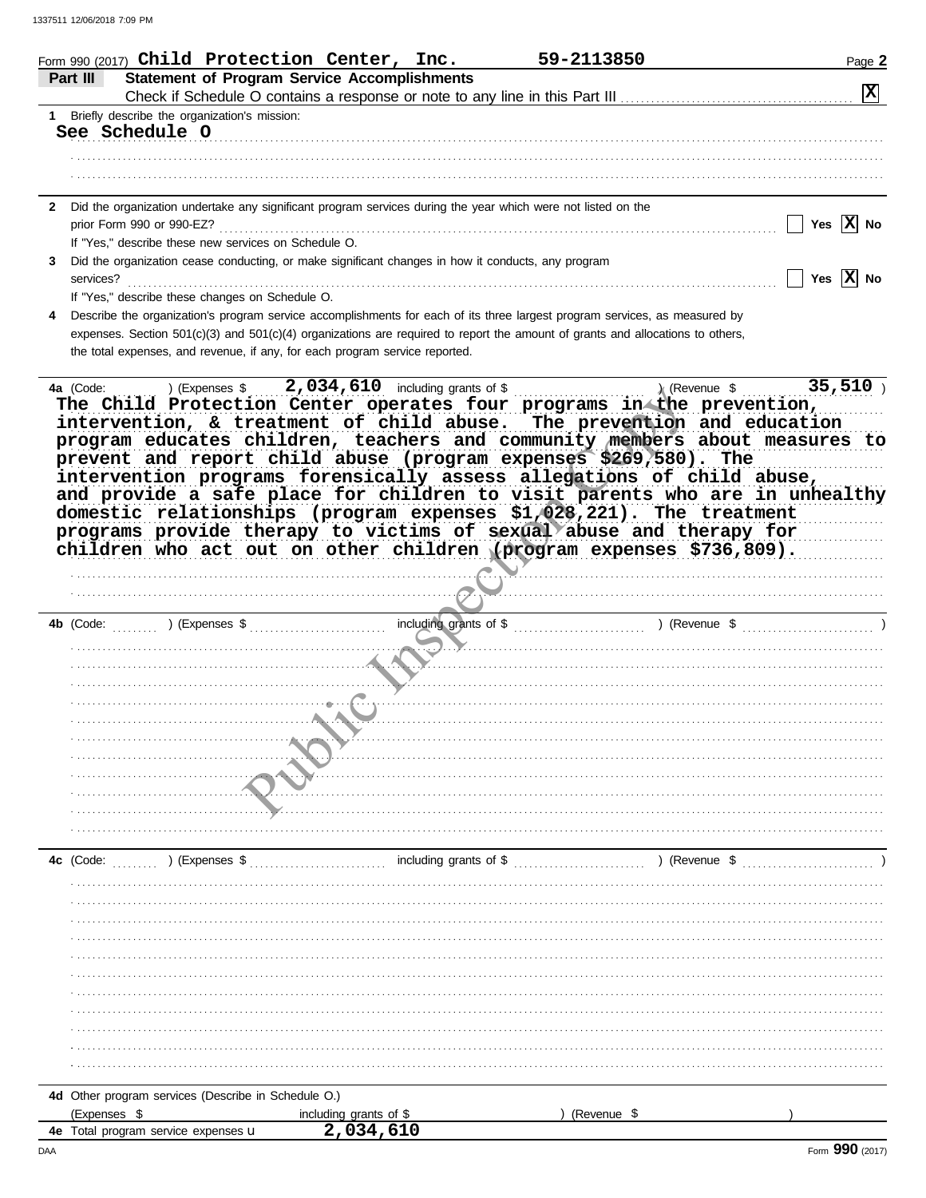Form 990 (2017) **Child Protection Center, Inc.** **59-2113850**

## Part III Statement of Program Service Accomplishments

Check if Schedule O contains a response or note to any line in this Part III .......... [X]

**1** Briefly describe the organization's mission:

See Schedule O

**2** Did the organization undertake any significant program services during the year which were not listed on the prior Form 990 or 990-EZ? .......... [ ] Yes [X] No

If "Yes," describe these new services on Schedule O.

**3** Did the organization cease conducting, or make significant changes in how it conducts, any program services? .......... [ ] Yes [X] No

If "Yes," describe these changes on Schedule O.

**4** Describe the organization's program service accomplishments for each of its three largest program services, as measured by expenses. Section 501(c)(3) and 501(c)(4) organizations are required to report the amount of grants and allocations to others, the total expenses, and revenue, if any, for each program service reported.

**4a** (Code: ) (Expenses $ 2,034,610 including grants of $ ) (Revenue $ 35,510 )

The Child Protection Center operates four programs in the prevention, intervention, & treatment of child abuse. The prevention and education program educates children, teachers and community members about measures to prevent and report child abuse (program expenses $269,580). The intervention programs forensically assess allegations of child abuse, and provide a safe place for children to visit parents who are in unhealthy domestic relationships (program expenses $1,028,221). The treatment programs provide therapy to victims of sexual abuse and therapy for children who act out on other children (program expenses $736,809).

**4b** (Code: ) (Expenses $ including grants of $ ) (Revenue $ )

**4c** (Code: ) (Expenses $ including grants of $ ) (Revenue $ )

**4d** Other program services (Describe in Schedule O.)

(Expenses $ including grants of $ ) (Revenue $ )

**4e** Total program service expenses ▶ 2,034,610

Form **990** (2017)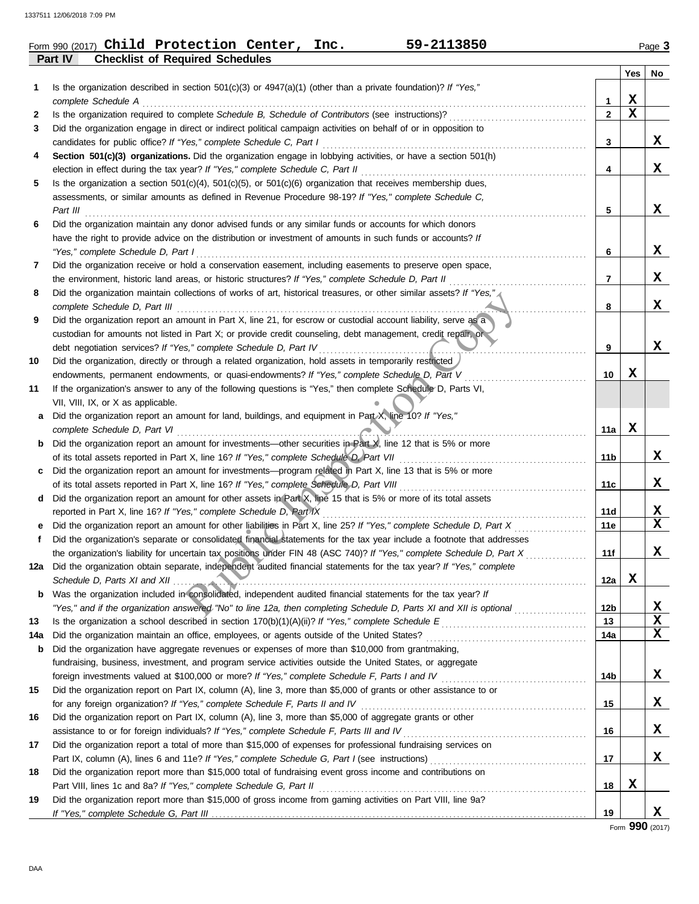Form 990 (2017) **Child Protection Center, Inc.** **59-2113850** Page **3**

## Part IV Checklist of Required Schedules

| | | | Yes | No |
|---|---|---|---|---|
| **1** | Is the organization described in section 501(c)(3) or 4947(a)(1) (other than a private foundation)? *If "Yes," complete Schedule A* | **1** | X | |
| **2** | Is the organization required to complete *Schedule B, Schedule of Contributors* (see instructions)? | **2** | X | |
| **3** | Did the organization engage in direct or indirect political campaign activities on behalf of or in opposition to candidates for public office? *If "Yes," complete Schedule C, Part I* | **3** | | X |
| **4** | **Section 501(c)(3) organizations.** Did the organization engage in lobbying activities, or have a section 501(h) election in effect during the tax year? *If "Yes," complete Schedule C, Part II* | **4** | | X |
| **5** | Is the organization a section 501(c)(4), 501(c)(5), or 501(c)(6) organization that receives membership dues, assessments, or similar amounts as defined in Revenue Procedure 98-19? *If "Yes," complete Schedule C, Part III* | **5** | | X |
| **6** | Did the organization maintain any donor advised funds or any similar funds or accounts for which donors have the right to provide advice on the distribution or investment of amounts in such funds or accounts? *If "Yes," complete Schedule D, Part I* | **6** | | X |
| **7** | Did the organization receive or hold a conservation easement, including easements to preserve open space, the environment, historic land areas, or historic structures? *If "Yes," complete Schedule D, Part II* | **7** | | X |
| **8** | Did the organization maintain collections of works of art, historical treasures, or other similar assets? *If "Yes," complete Schedule D, Part III* | **8** | | X |
| **9** | Did the organization report an amount in Part X, line 21, for escrow or custodial account liability, serve as a custodian for amounts not listed in Part X; or provide credit counseling, debt management, credit repair, or debt negotiation services? *If "Yes," complete Schedule D, Part IV* | **9** | | X |
| **10** | Did the organization, directly or through a related organization, hold assets in temporarily restricted endowments, permanent endowments, or quasi-endowments? *If "Yes," complete Schedule D, Part V* | **10** | X | |
| **11** | If the organization's answer to any of the following questions is "Yes," then complete Schedule D, Parts VI, VII, VIII, IX, or X as applicable. | | | |
| **a** | Did the organization report an amount for land, buildings, and equipment in Part X, line 10? *If "Yes," complete Schedule D, Part VI* | **11a** | X | |
| **b** | Did the organization report an amount for investments—other securities in Part X, line 12 that is 5% or more of its total assets reported in Part X, line 16? *If "Yes," complete Schedule D, Part VII* | **11b** | | X |
| **c** | Did the organization report an amount for investments—program related in Part X, line 13 that is 5% or more of its total assets reported in Part X, line 16? *If "Yes," complete Schedule D, Part VIII* | **11c** | | X |
| **d** | Did the organization report an amount for other assets in Part X, line 15 that is 5% or more of its total assets reported in Part X, line 16? *If "Yes," complete Schedule D, Part IX* | **11d** | | X |
| **e** | Did the organization report an amount for other liabilities in Part X, line 25? *If "Yes," complete Schedule D, Part X* | **11e** | | X |
| **f** | Did the organization's separate or consolidated financial statements for the tax year include a footnote that addresses the organization's liability for uncertain tax positions under FIN 48 (ASC 740)? *If "Yes," complete Schedule D, Part X* | **11f** | | X |
| **12a** | Did the organization obtain separate, independent audited financial statements for the tax year? *If "Yes," complete Schedule D, Parts XI and XII* | **12a** | X | |
| **b** | Was the organization included in consolidated, independent audited financial statements for the tax year? *If "Yes," and if the organization answered "No" to line 12a, then completing Schedule D, Parts XI and XII is optional* | **12b** | | X |
| **13** | Is the organization a school described in section 170(b)(1)(A)(ii)? *If "Yes," complete Schedule E* | **13** | | X |
| **14a** | Did the organization maintain an office, employees, or agents outside of the United States? | **14a** | | X |
| **b** | Did the organization have aggregate revenues or expenses of more than $10,000 from grantmaking, fundraising, business, investment, and program service activities outside the United States, or aggregate foreign investments valued at $100,000 or more? *If "Yes," complete Schedule F, Parts I and IV* | **14b** | | X |
| **15** | Did the organization report on Part IX, column (A), line 3, more than $5,000 of grants or other assistance to or for any foreign organization? *If "Yes," complete Schedule F, Parts II and IV* | **15** | | X |
| **16** | Did the organization report on Part IX, column (A), line 3, more than $5,000 of aggregate grants or other assistance to or for foreign individuals? *If "Yes," complete Schedule F, Parts III and IV* | **16** | | X |
| **17** | Did the organization report a total of more than $15,000 of expenses for professional fundraising services on Part IX, column (A), lines 6 and 11e? *If "Yes," complete Schedule G, Part I* (see instructions) | **17** | | X |
| **18** | Did the organization report more than $15,000 total of fundraising event gross income and contributions on Part VIII, lines 1c and 8a? *If "Yes," complete Schedule G, Part II* | **18** | X | |
| **19** | Did the organization report more than $15,000 of gross income from gaming activities on Part VIII, line 9a? *If "Yes," complete Schedule G, Part III* | **19** | | X |

Form **990** (2017)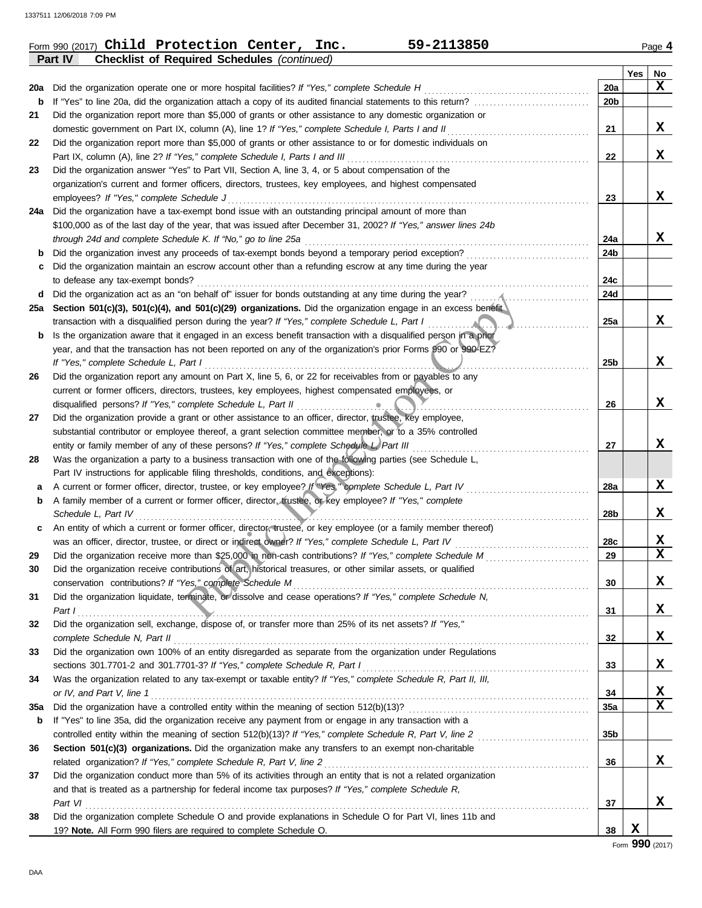Form 990 (2017) **Child Protection Center, Inc.** **59-2113850** Page 4

**Part IV** **Checklist of Required Schedules** *(continued)*

| | | | Yes | No |
|---|---|---|---|---|
| 20a | Did the organization operate one or more hospital facilities? *If "Yes," complete Schedule H* | 20a | | X |
| b | If "Yes" to line 20a, did the organization attach a copy of its audited financial statements to this return? | 20b | | |
| 21 | Did the organization report more than $5,000 of grants or other assistance to any domestic organization or domestic government on Part IX, column (A), line 1? *If "Yes," complete Schedule I, Parts I and II* | 21 | | X |
| 22 | Did the organization report more than $5,000 of grants or other assistance to or for domestic individuals on Part IX, column (A), line 2? *If "Yes," complete Schedule I, Parts I and III* | 22 | | X |
| 23 | Did the organization answer "Yes" to Part VII, Section A, line 3, 4, or 5 about compensation of the organization's current and former officers, directors, trustees, key employees, and highest compensated employees? *If "Yes," complete Schedule J* | 23 | | X |
| 24a | Did the organization have a tax-exempt bond issue with an outstanding principal amount of more than $100,000 as of the last day of the year, that was issued after December 31, 2002? *If "Yes," answer lines 24b through 24d and complete Schedule K. If "No," go to line 25a* | 24a | | X |
| b | Did the organization invest any proceeds of tax-exempt bonds beyond a temporary period exception? | 24b | | |
| c | Did the organization maintain an escrow account other than a refunding escrow at any time during the year to defease any tax-exempt bonds? | 24c | | |
| d | Did the organization act as an "on behalf of" issuer for bonds outstanding at any time during the year? | 24d | | |
| 25a | **Section 501(c)(3), 501(c)(4), and 501(c)(29) organizations.** Did the organization engage in an excess benefit transaction with a disqualified person during the year? *If "Yes," complete Schedule L, Part I* | 25a | | X |
| b | Is the organization aware that it engaged in an excess benefit transaction with a disqualified person in a prior year, and that the transaction has not been reported on any of the organization's prior Forms 990 or 990-EZ? *If "Yes," complete Schedule L, Part I* | 25b | | X |
| 26 | Did the organization report any amount on Part X, line 5, 6, or 22 for receivables from or payables to any current or former officers, directors, trustees, key employees, highest compensated employees, or disqualified persons? *If "Yes," complete Schedule L, Part II* | 26 | | X |
| 27 | Did the organization provide a grant or other assistance to an officer, director, trustee, key employee, substantial contributor or employee thereof, a grant selection committee member, or to a 35% controlled entity or family member of any of these persons? *If "Yes," complete Schedule L, Part III* | 27 | | X |
| 28 | Was the organization a party to a business transaction with one of the following parties (see Schedule L, Part IV instructions for applicable filing thresholds, conditions, and exceptions): | | | |
| a | A current or former officer, director, trustee, or key employee? *If "Yes," complete Schedule L, Part IV* | 28a | | X |
| b | A family member of a current or former officer, director, trustee, or key employee? *If "Yes," complete Schedule L, Part IV* | 28b | | X |
| c | An entity of which a current or former officer, director, trustee, or key employee (or a family member thereof) was an officer, director, trustee, or direct or indirect owner? *If "Yes," complete Schedule L, Part IV* | 28c | | X |
| 29 | Did the organization receive more than $25,000 in non-cash contributions? *If "Yes," complete Schedule M* | 29 | | X |
| 30 | Did the organization receive contributions of art, historical treasures, or other similar assets, or qualified conservation contributions? *If "Yes," complete Schedule M* | 30 | | X |
| 31 | Did the organization liquidate, terminate, or dissolve and cease operations? *If "Yes," complete Schedule N, Part I* | 31 | | X |
| 32 | Did the organization sell, exchange, dispose of, or transfer more than 25% of its net assets? *If "Yes," complete Schedule N, Part II* | 32 | | X |
| 33 | Did the organization own 100% of an entity disregarded as separate from the organization under Regulations sections 301.7701-2 and 301.7701-3? *If "Yes," complete Schedule R, Part I* | 33 | | X |
| 34 | Was the organization related to any tax-exempt or taxable entity? *If "Yes," complete Schedule R, Part II, III, or IV, and Part V, line 1* | 34 | | X |
| 35a | Did the organization have a controlled entity within the meaning of section 512(b)(13)? | 35a | | X |
| b | If "Yes" to line 35a, did the organization receive any payment from or engage in any transaction with a controlled entity within the meaning of section 512(b)(13)? *If "Yes," complete Schedule R, Part V, line 2* | 35b | | |
| 36 | **Section 501(c)(3) organizations.** Did the organization make any transfers to an exempt non-charitable related organization? *If "Yes," complete Schedule R, Part V, line 2* | 36 | | X |
| 37 | Did the organization conduct more than 5% of its activities through an entity that is not a related organization and that is treated as a partnership for federal income tax purposes? *If "Yes," complete Schedule R, Part VI* | 37 | | X |
| 38 | Did the organization complete Schedule O and provide explanations in Schedule O for Part VI, lines 11b and 19? **Note.** All Form 990 filers are required to complete Schedule O. | 38 | X | |

Form **990** (2017)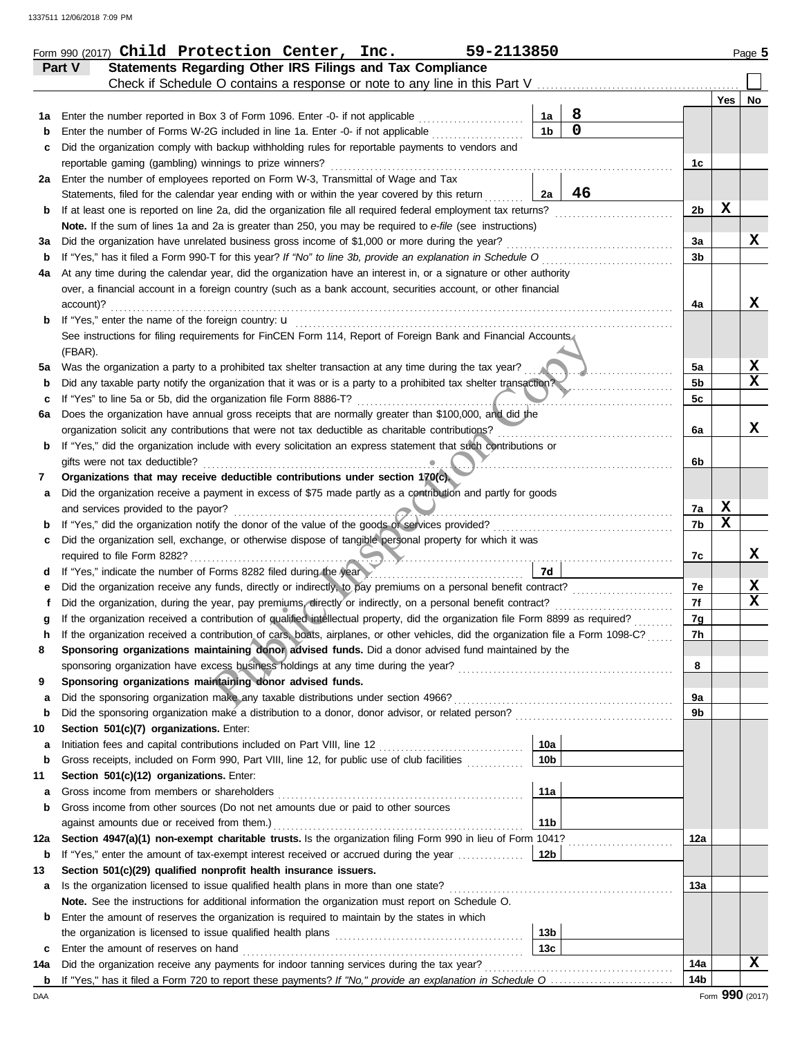Form 990 (2017) **Child Protection Center, Inc.** **59-2113850**

## Part V — Statements Regarding Other IRS Filings and Tax Compliance

Check if Schedule O contains a response or note to any line in this Part V ☐

| | | | | | Yes | No |
|---|---|---|---|---|---|---|
| **1a** | Enter the number reported in Box 3 of Form 1096. Enter -0- if not applicable | 1a | 8 | | | |
| **b** | Enter the number of Forms W-2G included in line 1a. Enter -0- if not applicable | 1b | 0 | | | |
| **c** | Did the organization comply with backup withholding rules for reportable payments to vendors and reportable gaming (gambling) winnings to prize winners? | | | 1c | | |
| **2a** | Enter the number of employees reported on Form W-3, Transmittal of Wage and Tax Statements, filed for the calendar year ending with or within the year covered by this return | 2a | 46 | | | |
| **b** | If at least one is reported on line 2a, did the organization file all required federal employment tax returns? | | | 2b | X | |
| | **Note.** If the sum of lines 1a and 2a is greater than 250, you may be required to *e-file* (see instructions) | | | | | |
| **3a** | Did the organization have unrelated business gross income of $1,000 or more during the year? | | | 3a | | X |
| **b** | If "Yes," has it filed a Form 990-T for this year? *If "No" to line 3b, provide an explanation in Schedule O* | | | 3b | | |
| **4a** | At any time during the calendar year, did the organization have an interest in, or a signature or other authority over, a financial account in a foreign country (such as a bank account, securities account, or other financial account)? | | | 4a | | X |
| **b** | If "Yes," enter the name of the foreign country: u<br>See instructions for filing requirements for FinCEN Form 114, Report of Foreign Bank and Financial Accounts (FBAR). | | | | | |
| **5a** | Was the organization a party to a prohibited tax shelter transaction at any time during the tax year? | | | 5a | | X |
| **b** | Did any taxable party notify the organization that it was or is a party to a prohibited tax shelter transaction? | | | 5b | | X |
| **c** | If "Yes" to line 5a or 5b, did the organization file Form 8886-T? | | | 5c | | |
| **6a** | Does the organization have annual gross receipts that are normally greater than $100,000, and did the organization solicit any contributions that were not tax deductible as charitable contributions? | | | 6a | | X |
| **b** | If "Yes," did the organization include with every solicitation an express statement that such contributions or gifts were not tax deductible? | | | 6b | | |
| **7** | **Organizations that may receive deductible contributions under section 170(c).** | | | | | |
| **a** | Did the organization receive a payment in excess of $75 made partly as a contribution and partly for goods and services provided to the payor? | | | 7a | X | |
| **b** | If "Yes," did the organization notify the donor of the value of the goods or services provided? | | | 7b | X | |
| **c** | Did the organization sell, exchange, or otherwise dispose of tangible personal property for which it was required to file Form 8282? | | | 7c | | X |
| **d** | If "Yes," indicate the number of Forms 8282 filed during the year | 7d | | | | |
| **e** | Did the organization receive any funds, directly or indirectly, to pay premiums on a personal benefit contract? | | | 7e | | X |
| **f** | Did the organization, during the year, pay premiums, directly or indirectly, on a personal benefit contract? | | | 7f | | X |
| **g** | If the organization received a contribution of qualified intellectual property, did the organization file Form 8899 as required? | | | 7g | | |
| **h** | If the organization received a contribution of cars, boats, airplanes, or other vehicles, did the organization file a Form 1098-C? | | | 7h | | |
| **8** | **Sponsoring organizations maintaining donor advised funds.** Did a donor advised fund maintained by the sponsoring organization have excess business holdings at any time during the year? | | | 8 | | |
| **9** | **Sponsoring organizations maintaining donor advised funds.** | | | | | |
| **a** | Did the sponsoring organization make any taxable distributions under section 4966? | | | 9a | | |
| **b** | Did the sponsoring organization make a distribution to a donor, donor advisor, or related person? | | | 9b | | |
| **10** | **Section 501(c)(7) organizations.** Enter: | | | | | |
| **a** | Initiation fees and capital contributions included on Part VIII, line 12 | 10a | | | | |
| **b** | Gross receipts, included on Form 990, Part VIII, line 12, for public use of club facilities | 10b | | | | |
| **11** | **Section 501(c)(12) organizations.** Enter: | | | | | |
| **a** | Gross income from members or shareholders | 11a | | | | |
| **b** | Gross income from other sources (Do not net amounts due or paid to other sources against amounts due or received from them.) | 11b | | | | |
| **12a** | **Section 4947(a)(1) non-exempt charitable trusts.** Is the organization filing Form 990 in lieu of Form 1041? | | | 12a | | |
| **b** | If "Yes," enter the amount of tax-exempt interest received or accrued during the year | 12b | | | | |
| **13** | **Section 501(c)(29) qualified nonprofit health insurance issuers.** | | | | | |
| **a** | Is the organization licensed to issue qualified health plans in more than one state?<br>**Note.** See the instructions for additional information the organization must report on Schedule O. | | | 13a | | |
| **b** | Enter the amount of reserves the organization is required to maintain by the states in which the organization is licensed to issue qualified health plans | 13b | | | | |
| **c** | Enter the amount of reserves on hand | 13c | | | | |
| **14a** | Did the organization receive any payments for indoor tanning services during the tax year? | | | 14a | | X |
| **b** | If "Yes," has it filed a Form 720 to report these payments? *If "No," provide an explanation in Schedule O* | | | 14b | | |

Form **990** (2017)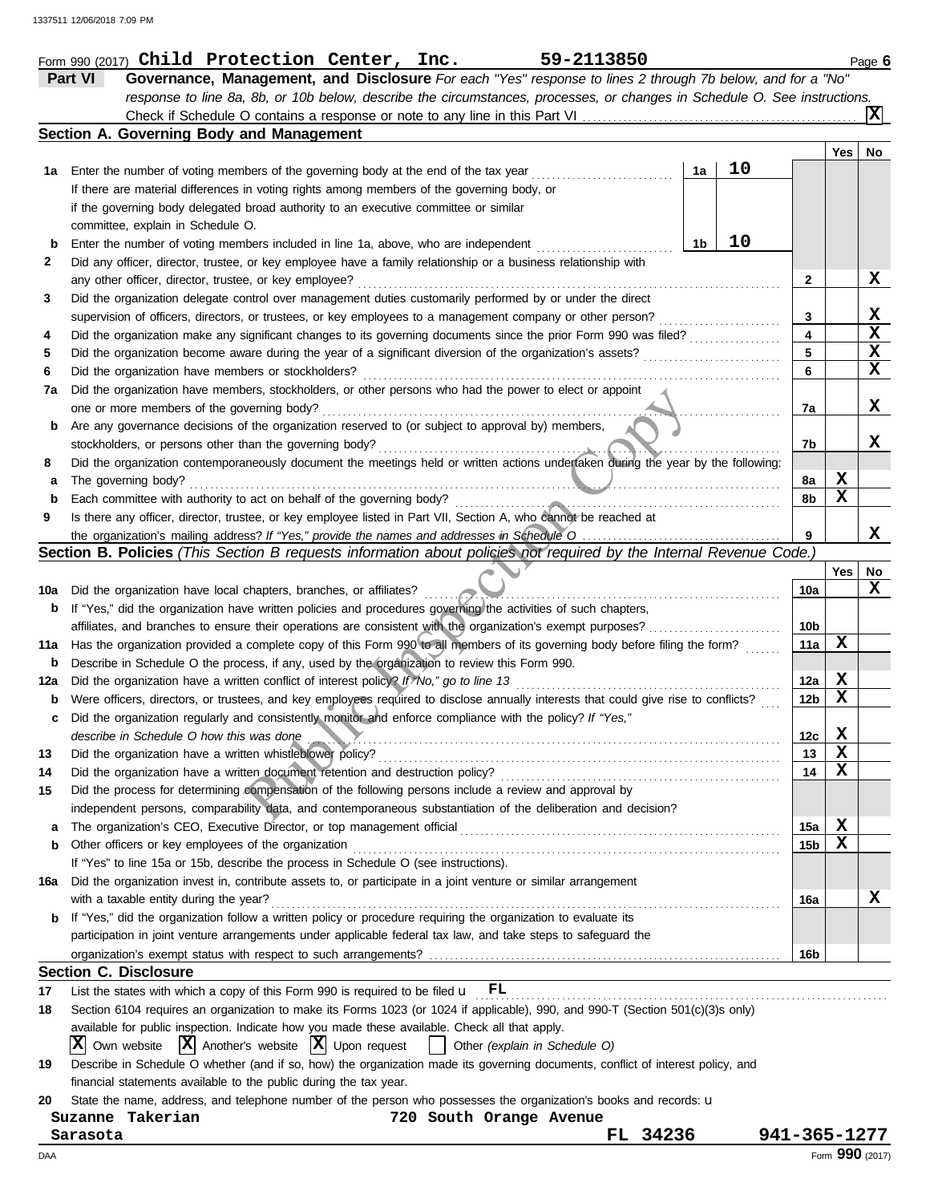Form 990 (2017) **Child Protection Center, Inc.** **59-2113850** Page **6**

## Part VI Governance, Management, and Disclosure

*For each "Yes" response to lines 2 through 7b below, and for a "No" response to line 8a, 8b, or 10b below, describe the circumstances, processes, or changes in Schedule O. See instructions.*

Check if Schedule O contains a response or note to any line in this Part VI .......... [X]

### Section A. Governing Body and Management

| | | | Yes | No |
|---|---|---|---|---|
| **1a** | Enter the number of voting members of the governing body at the end of the tax year ..... **1a** **10**<br>If there are material differences in voting rights among members of the governing body, or if the governing body delegated broad authority to an executive committee or similar committee, explain in Schedule O. | | | |
| **b** | Enter the number of voting members included in line 1a, above, who are independent ..... **1b** **10** | | | |
| **2** | Did any officer, director, trustee, or key employee have a family relationship or a business relationship with any other officer, director, trustee, or key employee? | 2 | | X |
| **3** | Did the organization delegate control over management duties customarily performed by or under the direct supervision of officers, directors, or trustees, or key employees to a management company or other person? | 3 | | X |
| **4** | Did the organization make any significant changes to its governing documents since the prior Form 990 was filed? | 4 | | X |
| **5** | Did the organization become aware during the year of a significant diversion of the organization's assets? | 5 | | X |
| **6** | Did the organization have members or stockholders? | 6 | | X |
| **7a** | Did the organization have members, stockholders, or other persons who had the power to elect or appoint one or more members of the governing body? | 7a | | X |
| **b** | Are any governance decisions of the organization reserved to (or subject to approval by) members, stockholders, or persons other than the governing body? | 7b | | X |
| **8** | Did the organization contemporaneously document the meetings held or written actions undertaken during the year by the following: | | | |
| **a** | The governing body? | 8a | X | |
| **b** | Each committee with authority to act on behalf of the governing body? | 8b | X | |
| **9** | Is there any officer, director, trustee, or key employee listed in Part VII, Section A, who cannot be reached at the organization's mailing address? *If "Yes," provide the names and addresses in Schedule O* | 9 | | X |

### Section B. Policies *(This Section B requests information about policies not required by the Internal Revenue Code.)*

| | | | Yes | No |
|---|---|---|---|---|
| **10a** | Did the organization have local chapters, branches, or affiliates? | 10a | | X |
| **b** | If "Yes," did the organization have written policies and procedures governing the activities of such chapters, affiliates, and branches to ensure their operations are consistent with the organization's exempt purposes? | 10b | | |
| **11a** | Has the organization provided a complete copy of this Form 990 to all members of its governing body before filing the form? | 11a | X | |
| **b** | Describe in Schedule O the process, if any, used by the organization to review this Form 990. | | | |
| **12a** | Did the organization have a written conflict of interest policy? *If "No," go to line 13* | 12a | X | |
| **b** | Were officers, directors, or trustees, and key employees required to disclose annually interests that could give rise to conflicts? | 12b | X | |
| **c** | Did the organization regularly and consistently monitor and enforce compliance with the policy? *If "Yes," describe in Schedule O how this was done* | 12c | X | |
| **13** | Did the organization have a written whistleblower policy? | 13 | X | |
| **14** | Did the organization have a written document retention and destruction policy? | 14 | X | |
| **15** | Did the process for determining compensation of the following persons include a review and approval by independent persons, comparability data, and contemporaneous substantiation of the deliberation and decision? | | | |
| **a** | The organization's CEO, Executive Director, or top management official | 15a | X | |
| **b** | Other officers or key employees of the organization | 15b | X | |
| | If "Yes" to line 15a or 15b, describe the process in Schedule O (see instructions). | | | |
| **16a** | Did the organization invest in, contribute assets to, or participate in a joint venture or similar arrangement with a taxable entity during the year? | 16a | | X |
| **b** | If "Yes," did the organization follow a written policy or procedure requiring the organization to evaluate its participation in joint venture arrangements under applicable federal tax law, and take steps to safeguard the organization's exempt status with respect to such arrangements? | 16b | | |

### Section C. Disclosure

**17** List the states with which a copy of this Form 990 is required to be filed u **FL**

**18** Section 6104 requires an organization to make its Forms 1023 (or 1024 if applicable), 990, and 990-T (Section 501(c)(3)s only) available for public inspection. Indicate how you made these available. Check all that apply.

[X] Own website [X] Another's website [X] Upon request [ ] Other *(explain in Schedule O)*

**19** Describe in Schedule O whether (and if so, how) the organization made its governing documents, conflict of interest policy, and financial statements available to the public during the tax year.

**20** State the name, address, and telephone number of the person who possesses the organization's books and records: u

**Suzanne Takerian** **720 South Orange Avenue**
**Sarasota** **FL 34236** **941-365-1277**

Form **990** (2017)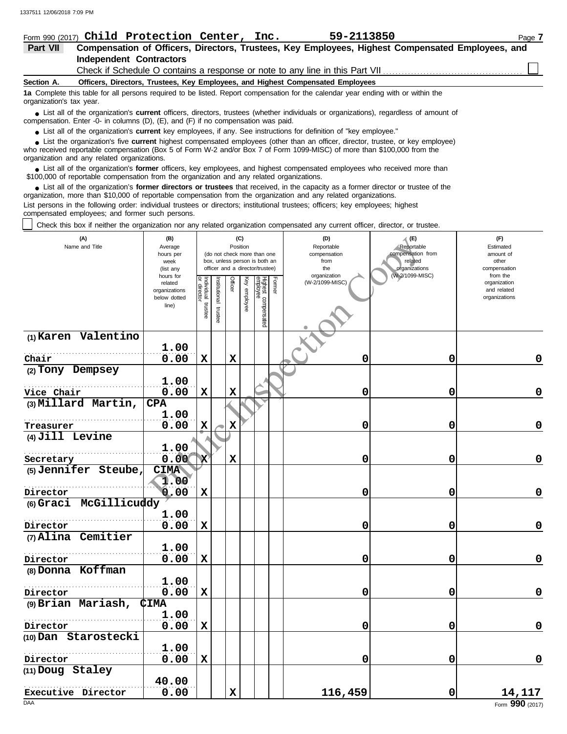Form 990 (2017) **Child Protection Center, Inc.** **59-2113850** Page **7**

**Part VII** **Compensation of Officers, Directors, Trustees, Key Employees, Highest Compensated Employees, and Independent Contractors**

Check if Schedule O contains a response or note to any line in this Part VII ☐

**Section A. Officers, Directors, Trustees, Key Employees, and Highest Compensated Employees**

**1a** Complete this table for all persons required to be listed. Report compensation for the calendar year ending with or within the organization's tax year.

- List all of the organization's **current** officers, directors, trustees (whether individuals or organizations), regardless of amount of compensation. Enter -0- in columns (D), (E), and (F) if no compensation was paid.
- List all of the organization's **current** key employees, if any. See instructions for definition of "key employee."
- List the organization's five **current** highest compensated employees (other than an officer, director, trustee, or key employee) who received reportable compensation (Box 5 of Form W-2 and/or Box 7 of Form 1099-MISC) of more than $100,000 from the organization and any related organizations.
- List all of the organization's **former** officers, key employees, and highest compensated employees who received more than $100,000 of reportable compensation from the organization and any related organizations.
- List all of the organization's **former directors or trustees** that received, in the capacity as a former director or trustee of the organization, more than $10,000 of reportable compensation from the organization and any related organizations.

List persons in the following order: individual trustees or directors; institutional trustees; officers; key employees; highest compensated employees; and former such persons.

☐ Check this box if neither the organization nor any related organization compensated any current officer, director, or trustee.

| (A) Name and Title | (B) Average hours per week (list any hours for related organizations below dotted line) | (C) Position (do not check more than one box, unless person is both an officer and a director/trustee): Individual trustee or director | Institutional trustee | Officer | Key employee | Highest compensated employee | Former | (D) Reportable compensation from the organization (W-2/1099-MISC) | (E) Reportable compensation from related organizations (W-2/1099-MISC) | (F) Estimated amount of other compensation from the organization and related organizations |
|---|---|---|---|---|---|---|---|---|---|---|
| (1) Karen Valentino<br>Chair | 1.00<br>0.00 | X | | X | | | | 0 | 0 | 0 |
| (2) Tony Dempsey<br>Vice Chair | 1.00<br>0.00 | X | | X | | | | 0 | 0 | 0 |
| (3) Millard Martin, CPA<br>Treasurer | 1.00<br>0.00 | X | | X | | | | 0 | 0 | 0 |
| (4) Jill Levine<br>Secretary | 1.00<br>0.00 | X | | X | | | | 0 | 0 | 0 |
| (5) Jennifer Steube, CIMA<br>Director | 1.00<br>0.00 | X | | | | | | 0 | 0 | 0 |
| (6) Graci McGillicuddy<br>Director | 1.00<br>0.00 | X | | | | | | 0 | 0 | 0 |
| (7) Alina Cemitier<br>Director | 1.00<br>0.00 | X | | | | | | 0 | 0 | 0 |
| (8) Donna Koffman<br>Director | 1.00<br>0.00 | X | | | | | | 0 | 0 | 0 |
| (9) Brian Mariash, CIMA<br>Director | 1.00<br>0.00 | X | | | | | | 0 | 0 | 0 |
| (10) Dan Starostecki<br>Director | 1.00<br>0.00 | X | | | | | | 0 | 0 | 0 |
| (11) Doug Staley<br>Executive Director | 40.00<br>0.00 | | | X | | | | 116,459 | 0 | 14,117 |

DAA Form **990** (2017)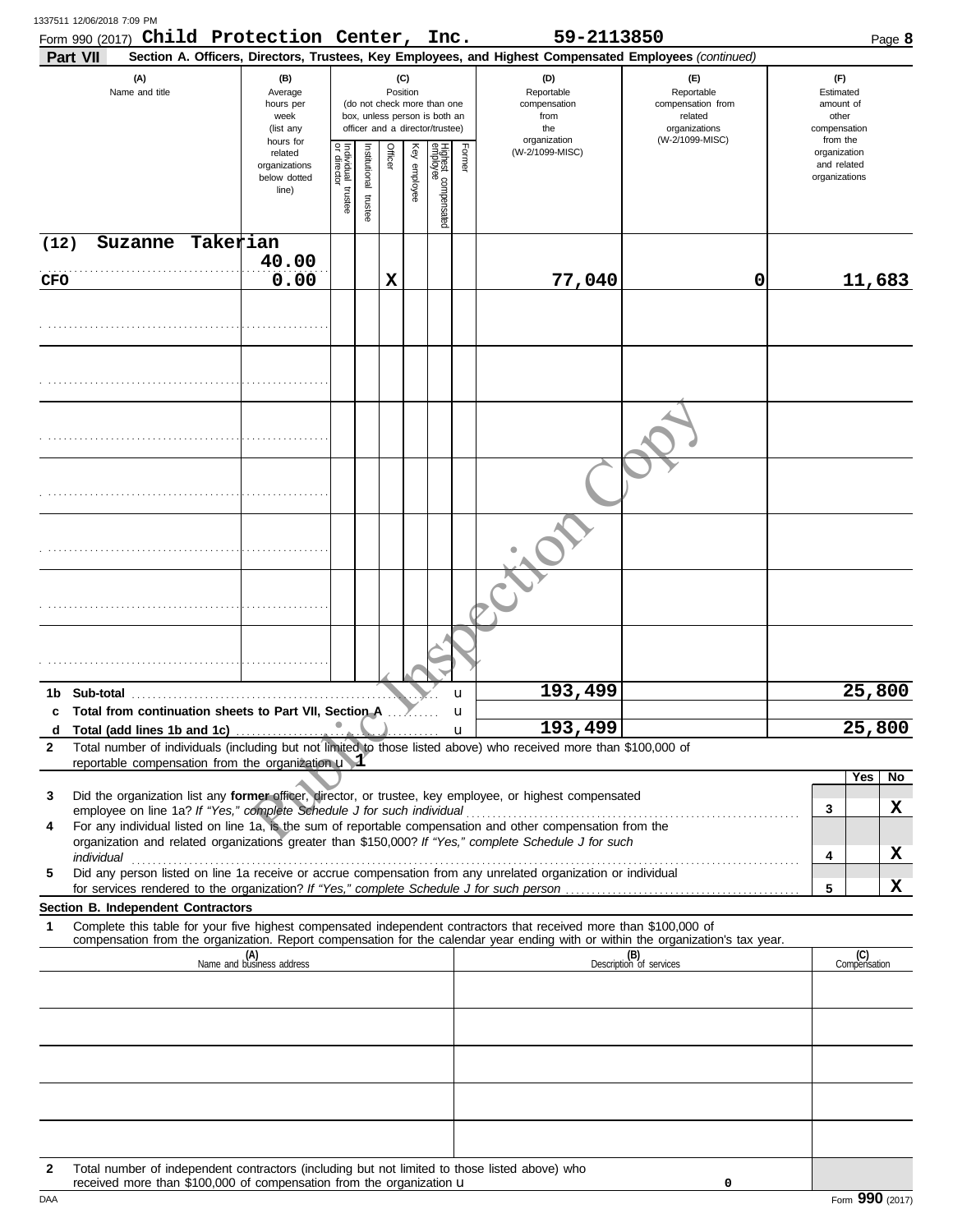Form 990 (2017) **Child Protection Center, Inc.** **59-2113850** Page **8**

**Part VII** **Section A. Officers, Directors, Trustees, Key Employees, and Highest Compensated Employees** *(continued)*

| (A) Name and title | (B) Average hours per week (list any hours for related organizations below dotted line) | (C) Position: Individual trustee or director | Institutional trustee | Officer | Key employee | Highest compensated employee | Former | (D) Reportable compensation from the organization (W-2/1099-MISC) | (E) Reportable compensation from related organizations (W-2/1099-MISC) | (F) Estimated amount of other compensation from the organization and related organizations |
|---|---|---|---|---|---|---|---|---|---|---|
| (12) Suzanne Takerian<br>CFO | 40.00<br>0.00 | | | X | | | | 77,040 | 0 | 11,683 |
| | | | | | | | | | | |
| | | | | | | | | | | |
| | | | | | | | | | | |
| | | | | | | | | | | |
| | | | | | | | | | | |
| | | | | | | | | | | |
| | | | | | | | | | | |

| | | (D) | (E) | (F) |
|---|---|---|---|---|
| 1b | Sub-total | 193,499 | | 25,800 |
| c | Total from continuation sheets to Part VII, Section A | | | |
| d | Total (add lines 1b and 1c) | 193,499 | | 25,800 |

**2** Total number of individuals (including but not limited to those listed above) who received more than $100,000 of reportable compensation from the organization u **1**

| | | | Yes | No |
|---|---|---|---|---|
| **3** | Did the organization list any **former** officer, director, or trustee, key employee, or highest compensated employee on line 1a? *If "Yes," complete Schedule J for such individual* | 3 | | X |
| **4** | For any individual listed on line 1a, is the sum of reportable compensation and other compensation from the organization and related organizations greater than $150,000? *If "Yes," complete Schedule J for such individual* | 4 | | X |
| **5** | Did any person listed on line 1a receive or accrue compensation from any unrelated organization or individual for services rendered to the organization? *If "Yes," complete Schedule J for such person* | 5 | | X |

**Section B. Independent Contractors**

**1** Complete this table for your five highest compensated independent contractors that received more than $100,000 of compensation from the organization. Report compensation for the calendar year ending with or within the organization's tax year.

| (A) Name and business address | (B) Description of services | (C) Compensation |
|---|---|---|
| | | |
| | | |
| | | |
| | | |
| | | |

**2** Total number of independent contractors (including but not limited to those listed above) who received more than $100,000 of compensation from the organization u **0**

DAA Form **990** (2017)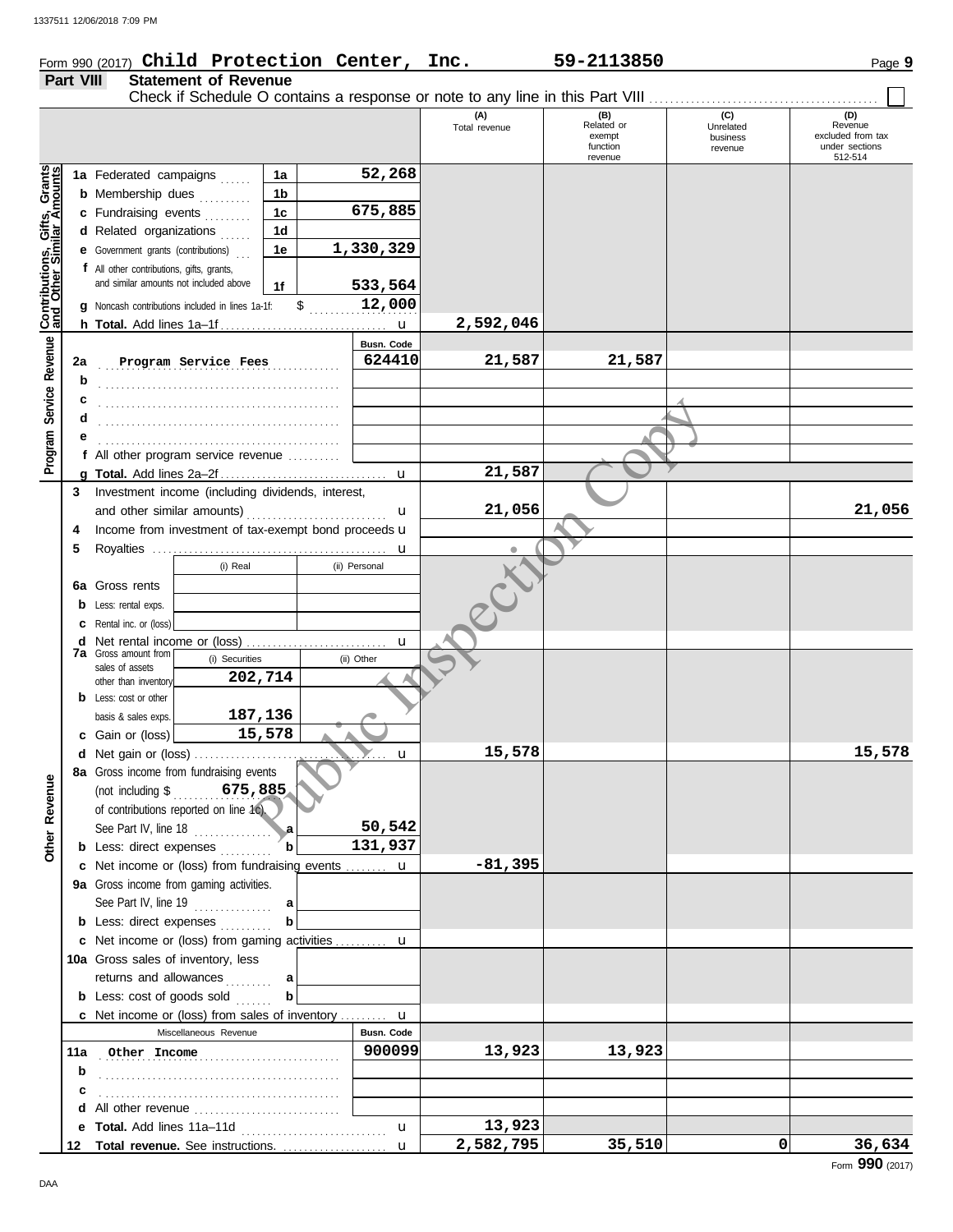Form 990 (2017) **Child Protection Center, Inc.** **59-2113850** Page **9**

**Part VIII Statement of Revenue**

Check if Schedule O contains a response or note to any line in this Part VIII ☐

| | | | (A) Total revenue | (B) Related or exempt function revenue | (C) Unrelated business revenue | (D) Revenue excluded from tax under sections 512-514 |
|---|---|---|---|---|---|---|
| **Contributions, Gifts, Grants and Other Similar Amounts** | 1a Federated campaigns | 1a 52,268 | | | | |
| | b Membership dues | 1b | | | | |
| | c Fundraising events | 1c 675,885 | | | | |
| | d Related organizations | 1d | | | | |
| | e Government grants (contributions) | 1e 1,330,329 | | | | |
| | f All other contributions, gifts, grants, and similar amounts not included above | 1f 533,564 | | | | |
| | g Noncash contributions included in lines 1a-1f: $ 12,000 | | | | | |
| | h **Total.** Add lines 1a–1f | | 2,592,046 | | | |
| **Program Service Revenue** | | Busn. Code | | | | |
| | 2a Program Service Fees | 624410 | 21,587 | 21,587 | | |
| | b | | | | | |
| | c | | | | | |
| | d | | | | | |
| | e | | | | | |
| | f All other program service revenue | | | | | |
| | g **Total.** Add lines 2a–2f | | 21,587 | | | |
| **Other Revenue** | 3 Investment income (including dividends, interest, and other similar amounts) | | 21,056 | | | 21,056 |
| | 4 Income from investment of tax-exempt bond proceeds | | | | | |
| | 5 Royalties | | | | | |
| | | (i) Real / (ii) Personal | | | | |
| | 6a Gross rents | | | | | |
| | b Less: rental exps. | | | | | |
| | c Rental inc. or (loss) | | | | | |
| | d Net rental income or (loss) | | | | | |
| | 7a Gross amount from sales of assets other than inventory | (i) Securities 202,714 / (ii) Other | | | | |
| | b Less: cost or other basis & sales exps. | (i) 187,136 | | | | |
| | c Gain or (loss) | (i) 15,578 | | | | |
| | d Net gain or (loss) | | 15,578 | | | 15,578 |
| | 8a Gross income from fundraising events (not including $ 675,885 of contributions reported on line 1c). See Part IV, line 18 | a 50,542 | | | | |
| | b Less: direct expenses | b 131,937 | | | | |
| | c Net income or (loss) from fundraising events | | -81,395 | | | |
| | 9a Gross income from gaming activities. See Part IV, line 19 | a | | | | |
| | b Less: direct expenses | b | | | | |
| | c Net income or (loss) from gaming activities | | | | | |
| | 10a Gross sales of inventory, less returns and allowances | a | | | | |
| | b Less: cost of goods sold | b | | | | |
| | c Net income or (loss) from sales of inventory | | | | | |
| | Miscellaneous Revenue | Busn. Code | | | | |
| | 11a Other Income | 900099 | 13,923 | 13,923 | | |
| | b | | | | | |
| | c | | | | | |
| | d All other revenue | | | | | |
| | e **Total.** Add lines 11a–11d | | 13,923 | | | |
| | 12 **Total revenue.** See instructions. | | 2,582,795 | 35,510 | 0 | 36,634 |

Form **990** (2017)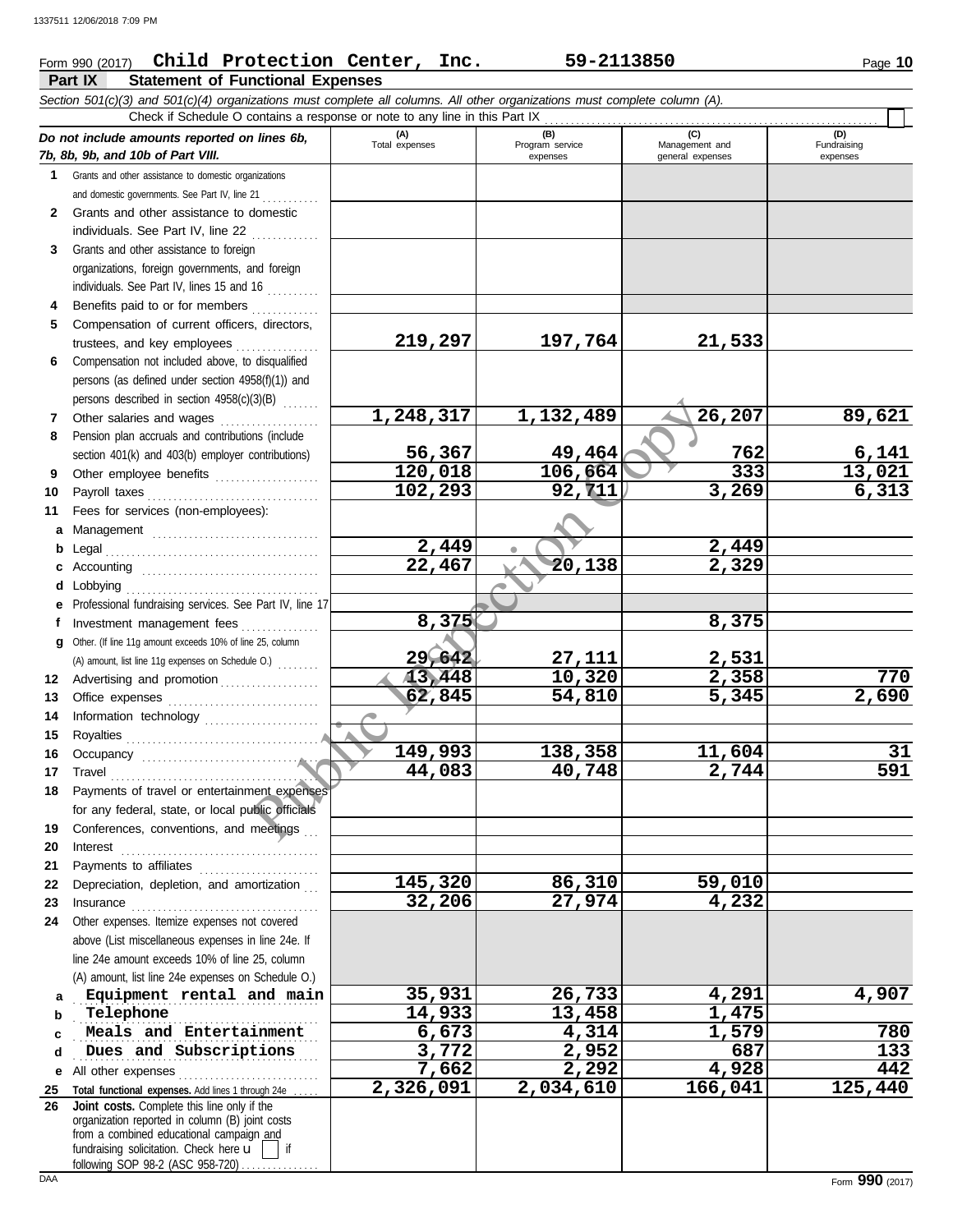Form 990 (2017) **Child Protection Center, Inc.** **59-2113850** Page **10**

## Part IX Statement of Functional Expenses

*Section 501(c)(3) and 501(c)(4) organizations must complete all columns. All other organizations must complete column (A).*

Check if Schedule O contains a response or note to any line in this Part IX . . . . . . . . . . ☐

| *Do not include amounts reported on lines 6b, 7b, 8b, 9b, and 10b of Part VIII.* | (A) Total expenses | (B) Program service expenses | (C) Management and general expenses | (D) Fundraising expenses |
|---|---|---|---|---|
| **1** Grants and other assistance to domestic organizations and domestic governments. See Part IV, line 21 | | | | |
| **2** Grants and other assistance to domestic individuals. See Part IV, line 22 | | | | |
| **3** Grants and other assistance to foreign organizations, foreign governments, and foreign individuals. See Part IV, lines 15 and 16 | | | | |
| **4** Benefits paid to or for members | | | | |
| **5** Compensation of current officers, directors, trustees, and key employees | 219,297 | 197,764 | 21,533 | |
| **6** Compensation not included above, to disqualified persons (as defined under section 4958(f)(1)) and persons described in section 4958(c)(3)(B) | | | | |
| **7** Other salaries and wages | 1,248,317 | 1,132,489 | 26,207 | 89,621 |
| **8** Pension plan accruals and contributions (include section 401(k) and 403(b) employer contributions) | 56,367 | 49,464 | 762 | 6,141 |
| **9** Other employee benefits | 120,018 | 106,664 | 333 | 13,021 |
| **10** Payroll taxes | 102,293 | 92,711 | 3,269 | 6,313 |
| **11** Fees for services (non-employees): | | | | |
| **a** Management | | | | |
| **b** Legal | 2,449 | | 2,449 | |
| **c** Accounting | 22,467 | 20,138 | 2,329 | |
| **d** Lobbying | | | | |
| **e** Professional fundraising services. See Part IV, line 17 | | | | |
| **f** Investment management fees | 8,375 | | 8,375 | |
| **g** Other. (If line 11g amount exceeds 10% of line 25, column (A) amount, list line 11g expenses on Schedule O.) | 29,642 | 27,111 | 2,531 | |
| **12** Advertising and promotion | 13,448 | 10,320 | 2,358 | 770 |
| **13** Office expenses | 62,845 | 54,810 | 5,345 | 2,690 |
| **14** Information technology | | | | |
| **15** Royalties | | | | |
| **16** Occupancy | 149,993 | 138,358 | 11,604 | 31 |
| **17** Travel | 44,083 | 40,748 | 2,744 | 591 |
| **18** Payments of travel or entertainment expenses for any federal, state, or local public officials | | | | |
| **19** Conferences, conventions, and meetings | | | | |
| **20** Interest | | | | |
| **21** Payments to affiliates | | | | |
| **22** Depreciation, depletion, and amortization | 145,320 | 86,310 | 59,010 | |
| **23** Insurance | 32,206 | 27,974 | 4,232 | |
| **24** Other expenses. Itemize expenses not covered above (List miscellaneous expenses in line 24e. If line 24e amount exceeds 10% of line 25, column (A) amount, list line 24e expenses on Schedule O.) | | | | |
| **a** Equipment rental and main | 35,931 | 26,733 | 4,291 | 4,907 |
| **b** Telephone | 14,933 | 13,458 | 1,475 | |
| **c** Meals and Entertainment | 6,673 | 4,314 | 1,579 | 780 |
| **d** Dues and Subscriptions | 3,772 | 2,952 | 687 | 133 |
| **e** All other expenses | 7,662 | 2,292 | 4,928 | 442 |
| **25 Total functional expenses.** Add lines 1 through 24e | 2,326,091 | 2,034,610 | 166,041 | 125,440 |
| **26 Joint costs.** Complete this line only if the organization reported in column (B) joint costs from a combined educational campaign and fundraising solicitation. Check here ☐ if following SOP 98-2 (ASC 958-720) | | | | |

Form **990** (2017)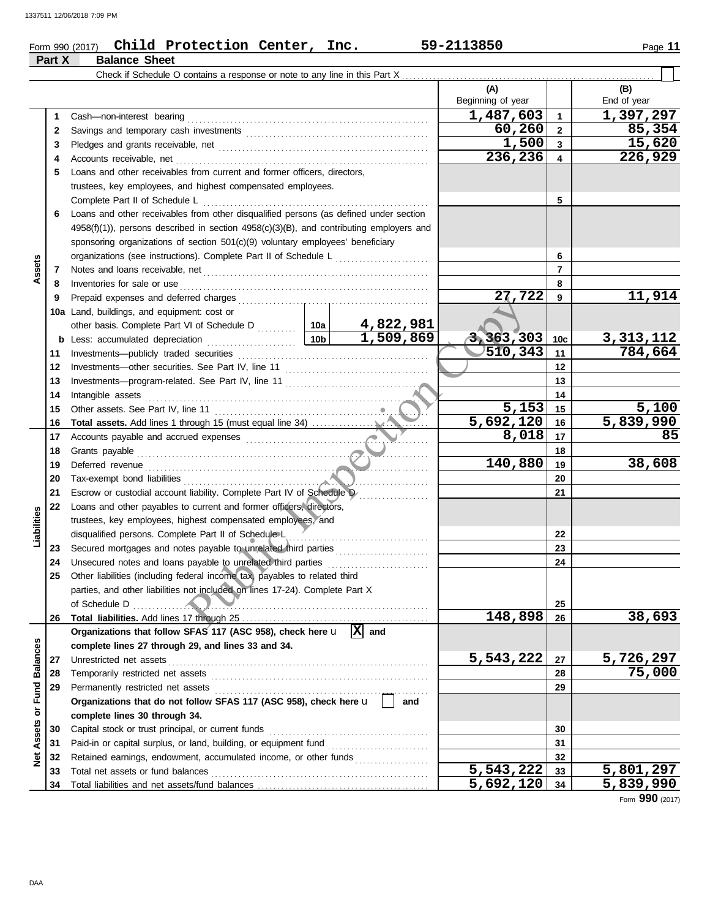Form 990 (2017) **Child Protection Center, Inc.** **59-2113850**

**Part X Balance Sheet**

Check if Schedule O contains a response or note to any line in this Part X . . . . . . . . . . . . . . . . . . . . . . . . . . . . . . . . . . . . . . . . . . . . . . . . . . . . ☐

| Section | Line | Description | | | (A) Beginning of year | | (B) End of year |
|---|---|---|---|---|---|---|---|
| Assets | 1 | Cash—non-interest bearing | | | 1,487,603 | 1 | 1,397,297 |
| | 2 | Savings and temporary cash investments | | | 60,260 | 2 | 85,354 |
| | 3 | Pledges and grants receivable, net | | | 1,500 | 3 | 15,620 |
| | 4 | Accounts receivable, net | | | 236,236 | 4 | 226,929 |
| | 5 | Loans and other receivables from current and former officers, directors, trustees, key employees, and highest compensated employees. Complete Part II of Schedule L | | | | 5 | |
| | 6 | Loans and other receivables from other disqualified persons (as defined under section 4958(f)(1)), persons described in section 4958(c)(3)(B), and contributing employers and sponsoring organizations of section 501(c)(9) voluntary employees' beneficiary organizations (see instructions). Complete Part II of Schedule L | | | | 6 | |
| | 7 | Notes and loans receivable, net | | | | 7 | |
| | 8 | Inventories for sale or use | | | | 8 | |
| | 9 | Prepaid expenses and deferred charges | | | 27,722 | 9 | 11,914 |
| | 10a | Land, buildings, and equipment: cost or other basis. Complete Part VI of Schedule D | 10a | 4,822,981 | | | |
| | b | Less: accumulated depreciation | 10b | 1,509,869 | 3,363,303 | 10c | 3,313,112 |
| | 11 | Investments—publicly traded securities | | | 510,343 | 11 | 784,664 |
| | 12 | Investments—other securities. See Part IV, line 11 | | | | 12 | |
| | 13 | Investments—program-related. See Part IV, line 11 | | | | 13 | |
| | 14 | Intangible assets | | | | 14 | |
| | 15 | Other assets. See Part IV, line 11 | | | 5,153 | 15 | 5,100 |
| | 16 | **Total assets.** Add lines 1 through 15 (must equal line 34) | | | 5,692,120 | 16 | 5,839,990 |
| Liabilities | 17 | Accounts payable and accrued expenses | | | 8,018 | 17 | 85 |
| | 18 | Grants payable | | | | 18 | |
| | 19 | Deferred revenue | | | 140,880 | 19 | 38,608 |
| | 20 | Tax-exempt bond liabilities | | | | 20 | |
| | 21 | Escrow or custodial account liability. Complete Part IV of Schedule D | | | | 21 | |
| | 22 | Loans and other payables to current and former officers, directors, trustees, key employees, highest compensated employees, and disqualified persons. Complete Part II of Schedule L | | | | 22 | |
| | 23 | Secured mortgages and notes payable to unrelated third parties | | | | 23 | |
| | 24 | Unsecured notes and loans payable to unrelated third parties | | | | 24 | |
| | 25 | Other liabilities (including federal income tax, payables to related third parties, and other liabilities not included on lines 17-24). Complete Part X of Schedule D | | | | 25 | |
| | 26 | **Total liabilities.** Add lines 17 through 25 | | | 148,898 | 26 | 38,693 |
| Net Assets or Fund Balances | | **Organizations that follow SFAS 117 (ASC 958), check here** ☒ **and complete lines 27 through 29, and lines 33 and 34.** | | | | | |
| | 27 | Unrestricted net assets | | | 5,543,222 | 27 | 5,726,297 |
| | 28 | Temporarily restricted net assets | | | | 28 | 75,000 |
| | 29 | Permanently restricted net assets | | | | 29 | |
| | | **Organizations that do not follow SFAS 117 (ASC 958), check here** ☐ **and complete lines 30 through 34.** | | | | | |
| | 30 | Capital stock or trust principal, or current funds | | | | 30 | |
| | 31 | Paid-in or capital surplus, or land, building, or equipment fund | | | | 31 | |
| | 32 | Retained earnings, endowment, accumulated income, or other funds | | | | 32 | |
| | 33 | Total net assets or fund balances | | | 5,543,222 | 33 | 5,801,297 |
| | 34 | Total liabilities and net assets/fund balances | | | 5,692,120 | 34 | 5,839,990 |

Form **990** (2017)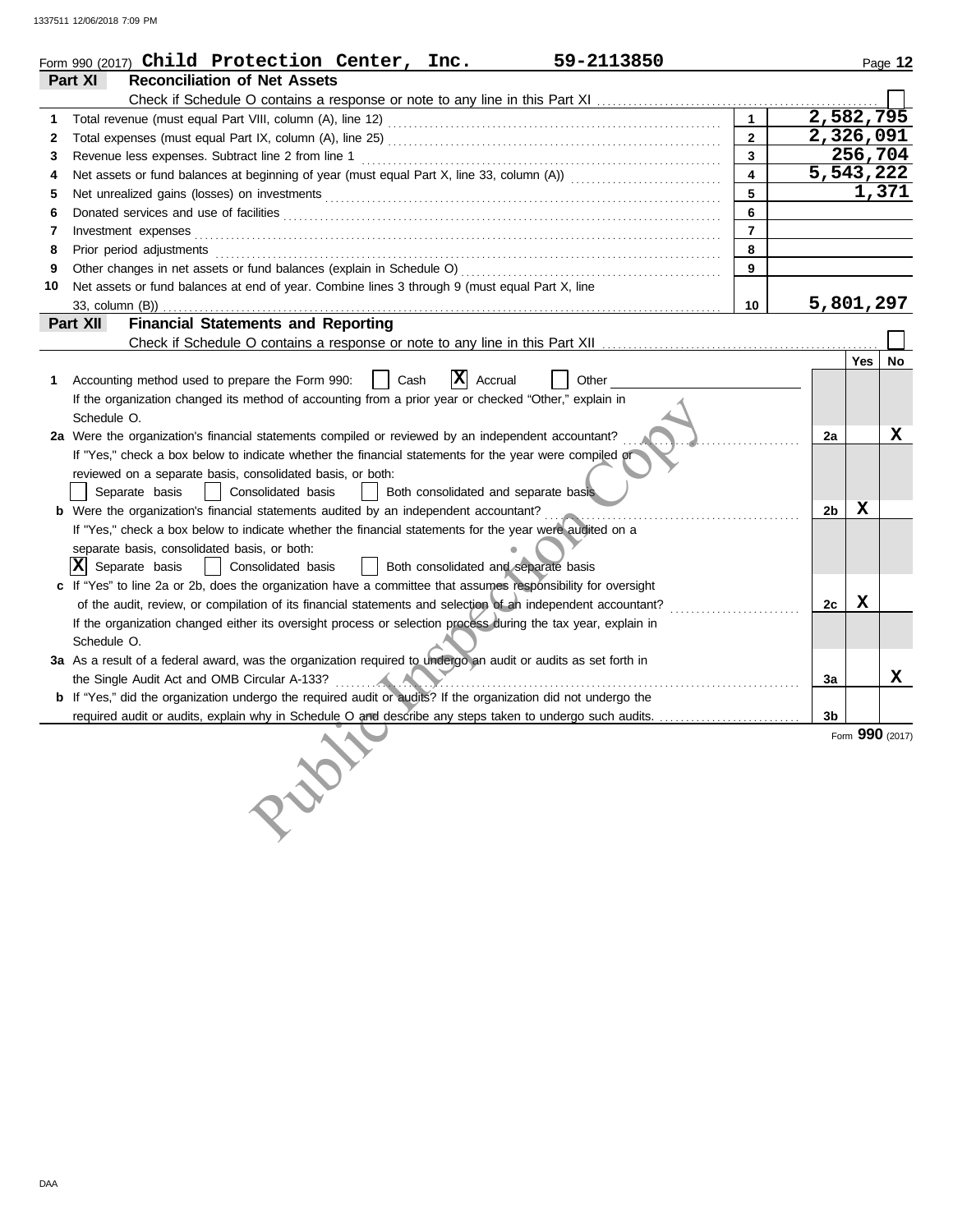Form 990 (2017) **Child Protection Center, Inc.** **59-2113850**

## Part XI — Reconciliation of Net Assets

Check if Schedule O contains a response or note to any line in this Part XI ☐

| | | | |
|---|---|---|---|
| 1 | Total revenue (must equal Part VIII, column (A), line 12) | 1 | 2,582,795 |
| 2 | Total expenses (must equal Part IX, column (A), line 25) | 2 | 2,326,091 |
| 3 | Revenue less expenses. Subtract line 2 from line 1 | 3 | 256,704 |
| 4 | Net assets or fund balances at beginning of year (must equal Part X, line 33, column (A)) | 4 | 5,543,222 |
| 5 | Net unrealized gains (losses) on investments | 5 | 1,371 |
| 6 | Donated services and use of facilities | 6 | |
| 7 | Investment expenses | 7 | |
| 8 | Prior period adjustments | 8 | |
| 9 | Other changes in net assets or fund balances (explain in Schedule O) | 9 | |
| 10 | Net assets or fund balances at end of year. Combine lines 3 through 9 (must equal Part X, line 33, column (B)) | 10 | 5,801,297 |

## Part XII — Financial Statements and Reporting

Check if Schedule O contains a response or note to any line in this Part XII ☐

| | | | Yes | No |
|---|---|---|---|---|
| 1 | Accounting method used to prepare the Form 990: ☐ Cash ☒ Accrual ☐ Other<br>If the organization changed its method of accounting from a prior year or checked "Other," explain in Schedule O. | | | |
| 2a | Were the organization's financial statements compiled or reviewed by an independent accountant?<br>If "Yes," check a box below to indicate whether the financial statements for the year were compiled or reviewed on a separate basis, consolidated basis, or both:<br>☐ Separate basis ☐ Consolidated basis ☐ Both consolidated and separate basis | 2a | | X |
| b | Were the organization's financial statements audited by an independent accountant?<br>If "Yes," check a box below to indicate whether the financial statements for the year were audited on a separate basis, consolidated basis, or both:<br>☒ Separate basis ☐ Consolidated basis ☐ Both consolidated and separate basis | 2b | X | |
| c | If "Yes" to line 2a or 2b, does the organization have a committee that assumes responsibility for oversight of the audit, review, or compilation of its financial statements and selection of an independent accountant?<br>If the organization changed either its oversight process or selection process during the tax year, explain in Schedule O. | 2c | X | |
| 3a | As a result of a federal award, was the organization required to undergo an audit or audits as set forth in the Single Audit Act and OMB Circular A-133? | 3a | | X |
| b | If "Yes," did the organization undergo the required audit or audits? If the organization did not undergo the required audit or audits, explain why in Schedule O and describe any steps taken to undergo such audits. | 3b | | |

Form **990** (2017)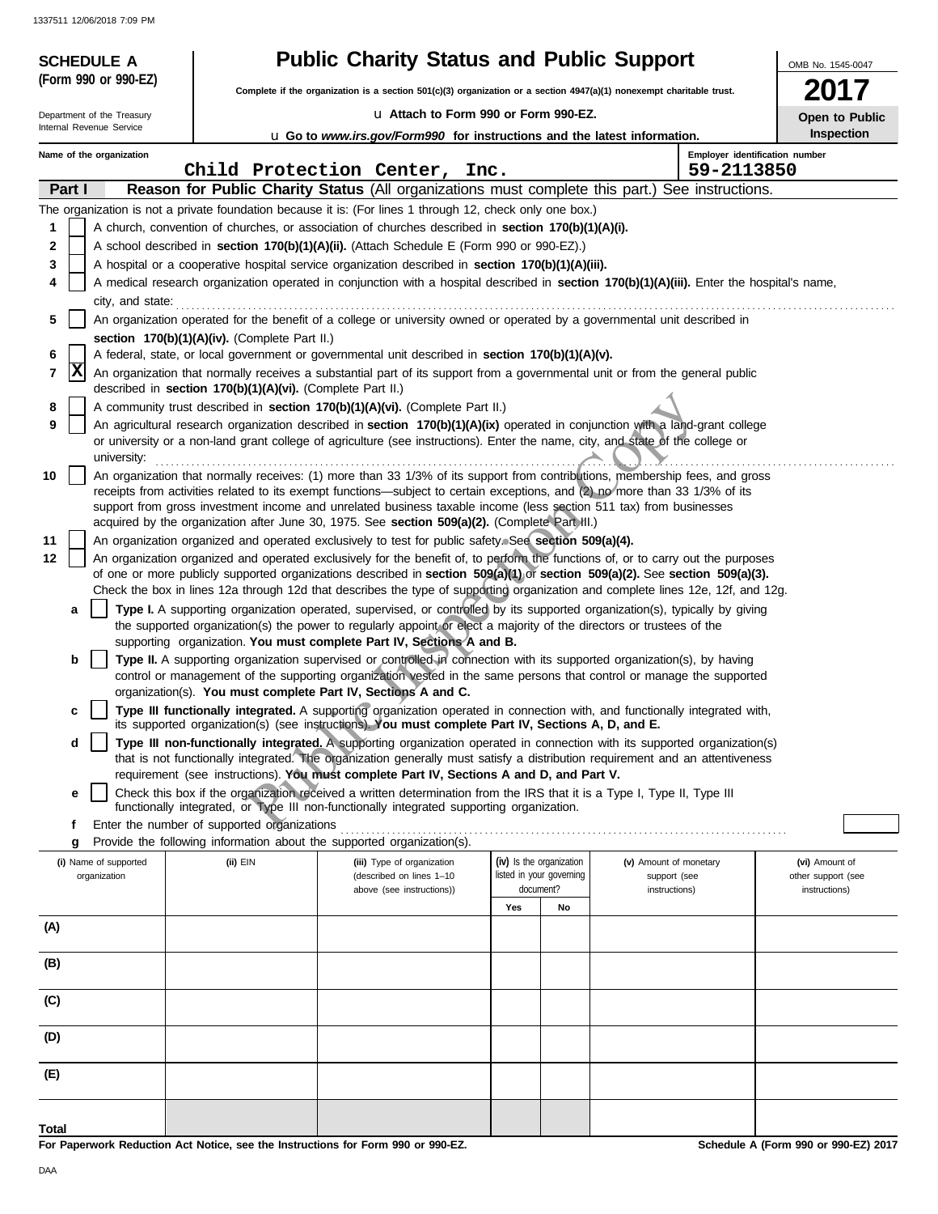**SCHEDULE A (Form 990 or 990-EZ)**

Department of the Treasury
Internal Revenue Service

# Public Charity Status and Public Support

**Complete if the organization is a section 501(c)(3) organization or a section 4947(a)(1) nonexempt charitable trust.**

u **Attach to Form 990 or Form 990-EZ.**

u **Go to *www.irs.gov/Form990* for instructions and the latest information.**

OMB No. 1545-0047

**2017**

**Open to Public Inspection**

Name of the organization: Child Protection Center, Inc.

Employer identification number: 59-2113850

**Part I** **Reason for Public Charity Status** (All organizations must complete this part.) See instructions.

The organization is not a private foundation because it is: (For lines 1 through 12, check only one box.)

1. [ ] A church, convention of churches, or association of churches described in **section 170(b)(1)(A)(i).**
2. [ ] A school described in **section 170(b)(1)(A)(ii).** (Attach Schedule E (Form 990 or 990-EZ).)
3. [ ] A hospital or a cooperative hospital service organization described in **section 170(b)(1)(A)(iii).**
4. [ ] A medical research organization operated in conjunction with a hospital described in **section 170(b)(1)(A)(iii).** Enter the hospital's name, city, and state:
5. [ ] An organization operated for the benefit of a college or university owned or operated by a governmental unit described in **section 170(b)(1)(A)(iv).** (Complete Part II.)
6. [ ] A federal, state, or local government or governmental unit described in **section 170(b)(1)(A)(v).**
7. [X] An organization that normally receives a substantial part of its support from a governmental unit or from the general public described in **section 170(b)(1)(A)(vi).** (Complete Part II.)
8. [ ] A community trust described in **section 170(b)(1)(A)(vi).** (Complete Part II.)
9. [ ] An agricultural research organization described in **section 170(b)(1)(A)(ix)** operated in conjunction with a land-grant college or university or a non-land grant college of agriculture (see instructions). Enter the name, city, and state of the college or university:
10. [ ] An organization that normally receives: (1) more than 33 1/3% of its support from contributions, membership fees, and gross receipts from activities related to its exempt functions—subject to certain exceptions, and (2) no more than 33 1/3% of its support from gross investment income and unrelated business taxable income (less section 511 tax) from businesses acquired by the organization after June 30, 1975. See **section 509(a)(2).** (Complete Part III.)
11. [ ] An organization organized and operated exclusively to test for public safety. See **section 509(a)(4).**
12. [ ] An organization organized and operated exclusively for the benefit of, to perform the functions of, or to carry out the purposes of one or more publicly supported organizations described in **section 509(a)(1)** or **section 509(a)(2).** See **section 509(a)(3).** Check the box in lines 12a through 12d that describes the type of supporting organization and complete lines 12e, 12f, and 12g.
   - **a** [ ] **Type I.** A supporting organization operated, supervised, or controlled by its supported organization(s), typically by giving the supported organization(s) the power to regularly appoint or elect a majority of the directors or trustees of the supporting organization. **You must complete Part IV, Sections A and B.**
   - **b** [ ] **Type II.** A supporting organization supervised or controlled in connection with its supported organization(s), by having control or management of the supporting organization vested in the same persons that control or manage the supported organization(s). **You must complete Part IV, Sections A and C.**
   - **c** [ ] **Type III functionally integrated.** A supporting organization operated in connection with, and functionally integrated with, its supported organization(s) (see instructions). **You must complete Part IV, Sections A, D, and E.**
   - **d** [ ] **Type III non-functionally integrated.** A supporting organization operated in connection with its supported organization(s) that is not functionally integrated. The organization generally must satisfy a distribution requirement and an attentiveness requirement (see instructions). **You must complete Part IV, Sections A and D, and Part V.**
   - **e** [ ] Check this box if the organization received a written determination from the IRS that it is a Type I, Type II, Type III functionally integrated, or Type III non-functionally integrated supporting organization.
   - **f** Enter the number of supported organizations
   - **g** Provide the following information about the supported organization(s).

| (i) Name of supported organization | (ii) EIN | (iii) Type of organization (described on lines 1–10 above (see instructions)) | (iv) Is the organization listed in your governing document? Yes | No | (v) Amount of monetary support (see instructions) | (vi) Amount of other support (see instructions) |
|---|---|---|---|---|---|---|
| (A) | | | | | | |
| (B) | | | | | | |
| (C) | | | | | | |
| (D) | | | | | | |
| (E) | | | | | | |
| Total | | | | | | |

**For Paperwork Reduction Act Notice, see the Instructions for Form 990 or 990-EZ.** **Schedule A (Form 990 or 990-EZ) 2017**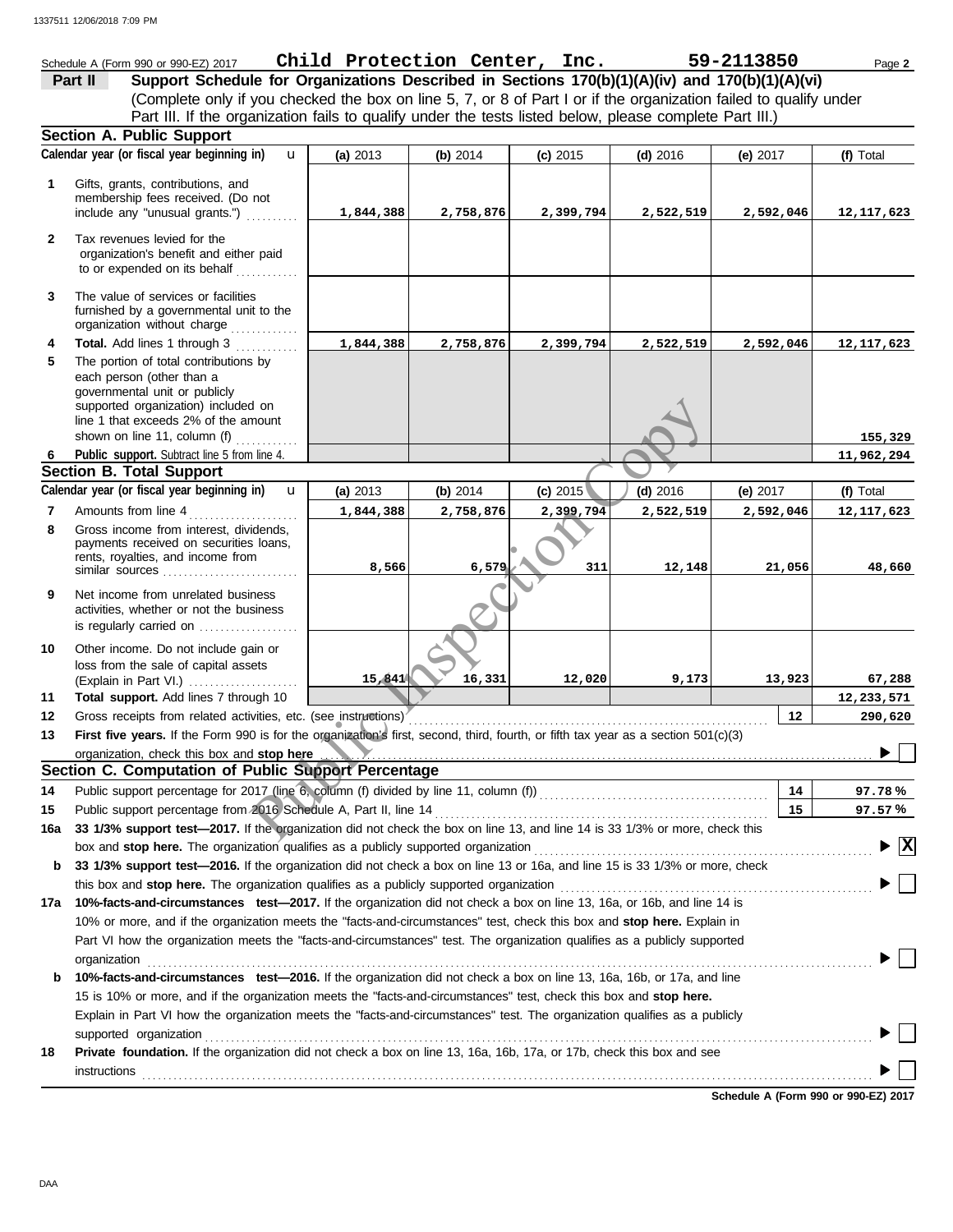Schedule A (Form 990 or 990-EZ) 2017 **Child Protection Center, Inc.** **59-2113850** Page **2**

## Part II Support Schedule for Organizations Described in Sections 170(b)(1)(A)(iv) and 170(b)(1)(A)(vi)

(Complete only if you checked the box on line 5, 7, or 8 of Part I or if the organization failed to qualify under Part III. If the organization fails to qualify under the tests listed below, please complete Part III.)

### Section A. Public Support

| | Calendar year (or fiscal year beginning in) | (a) 2013 | (b) 2014 | (c) 2015 | (d) 2016 | (e) 2017 | (f) Total |
|---|---|---|---|---|---|---|---|
| 1 | Gifts, grants, contributions, and membership fees received. (Do not include any "unusual grants.") | 1,844,388 | 2,758,876 | 2,399,794 | 2,522,519 | 2,592,046 | 12,117,623 |
| 2 | Tax revenues levied for the organization's benefit and either paid to or expended on its behalf | | | | | | |
| 3 | The value of services or facilities furnished by a governmental unit to the organization without charge | | | | | | |
| 4 | **Total.** Add lines 1 through 3 | 1,844,388 | 2,758,876 | 2,399,794 | 2,522,519 | 2,592,046 | 12,117,623 |
| 5 | The portion of total contributions by each person (other than a governmental unit or publicly supported organization) included on line 1 that exceeds 2% of the amount shown on line 11, column (f) | | | | | | 155,329 |
| 6 | **Public support.** Subtract line 5 from line 4. | | | | | | 11,962,294 |

### Section B. Total Support

| | Calendar year (or fiscal year beginning in) | (a) 2013 | (b) 2014 | (c) 2015 | (d) 2016 | (e) 2017 | (f) Total |
|---|---|---|---|---|---|---|---|
| 7 | Amounts from line 4 | 1,844,388 | 2,758,876 | 2,399,794 | 2,522,519 | 2,592,046 | 12,117,623 |
| 8 | Gross income from interest, dividends, payments received on securities loans, rents, royalties, and income from similar sources | 8,566 | 6,579 | 311 | 12,148 | 21,056 | 48,660 |
| 9 | Net income from unrelated business activities, whether or not the business is regularly carried on | | | | | | |
| 10 | Other income. Do not include gain or loss from the sale of capital assets (Explain in Part VI.) | 15,841 | 16,331 | 12,020 | 9,173 | 13,923 | 67,288 |
| 11 | **Total support.** Add lines 7 through 10 | | | | | | 12,233,571 |
| 12 | Gross receipts from related activities, etc. (see instructions) | | | | | 12 | 290,620 |

13 **First five years.** If the Form 990 is for the organization's first, second, third, fourth, or fifth tax year as a section 501(c)(3) organization, check this box and **stop here** ☐

### Section C. Computation of Public Support Percentage

| | | | |
|---|---|---|---|
| 14 | Public support percentage for 2017 (line 6, column (f) divided by line 11, column (f)) | 14 | 97.78 % |
| 15 | Public support percentage from 2016 Schedule A, Part II, line 14 | 15 | 97.57 % |

**16a** **33 1/3% support test—2017.** If the organization did not check the box on line 13, and line 14 is 33 1/3% or more, check this box and **stop here.** The organization qualifies as a publicly supported organization ☒

**b** **33 1/3% support test—2016.** If the organization did not check a box on line 13 or 16a, and line 15 is 33 1/3% or more, check this box and **stop here.** The organization qualifies as a publicly supported organization ☐

**17a** **10%-facts-and-circumstances test—2017.** If the organization did not check a box on line 13, 16a, or 16b, and line 14 is 10% or more, and if the organization meets the "facts-and-circumstances" test, check this box and **stop here.** Explain in Part VI how the organization meets the "facts-and-circumstances" test. The organization qualifies as a publicly supported organization ☐

**b** **10%-facts-and-circumstances test—2016.** If the organization did not check a box on line 13, 16a, 16b, or 17a, and line 15 is 10% or more, and if the organization meets the "facts-and-circumstances" test, check this box and **stop here.** Explain in Part VI how the organization meets the "facts-and-circumstances" test. The organization qualifies as a publicly supported organization ☐

**18** **Private foundation.** If the organization did not check a box on line 13, 16a, 16b, 17a, or 17b, check this box and see instructions ☐

**Schedule A (Form 990 or 990-EZ) 2017**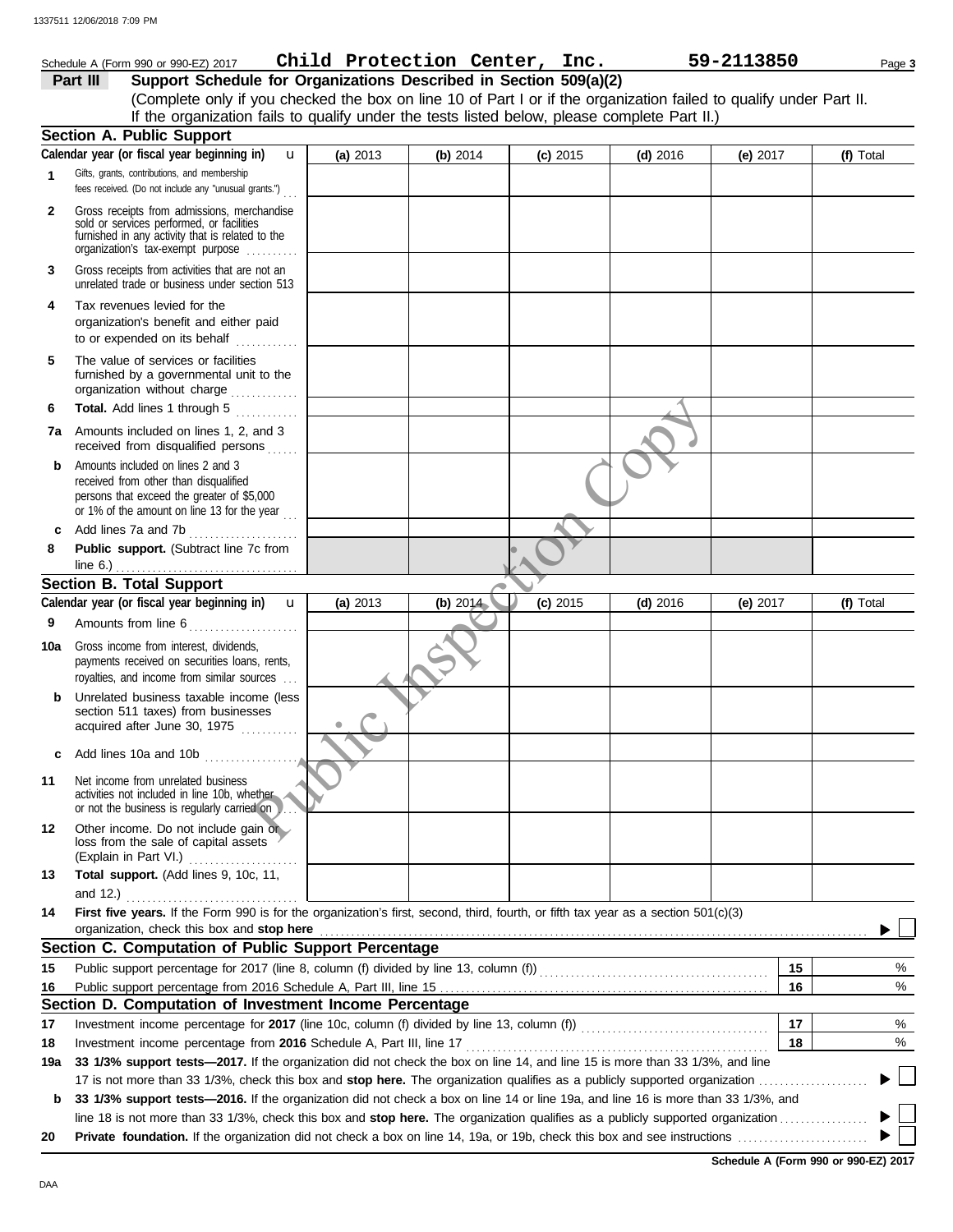Schedule A (Form 990 or 990-EZ) 2017 **Child Protection Center, Inc.** **59-2113850** Page **3**

## Part III Support Schedule for Organizations Described in Section 509(a)(2)

(Complete only if you checked the box on line 10 of Part I or if the organization failed to qualify under Part II. If the organization fails to qualify under the tests listed below, please complete Part II.)

### Section A. Public Support

| Calendar year (or fiscal year beginning in) | (a) 2013 | (b) 2014 | (c) 2015 | (d) 2016 | (e) 2017 | (f) Total |
|---|---|---|---|---|---|---|
| **1** Gifts, grants, contributions, and membership fees received. (Do not include any "unusual grants.") | | | | | | |
| **2** Gross receipts from admissions, merchandise sold or services performed, or facilities furnished in any activity that is related to the organization's tax-exempt purpose | | | | | | |
| **3** Gross receipts from activities that are not an unrelated trade or business under section 513 | | | | | | |
| **4** Tax revenues levied for the organization's benefit and either paid to or expended on its behalf | | | | | | |
| **5** The value of services or facilities furnished by a governmental unit to the organization without charge | | | | | | |
| **6** **Total.** Add lines 1 through 5 | | | | | | |
| **7a** Amounts included on lines 1, 2, and 3 received from disqualified persons | | | | | | |
| **b** Amounts included on lines 2 and 3 received from other than disqualified persons that exceed the greater of $5,000 or 1% of the amount on line 13 for the year | | | | | | |
| **c** Add lines 7a and 7b | | | | | | |
| **8** **Public support.** (Subtract line 7c from line 6.) | | | | | | |

### Section B. Total Support

| Calendar year (or fiscal year beginning in) | (a) 2013 | (b) 2014 | (c) 2015 | (d) 2016 | (e) 2017 | (f) Total |
|---|---|---|---|---|---|---|
| **9** Amounts from line 6 | | | | | | |
| **10a** Gross income from interest, dividends, payments received on securities loans, rents, royalties, and income from similar sources | | | | | | |
| **b** Unrelated business taxable income (less section 511 taxes) from businesses acquired after June 30, 1975 | | | | | | |
| **c** Add lines 10a and 10b | | | | | | |
| **11** Net income from unrelated business activities not included in line 10b, whether or not the business is regularly carried on | | | | | | |
| **12** Other income. Do not include gain or loss from the sale of capital assets (Explain in Part VI.) | | | | | | |
| **13** **Total support.** (Add lines 9, 10c, 11, and 12.) | | | | | | |

**14** **First five years.** If the Form 990 is for the organization's first, second, third, fourth, or fifth tax year as a section 501(c)(3) organization, check this box and **stop here** ☐

### Section C. Computation of Public Support Percentage

| | | | |
|---|---|---|---|
| **15** | Public support percentage for 2017 (line 8, column (f) divided by line 13, column (f)) | 15 | % |
| **16** | Public support percentage from 2016 Schedule A, Part III, line 15 | 16 | % |

### Section D. Computation of Investment Income Percentage

| | | | |
|---|---|---|---|
| **17** | Investment income percentage for **2017** (line 10c, column (f) divided by line 13, column (f)) | 17 | % |
| **18** | Investment income percentage from **2016** Schedule A, Part III, line 17 | 18 | % |

**19a** **33 1/3% support tests—2017.** If the organization did not check the box on line 14, and line 15 is more than 33 1/3%, and line 17 is not more than 33 1/3%, check this box and **stop here.** The organization qualifies as a publicly supported organization ☐

**b** **33 1/3% support tests—2016.** If the organization did not check a box on line 14 or line 19a, and line 16 is more than 33 1/3%, and line 18 is not more than 33 1/3%, check this box and **stop here.** The organization qualifies as a publicly supported organization ☐

**20** **Private foundation.** If the organization did not check a box on line 14, 19a, or 19b, check this box and see instructions ☐

**Schedule A (Form 990 or 990-EZ) 2017**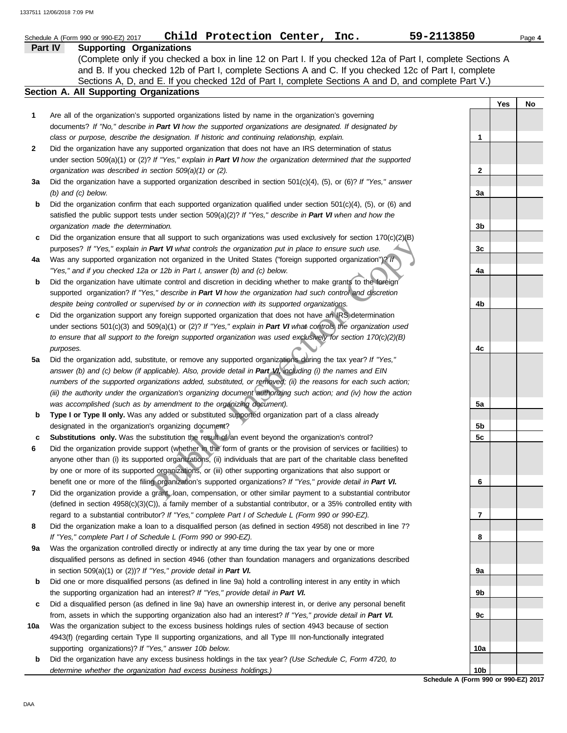Schedule A (Form 990 or 990-EZ) 2017 **Child Protection Center, Inc.** **59-2113850**

## Part IV Supporting Organizations

(Complete only if you checked a box in line 12 on Part I. If you checked 12a of Part I, complete Sections A and B. If you checked 12b of Part I, complete Sections A and C. If you checked 12c of Part I, complete Sections A, D, and E. If you checked 12d of Part I, complete Sections A and D, and complete Part V.)

### Section A. All Supporting Organizations

| | | | Yes | No |
|---|---|---|---|---|
| **1** | Are all of the organization's supported organizations listed by name in the organization's governing documents? *If "No," describe in **Part VI** how the supported organizations are designated. If designated by class or purpose, describe the designation. If historic and continuing relationship, explain.* | 1 | | |
| **2** | Did the organization have any supported organization that does not have an IRS determination of status under section 509(a)(1) or (2)? *If "Yes," explain in **Part VI** how the organization determined that the supported organization was described in section 509(a)(1) or (2).* | 2 | | |
| **3a** | Did the organization have a supported organization described in section 501(c)(4), (5), or (6)? *If "Yes," answer (b) and (c) below.* | 3a | | |
| **b** | Did the organization confirm that each supported organization qualified under section 501(c)(4), (5), or (6) and satisfied the public support tests under section 509(a)(2)? *If "Yes," describe in **Part VI** when and how the organization made the determination.* | 3b | | |
| **c** | Did the organization ensure that all support to such organizations was used exclusively for section 170(c)(2)(B) purposes? *If "Yes," explain in **Part VI** what controls the organization put in place to ensure such use.* | 3c | | |
| **4a** | Was any supported organization not organized in the United States ("foreign supported organization")? *If "Yes," and if you checked 12a or 12b in Part I, answer (b) and (c) below.* | 4a | | |
| **b** | Did the organization have ultimate control and discretion in deciding whether to make grants to the foreign supported organization? *If "Yes," describe in **Part VI** how the organization had such control and discretion despite being controlled or supervised by or in connection with its supported organizations.* | 4b | | |
| **c** | Did the organization support any foreign supported organization that does not have an IRS determination under sections 501(c)(3) and 509(a)(1) or (2)? *If "Yes," explain in **Part VI** what controls the organization used to ensure that all support to the foreign supported organization was used exclusively for section 170(c)(2)(B) purposes.* | 4c | | |
| **5a** | Did the organization add, substitute, or remove any supported organizations during the tax year? *If "Yes," answer (b) and (c) below (if applicable). Also, provide detail in **Part VI**, including (i) the names and EIN numbers of the supported organizations added, substituted, or removed; (ii) the reasons for each such action; (iii) the authority under the organization's organizing document authorizing such action; and (iv) how the action was accomplished (such as by amendment to the organizing document).* | 5a | | |
| **b** | **Type I or Type II only.** Was any added or substituted supported organization part of a class already designated in the organization's organizing document? | 5b | | |
| **c** | **Substitutions only.** Was the substitution the result of an event beyond the organization's control? | 5c | | |
| **6** | Did the organization provide support (whether in the form of grants or the provision of services or facilities) to anyone other than (i) its supported organizations, (ii) individuals that are part of the charitable class benefited by one or more of its supported organizations, or (iii) other supporting organizations that also support or benefit one or more of the filing organization's supported organizations? *If "Yes," provide detail in **Part VI.*** | 6 | | |
| **7** | Did the organization provide a grant, loan, compensation, or other similar payment to a substantial contributor (defined in section 4958(c)(3)(C)), a family member of a substantial contributor, or a 35% controlled entity with regard to a substantial contributor? *If "Yes," complete Part I of Schedule L (Form 990 or 990-EZ).* | 7 | | |
| **8** | Did the organization make a loan to a disqualified person (as defined in section 4958) not described in line 7? *If "Yes," complete Part I of Schedule L (Form 990 or 990-EZ).* | 8 | | |
| **9a** | Was the organization controlled directly or indirectly at any time during the tax year by one or more disqualified persons as defined in section 4946 (other than foundation managers and organizations described in section 509(a)(1) or (2))? *If "Yes," provide detail in **Part VI.*** | 9a | | |
| **b** | Did one or more disqualified persons (as defined in line 9a) hold a controlling interest in any entity in which the supporting organization had an interest? *If "Yes," provide detail in **Part VI.*** | 9b | | |
| **c** | Did a disqualified person (as defined in line 9a) have an ownership interest in, or derive any personal benefit from, assets in which the supporting organization also had an interest? *If "Yes," provide detail in **Part VI.*** | 9c | | |
| **10a** | Was the organization subject to the excess business holdings rules of section 4943 because of section 4943(f) (regarding certain Type II supporting organizations, and all Type III non-functionally integrated supporting organizations)? *If "Yes," answer 10b below.* | 10a | | |
| **b** | Did the organization have any excess business holdings in the tax year? *(Use Schedule C, Form 4720, to determine whether the organization had excess business holdings.)* | 10b | | |

**Schedule A (Form 990 or 990-EZ) 2017**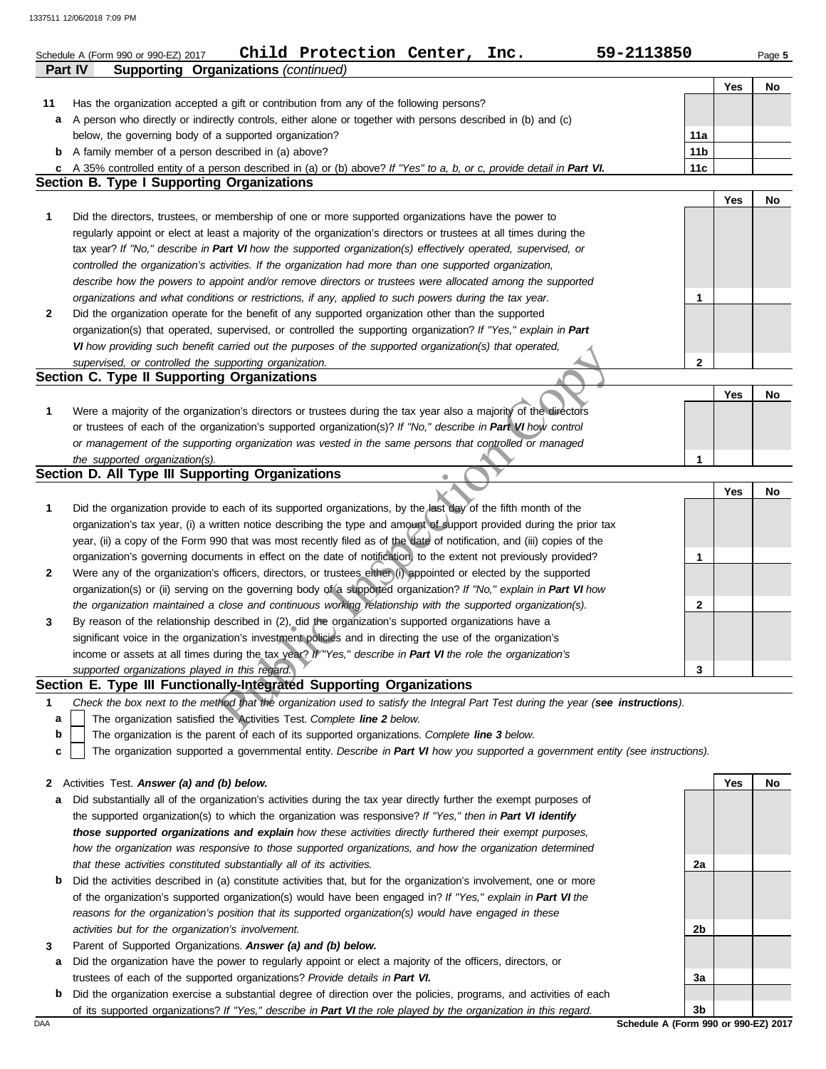Schedule A (Form 990 or 990-EZ) 2017 **Child Protection Center, Inc.** **59-2113850** Page **5**

**Part IV Supporting Organizations** *(continued)*

| | | | Yes | No |
|---|---|---|---|---|
| **11** | Has the organization accepted a gift or contribution from any of the following persons? | | | |
| **a** | A person who directly or indirectly controls, either alone or together with persons described in (b) and (c) below, the governing body of a supported organization? | **11a** | | |
| **b** | A family member of a person described in (a) above? | **11b** | | |
| **c** | A 35% controlled entity of a person described in (a) or (b) above? *If "Yes" to a, b, or c, provide detail in **Part VI.*** | **11c** | | |

## Section B. Type I Supporting Organizations

| | | | Yes | No |
|---|---|---|---|---|
| **1** | Did the directors, trustees, or membership of one or more supported organizations have the power to regularly appoint or elect at least a majority of the organization's directors or trustees at all times during the tax year? *If "No," describe in **Part VI** how the supported organization(s) effectively operated, supervised, or controlled the organization's activities. If the organization had more than one supported organization, describe how the powers to appoint and/or remove directors or trustees were allocated among the supported organizations and what conditions or restrictions, if any, applied to such powers during the tax year.* | **1** | | |
| **2** | Did the organization operate for the benefit of any supported organization other than the supported organization(s) that operated, supervised, or controlled the supporting organization? *If "Yes," explain in **Part VI** how providing such benefit carried out the purposes of the supported organization(s) that operated, supervised, or controlled the supporting organization.* | **2** | | |

## Section C. Type II Supporting Organizations

| | | | Yes | No |
|---|---|---|---|---|
| **1** | Were a majority of the organization's directors or trustees during the tax year also a majority of the directors or trustees of each of the organization's supported organization(s)? *If "No," describe in **Part VI** how control or management of the supporting organization was vested in the same persons that controlled or managed the supported organization(s).* | **1** | | |

## Section D. All Type III Supporting Organizations

| | | | Yes | No |
|---|---|---|---|---|
| **1** | Did the organization provide to each of its supported organizations, by the last day of the fifth month of the organization's tax year, (i) a written notice describing the type and amount of support provided during the prior tax year, (ii) a copy of the Form 990 that was most recently filed as of the date of notification, and (iii) copies of the organization's governing documents in effect on the date of notification, to the extent not previously provided? | **1** | | |
| **2** | Were any of the organization's officers, directors, or trustees either (i) appointed or elected by the supported organization(s) or (ii) serving on the governing body of a supported organization? *If "No," explain in **Part VI** how the organization maintained a close and continuous working relationship with the supported organization(s).* | **2** | | |
| **3** | By reason of the relationship described in (2), did the organization's supported organizations have a significant voice in the organization's investment policies and in directing the use of the organization's income or assets at all times during the tax year? *If "Yes," describe in **Part VI** the role the organization's supported organizations played in this regard.* | **3** | | |

## Section E. Type III Functionally-Integrated Supporting Organizations

**1** *Check the box next to the method that the organization used to satisfy the Integral Part Test during the year (**see instructions**).*

- **a** ☐ The organization satisfied the Activities Test. *Complete **line 2** below.*
- **b** ☐ The organization is the parent of each of its supported organizations. *Complete **line 3** below.*
- **c** ☐ The organization supported a governmental entity. *Describe in **Part VI** how you supported a government entity (see instructions).*

| | | | Yes | No |
|---|---|---|---|---|
| **2** | Activities Test. ***Answer (a) and (b) below.*** | | | |
| **a** | Did substantially all of the organization's activities during the tax year directly further the exempt purposes of the supported organization(s) to which the organization was responsive? *If "Yes," then in **Part VI identify those supported organizations and explain** how these activities directly furthered their exempt purposes, how the organization was responsive to those supported organizations, and how the organization determined that these activities constituted substantially all of its activities.* | **2a** | | |
| **b** | Did the activities described in (a) constitute activities that, but for the organization's involvement, one or more of the organization's supported organization(s) would have been engaged in? *If "Yes," explain in **Part VI** the reasons for the organization's position that its supported organization(s) would have engaged in these activities but for the organization's involvement.* | **2b** | | |
| **3** | Parent of Supported Organizations. ***Answer (a) and (b) below.*** | | | |
| **a** | Did the organization have the power to regularly appoint or elect a majority of the officers, directors, or trustees of each of the supported organizations? *Provide details in **Part VI.*** | **3a** | | |
| **b** | Did the organization exercise a substantial degree of direction over the policies, programs, and activities of each of its supported organizations? *If "Yes," describe in **Part VI** the role played by the organization in this regard.* | **3b** | | |

**Schedule A (Form 990 or 990-EZ) 2017**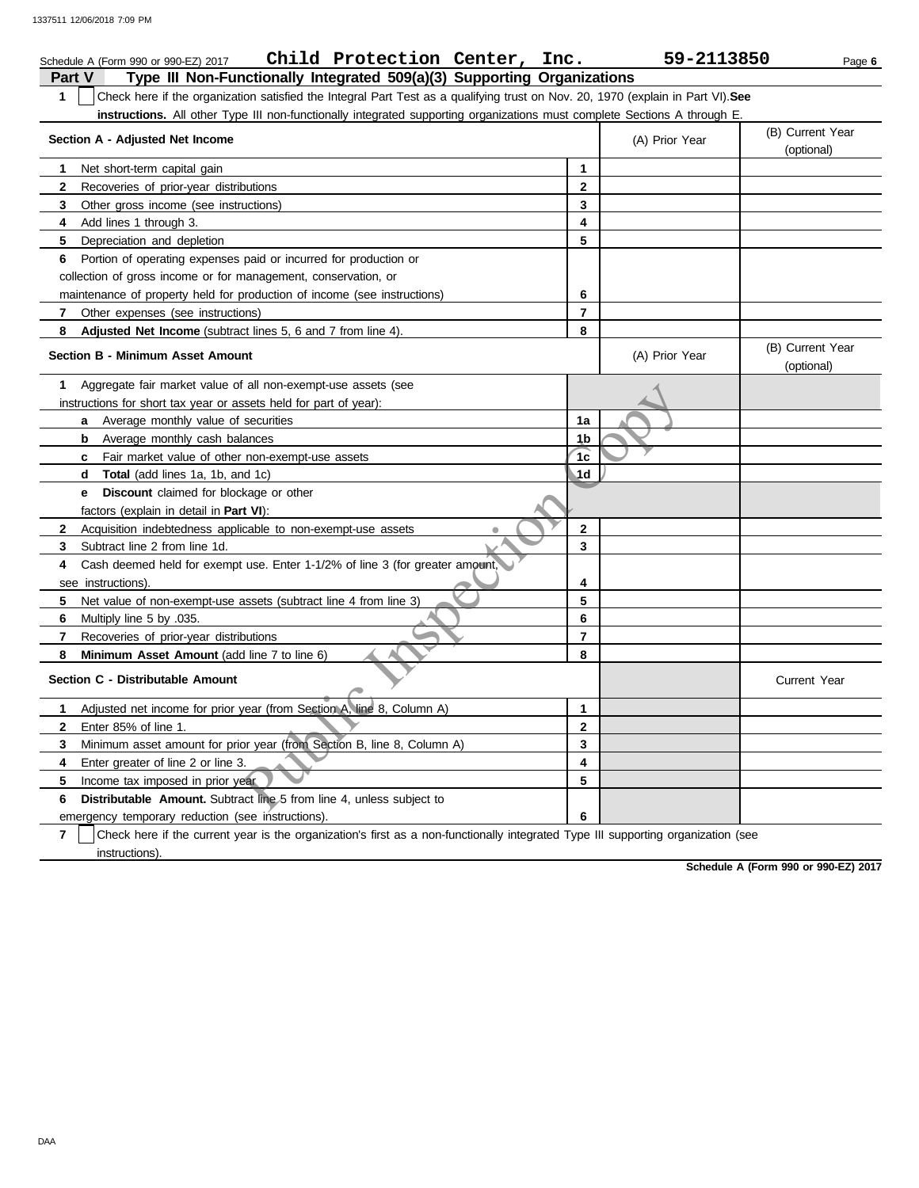Schedule A (Form 990 or 990-EZ) 2017 **Child Protection Center, Inc.** **59-2113850**

## Part V Type III Non-Functionally Integrated 509(a)(3) Supporting Organizations

**1** ☐ Check here if the organization satisfied the Integral Part Test as a qualifying trust on Nov. 20, 1970 (explain in Part VI). **See instructions.** All other Type III non-functionally integrated supporting organizations must complete Sections A through E.

| Section A - Adjusted Net Income | | (A) Prior Year | (B) Current Year (optional) |
|---|---|---|---|
| **1** Net short-term capital gain | 1 | | |
| **2** Recoveries of prior-year distributions | 2 | | |
| **3** Other gross income (see instructions) | 3 | | |
| **4** Add lines 1 through 3. | 4 | | |
| **5** Depreciation and depletion | 5 | | |
| **6** Portion of operating expenses paid or incurred for production or collection of gross income or for management, conservation, or maintenance of property held for production of income (see instructions) | 6 | | |
| **7** Other expenses (see instructions) | 7 | | |
| **8** **Adjusted Net Income** (subtract lines 5, 6 and 7 from line 4). | 8 | | |

| Section B - Minimum Asset Amount | | (A) Prior Year | (B) Current Year (optional) |
|---|---|---|---|
| **1** Aggregate fair market value of all non-exempt-use assets (see instructions for short tax year or assets held for part of year): | | | |
| **a** Average monthly value of securities | 1a | | |
| **b** Average monthly cash balances | 1b | | |
| **c** Fair market value of other non-exempt-use assets | 1c | | |
| **d** **Total** (add lines 1a, 1b, and 1c) | 1d | | |
| **e** **Discount** claimed for blockage or other factors (explain in detail in **Part VI**): | | | |
| **2** Acquisition indebtedness applicable to non-exempt-use assets | 2 | | |
| **3** Subtract line 2 from line 1d. | 3 | | |
| **4** Cash deemed held for exempt use. Enter 1-1/2% of line 3 (for greater amount, see instructions). | 4 | | |
| **5** Net value of non-exempt-use assets (subtract line 4 from line 3) | 5 | | |
| **6** Multiply line 5 by .035. | 6 | | |
| **7** Recoveries of prior-year distributions | 7 | | |
| **8** **Minimum Asset Amount** (add line 7 to line 6) | 8 | | |

| Section C - Distributable Amount | | | Current Year |
|---|---|---|---|
| **1** Adjusted net income for prior year (from Section A, line 8, Column A) | 1 | | |
| **2** Enter 85% of line 1. | 2 | | |
| **3** Minimum asset amount for prior year (from Section B, line 8, Column A) | 3 | | |
| **4** Enter greater of line 2 or line 3. | 4 | | |
| **5** Income tax imposed in prior year | 5 | | |
| **6** **Distributable Amount.** Subtract line 5 from line 4, unless subject to emergency temporary reduction (see instructions). | 6 | | |

**7** ☐ Check here if the current year is the organization's first as a non-functionally integrated Type III supporting organization (see instructions).

**Schedule A (Form 990 or 990-EZ) 2017**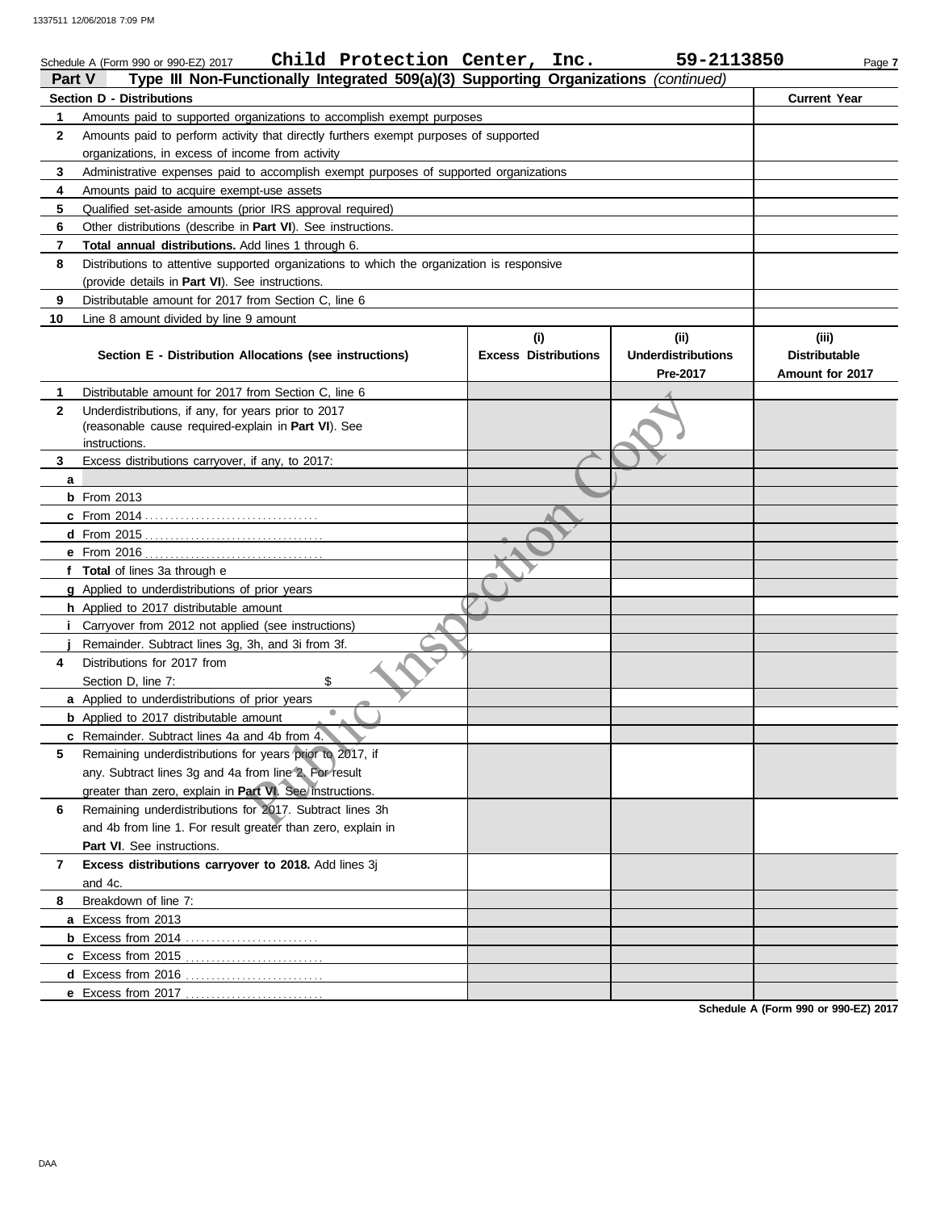Schedule A (Form 990 or 990-EZ) 2017 **Child Protection Center, Inc.** **59-2113850**

## Part V — Type III Non-Functionally Integrated 509(a)(3) Supporting Organizations *(continued)*

| Section D - Distributions | | Current Year |
|---|---|---|
| 1 | Amounts paid to supported organizations to accomplish exempt purposes | |
| 2 | Amounts paid to perform activity that directly furthers exempt purposes of supported organizations, in excess of income from activity | |
| 3 | Administrative expenses paid to accomplish exempt purposes of supported organizations | |
| 4 | Amounts paid to acquire exempt-use assets | |
| 5 | Qualified set-aside amounts (prior IRS approval required) | |
| 6 | Other distributions (describe in **Part VI**). See instructions. | |
| 7 | **Total annual distributions.** Add lines 1 through 6. | |
| 8 | Distributions to attentive supported organizations to which the organization is responsive (provide details in **Part VI**). See instructions. | |
| 9 | Distributable amount for 2017 from Section C, line 6 | |
| 10 | Line 8 amount divided by line 9 amount | |

| | Section E - Distribution Allocations (see instructions) | (i) Excess Distributions | (ii) Underdistributions Pre-2017 | (iii) Distributable Amount for 2017 |
|---|---|---|---|---|
| 1 | Distributable amount for 2017 from Section C, line 6 | | | |
| 2 | Underdistributions, if any, for years prior to 2017 (reasonable cause required-explain in **Part VI**). See instructions. | | | |
| 3 | Excess distributions carryover, if any, to 2017: | | | |
| a | | | | |
| b | From 2013 | | | |
| c | From 2014 | | | |
| d | From 2015 | | | |
| e | From 2016 | | | |
| f | **Total** of lines 3a through e | | | |
| g | Applied to underdistributions of prior years | | | |
| h | Applied to 2017 distributable amount | | | |
| i | Carryover from 2012 not applied (see instructions) | | | |
| j | Remainder. Subtract lines 3g, 3h, and 3i from 3f. | | | |
| 4 | Distributions for 2017 from Section D, line 7: $ | | | |
| a | Applied to underdistributions of prior years | | | |
| b | Applied to 2017 distributable amount | | | |
| c | Remainder. Subtract lines 4a and 4b from 4. | | | |
| 5 | Remaining underdistributions for years prior to 2017, if any. Subtract lines 3g and 4a from line 2. For result greater than zero, explain in **Part VI**. See instructions. | | | |
| 6 | Remaining underdistributions for 2017. Subtract lines 3h and 4b from line 1. For result greater than zero, explain in **Part VI**. See instructions. | | | |
| 7 | **Excess distributions carryover to 2018.** Add lines 3j and 4c. | | | |
| 8 | Breakdown of line 7: | | | |
| a | Excess from 2013 | | | |
| b | Excess from 2014 | | | |
| c | Excess from 2015 | | | |
| d | Excess from 2016 | | | |
| e | Excess from 2017 | | | |

Schedule A (Form 990 or 990-EZ) 2017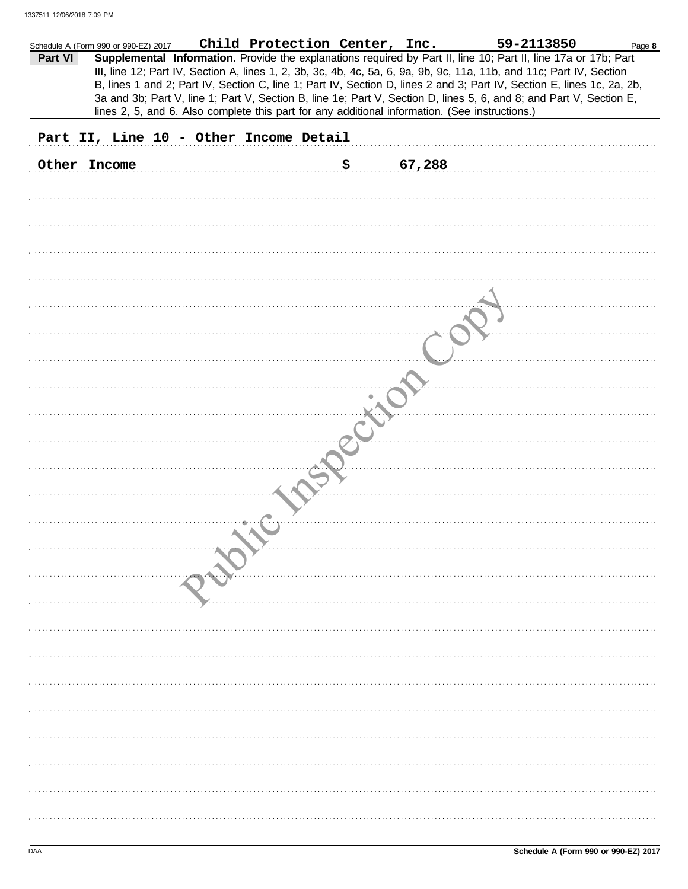Schedule A (Form 990 or 990-EZ) 2017 Child Protection Center, Inc. 59-2113850

**Part VI** **Supplemental Information.** Provide the explanations required by Part II, line 10; Part II, line 17a or 17b; Part III, line 12; Part IV, Section A, lines 1, 2, 3b, 3c, 4b, 4c, 5a, 6, 9a, 9b, 9c, 11a, 11b, and 11c; Part IV, Section B, lines 1 and 2; Part IV, Section C, line 1; Part IV, Section D, lines 2 and 3; Part IV, Section E, lines 1c, 2a, 2b, 3a and 3b; Part V, line 1; Part V, Section B, line 1e; Part V, Section D, lines 5, 6, and 8; and Part V, Section E, lines 2, 5, and 6. Also complete this part for any additional information. (See instructions.)

Part II, Line 10 - Other Income Detail

Other Income $ 67,288

Schedule A (Form 990 or 990-EZ) 2017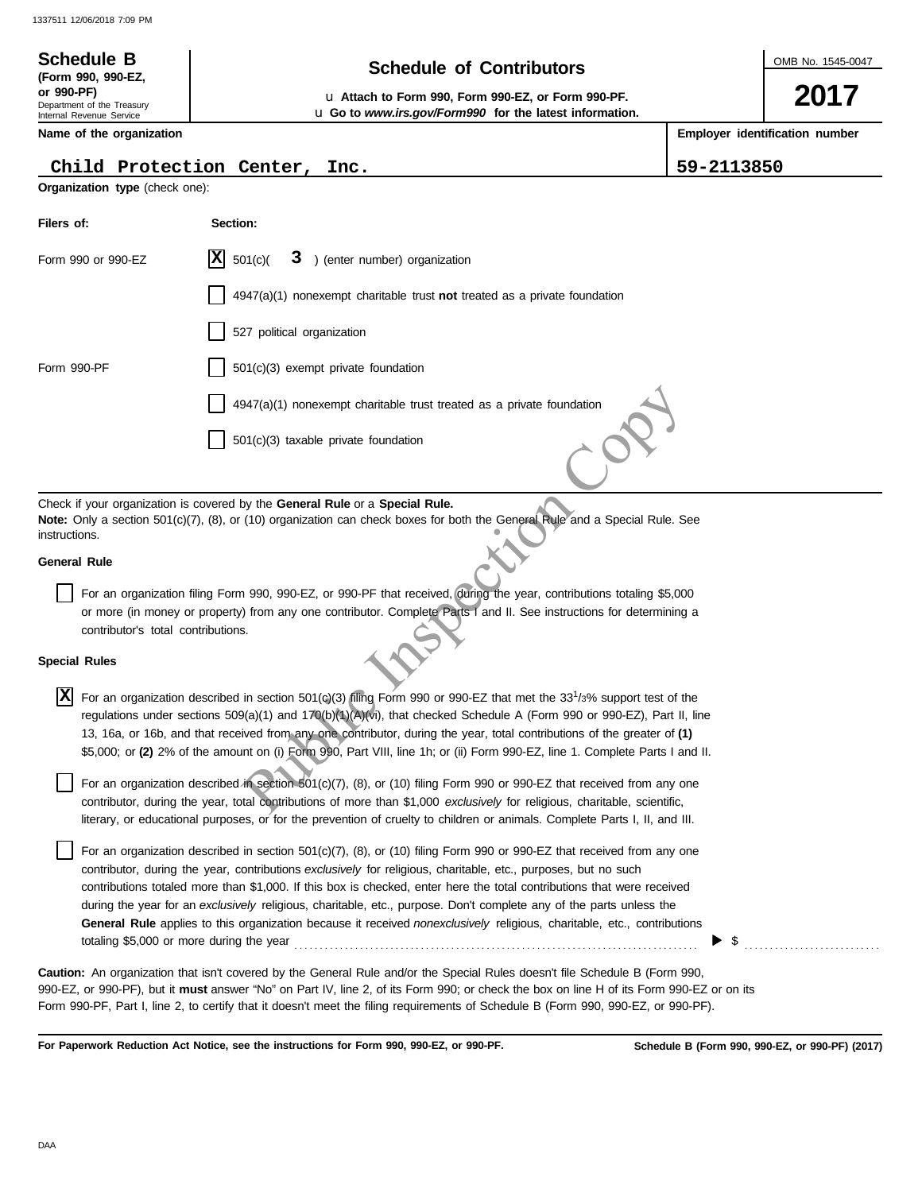1337511 12/06/2018 7:09 PM

**Schedule B**
**(Form 990, 990-EZ, or 990-PF)**
Department of the Treasury
Internal Revenue Service

# Schedule of Contributors

u Attach to Form 990, Form 990-EZ, or Form 990-PF.
u Go to *www.irs.gov/Form990* for the latest information.

OMB No. 1545-0047

**2017**

**Name of the organization**
Child Protection Center, Inc.

**Employer identification number**
59-2113850

**Organization type** (check one):

| Filers of: | Section: |
|---|---|
| Form 990 or 990-EZ | [X] 501(c)( 3 ) (enter number) organization |
| | [ ] 4947(a)(1) nonexempt charitable trust **not** treated as a private foundation |
| | [ ] 527 political organization |
| Form 990-PF | [ ] 501(c)(3) exempt private foundation |
| | [ ] 4947(a)(1) nonexempt charitable trust treated as a private foundation |
| | [ ] 501(c)(3) taxable private foundation |

Check if your organization is covered by the **General Rule** or a **Special Rule.**
**Note:** Only a section 501(c)(7), (8), or (10) organization can check boxes for both the General Rule and a Special Rule. See instructions.

**General Rule**

[ ] For an organization filing Form 990, 990-EZ, or 990-PF that received, during the year, contributions totaling $5,000 or more (in money or property) from any one contributor. Complete Parts I and II. See instructions for determining a contributor's total contributions.

**Special Rules**

[X] For an organization described in section 501(c)(3) filing Form 990 or 990-EZ that met the 33 1/3% support test of the regulations under sections 509(a)(1) and 170(b)(1)(A)(vi), that checked Schedule A (Form 990 or 990-EZ), Part II, line 13, 16a, or 16b, and that received from any one contributor, during the year, total contributions of the greater of **(1)** $5,000; or **(2)** 2% of the amount on (i) Form 990, Part VIII, line 1h; or (ii) Form 990-EZ, line 1. Complete Parts I and II.

[ ] For an organization described in section 501(c)(7), (8), or (10) filing Form 990 or 990-EZ that received from any one contributor, during the year, total contributions of more than $1,000 *exclusively* for religious, charitable, scientific, literary, or educational purposes, or for the prevention of cruelty to children or animals. Complete Parts I, II, and III.

[ ] For an organization described in section 501(c)(7), (8), or (10) filing Form 990 or 990-EZ that received from any one contributor, during the year, contributions *exclusively* for religious, charitable, etc., purposes, but no such contributions totaled more than $1,000. If this box is checked, enter here the total contributions that were received during the year for an *exclusively* religious, charitable, etc., purpose. Don't complete any of the parts unless the **General Rule** applies to this organization because it received *nonexclusively* religious, charitable, etc., contributions totaling $5,000 or more during the year ▶ $

**Caution:** An organization that isn't covered by the General Rule and/or the Special Rules doesn't file Schedule B (Form 990, 990-EZ, or 990-PF), but it **must** answer "No" on Part IV, line 2, of its Form 990; or check the box on line H of its Form 990-EZ or on its Form 990-PF, Part I, line 2, to certify that it doesn't meet the filing requirements of Schedule B (Form 990, 990-EZ, or 990-PF).

**For Paperwork Reduction Act Notice, see the instructions for Form 990, 990-EZ, or 990-PF.**

**Schedule B (Form 990, 990-EZ, or 990-PF) (2017)**

DAA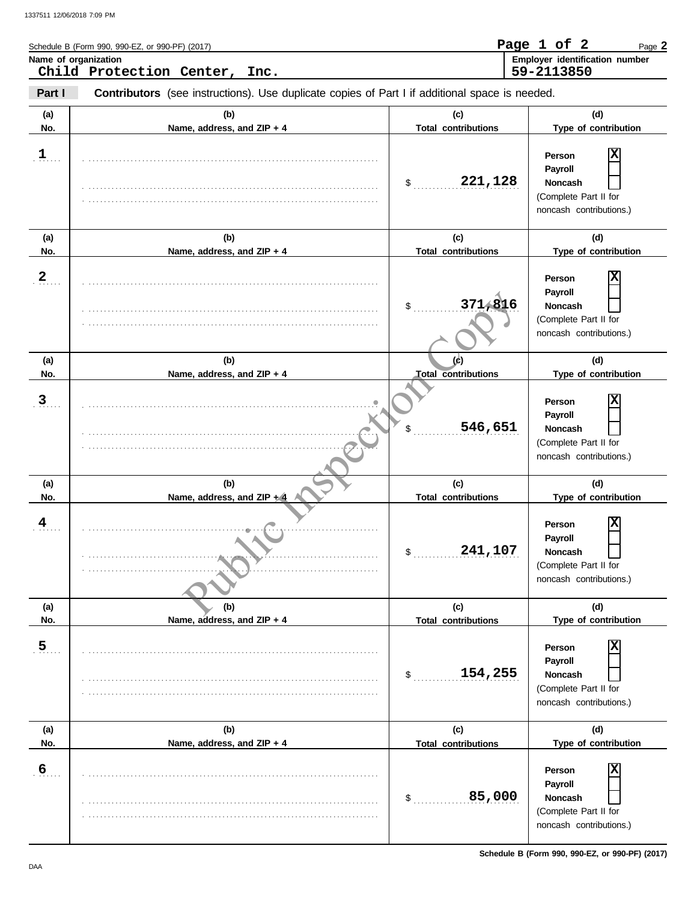Schedule B (Form 990, 990-EZ, or 990-PF) (2017)

**Name of organization**
Child Protection Center, Inc.

**Employer identification number**
59-2113850

**Part I** **Contributors** (see instructions). Use duplicate copies of Part I if additional space is needed.

| (a) No. | (b) Name, address, and ZIP + 4 | (c) Total contributions | (d) Type of contribution |
|---|---|---|---|
| 1 | | $ 221,128 | Person [X] Payroll [ ] Noncash [ ] (Complete Part II for noncash contributions.) |
| 2 | | $ 371,816 | Person [X] Payroll [ ] Noncash [ ] (Complete Part II for noncash contributions.) |
| 3 | | $ 546,651 | Person [X] Payroll [ ] Noncash [ ] (Complete Part II for noncash contributions.) |
| 4 | | $ 241,107 | Person [X] Payroll [ ] Noncash [ ] (Complete Part II for noncash contributions.) |
| 5 | | $ 154,255 | Person [X] Payroll [ ] Noncash [ ] (Complete Part II for noncash contributions.) |
| 6 | | $ 85,000 | Person [X] Payroll [ ] Noncash [ ] (Complete Part II for noncash contributions.) |

Public Inspection Copy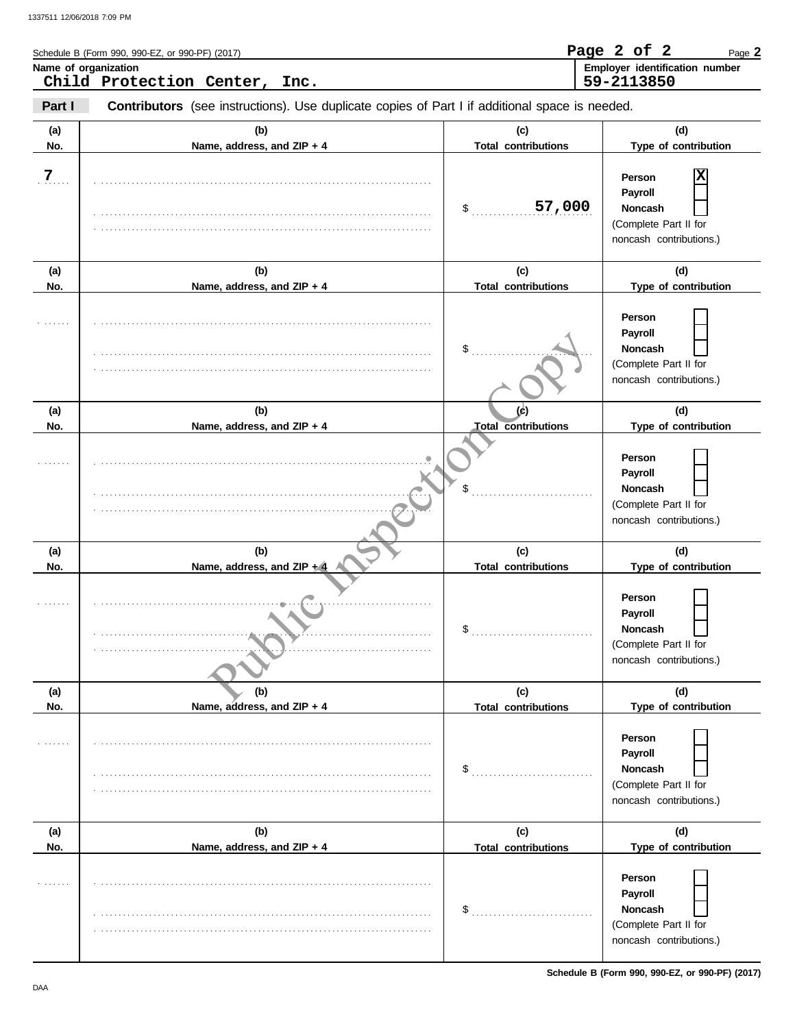Schedule B (Form 990, 990-EZ, or 990-PF) (2017)

**Name of organization**
Child Protection Center, Inc.

**Employer identification number**
59-2113850

**Part I** **Contributors** (see instructions). Use duplicate copies of Part I if additional space is needed.

| (a) No. | (b) Name, address, and ZIP + 4 | (c) Total contributions | (d) Type of contribution |
|---|---|---|---|
| 7 | | $ 57,000 | Person [X] Payroll [ ] Noncash [ ] (Complete Part II for noncash contributions.) |
| | | $ | Person [ ] Payroll [ ] Noncash [ ] (Complete Part II for noncash contributions.) |
| | | $ | Person [ ] Payroll [ ] Noncash [ ] (Complete Part II for noncash contributions.) |
| | | $ | Person [ ] Payroll [ ] Noncash [ ] (Complete Part II for noncash contributions.) |
| | | $ | Person [ ] Payroll [ ] Noncash [ ] (Complete Part II for noncash contributions.) |
| | | $ | Person [ ] Payroll [ ] Noncash [ ] (Complete Part II for noncash contributions.) |

Public Inspection Copy

**Schedule B (Form 990, 990-EZ, or 990-PF) (2017)**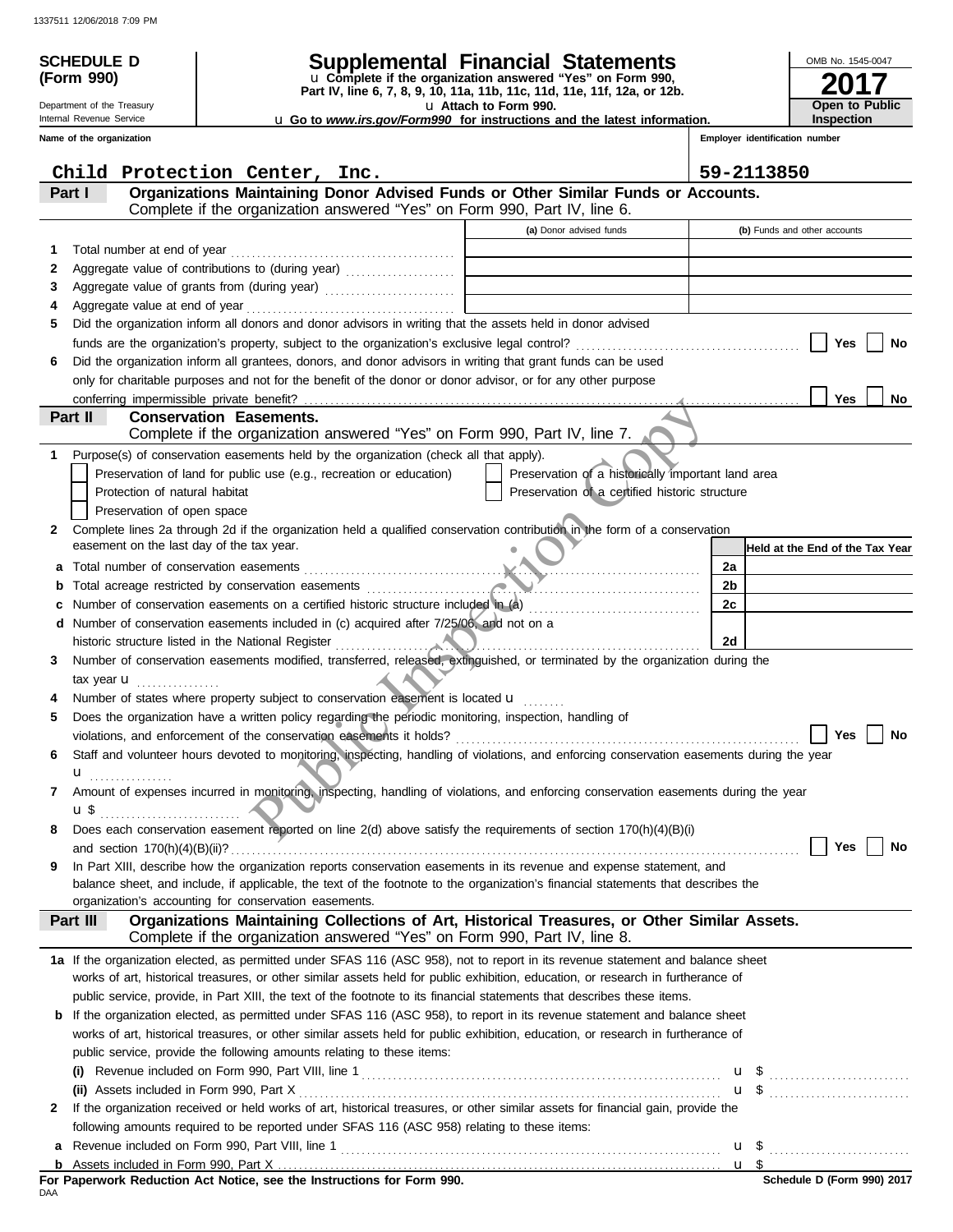**SCHEDULE D (Form 990)**

Department of the Treasury
Internal Revenue Service

# Supplemental Financial Statements

u Complete if the organization answered "Yes" on Form 990, Part IV, line 6, 7, 8, 9, 10, 11a, 11b, 11c, 11d, 11e, 11f, 12a, or 12b.
u Attach to Form 990.
u Go to *www.irs.gov/Form990* for instructions and the latest information.

OMB No. 1545-0047
**2017**
**Open to Public Inspection**

**Name of the organization:** Child Protection Center, Inc.
**Employer identification number:** 59-2113850

## Part I — Organizations Maintaining Donor Advised Funds or Other Similar Funds or Accounts.
Complete if the organization answered "Yes" on Form 990, Part IV, line 6.

| | | (a) Donor advised funds | (b) Funds and other accounts |
|---|---|---|---|
| 1 | Total number at end of year | | |
| 2 | Aggregate value of contributions to (during year) | | |
| 3 | Aggregate value of grants from (during year) | | |
| 4 | Aggregate value at end of year | | |

5 Did the organization inform all donors and donor advisors in writing that the assets held in donor advised funds are the organization's property, subject to the organization's exclusive legal control? ☐ Yes ☐ No

6 Did the organization inform all grantees, donors, and donor advisors in writing that grant funds can be used only for charitable purposes and not for the benefit of the donor or donor advisor, or for any other purpose conferring impermissible private benefit? ☐ Yes ☐ No

## Part II — Conservation Easements.
Complete if the organization answered "Yes" on Form 990, Part IV, line 7.

1 Purpose(s) of conservation easements held by the organization (check all that apply).
- ☐ Preservation of land for public use (e.g., recreation or education)
- ☐ Preservation of a historically important land area
- ☐ Protection of natural habitat
- ☐ Preservation of a certified historic structure
- ☐ Preservation of open space

2 Complete lines 2a through 2d if the organization held a qualified conservation contribution in the form of a conservation easement on the last day of the tax year.

| | | | Held at the End of the Tax Year |
|---|---|---|---|
| a | Total number of conservation easements | 2a | |
| b | Total acreage restricted by conservation easements | 2b | |
| c | Number of conservation easements on a certified historic structure included in (a) | 2c | |
| d | Number of conservation easements included in (c) acquired after 7/25/06, and not on a historic structure listed in the National Register | 2d | |

3 Number of conservation easements modified, transferred, released, extinguished, or terminated by the organization during the tax year u

4 Number of states where property subject to conservation easement is located u

5 Does the organization have a written policy regarding the periodic monitoring, inspection, handling of violations, and enforcement of the conservation easements it holds? ☐ Yes ☐ No

6 Staff and volunteer hours devoted to monitoring, inspecting, handling of violations, and enforcing conservation easements during the year u

7 Amount of expenses incurred in monitoring, inspecting, handling of violations, and enforcing conservation easements during the year u $

8 Does each conservation easement reported on line 2(d) above satisfy the requirements of section 170(h)(4)(B)(i) and section 170(h)(4)(B)(ii)? ☐ Yes ☐ No

9 In Part XIII, describe how the organization reports conservation easements in its revenue and expense statement, and balance sheet, and include, if applicable, the text of the footnote to the organization's financial statements that describes the organization's accounting for conservation easements.

## Part III — Organizations Maintaining Collections of Art, Historical Treasures, or Other Similar Assets.
Complete if the organization answered "Yes" on Form 990, Part IV, line 8.

1a If the organization elected, as permitted under SFAS 116 (ASC 958), not to report in its revenue statement and balance sheet works of art, historical treasures, or other similar assets held for public exhibition, education, or research in furtherance of public service, provide, in Part XIII, the text of the footnote to its financial statements that describes these items.

b If the organization elected, as permitted under SFAS 116 (ASC 958), to report in its revenue statement and balance sheet works of art, historical treasures, or other similar assets held for public exhibition, education, or research in furtherance of public service, provide the following amounts relating to these items:

(i) Revenue included on Form 990, Part VIII, line 1 u $

(ii) Assets included in Form 990, Part X u $

2 If the organization received or held works of art, historical treasures, or other similar assets for financial gain, provide the following amounts required to be reported under SFAS 116 (ASC 958) relating to these items:

a Revenue included on Form 990, Part VIII, line 1 u $

b Assets included in Form 990, Part X u $

**For Paperwork Reduction Act Notice, see the Instructions for Form 990.**
DAA
Schedule D (Form 990) 2017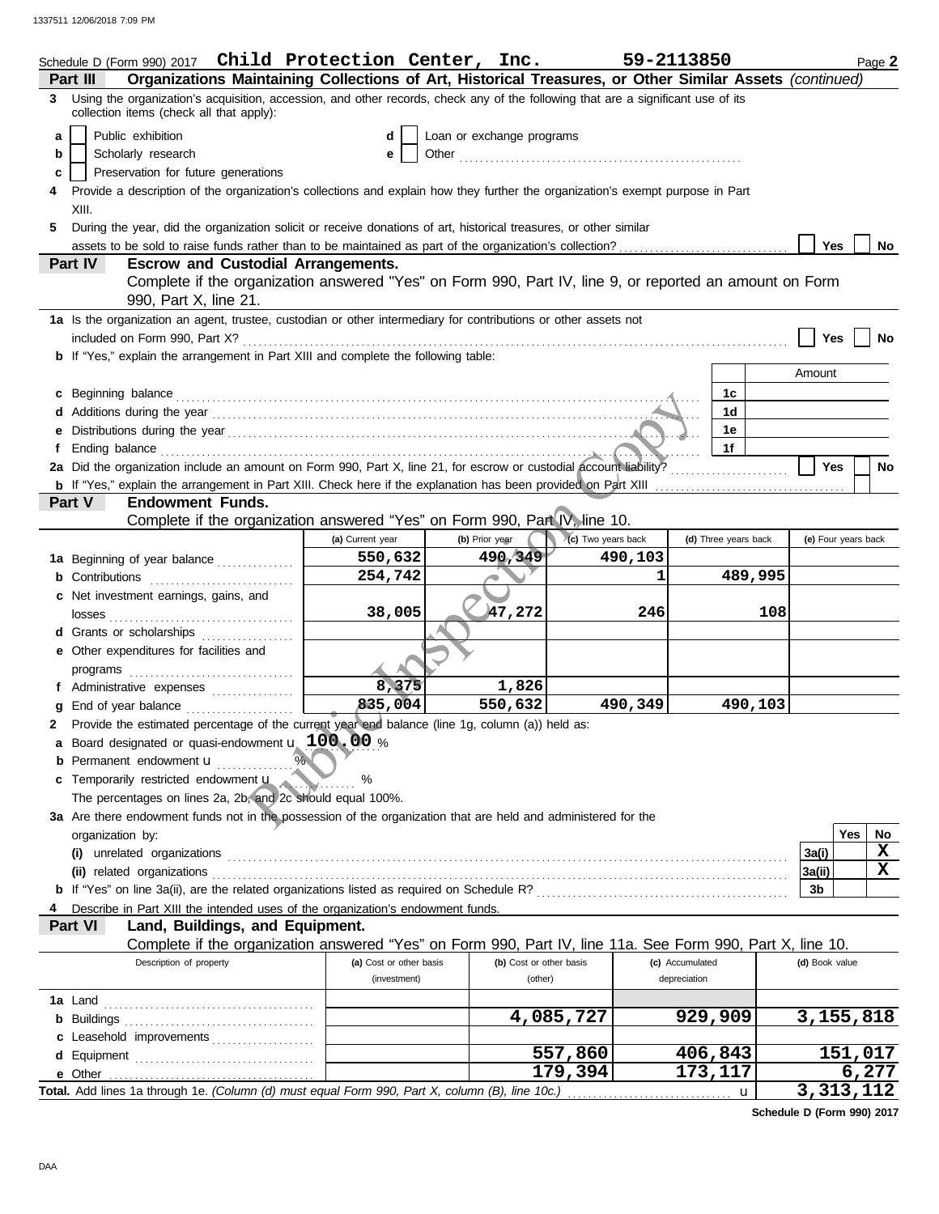Schedule D (Form 990) 2017 **Child Protection Center, Inc.** **59-2113850** Page **2**

**Part III** **Organizations Maintaining Collections of Art, Historical Treasures, or Other Similar Assets** *(continued)*

**3** Using the organization's acquisition, accession, and other records, check any of the following that are a significant use of its collection items (check all that apply):

- **a** [ ] Public exhibition
- **b** [ ] Scholarly research
- **c** [ ] Preservation for future generations
- **d** [ ] Loan or exchange programs
- **e** [ ] Other

**4** Provide a description of the organization's collections and explain how they further the organization's exempt purpose in Part XIII.

**5** During the year, did the organization solicit or receive donations of art, historical treasures, or other similar assets to be sold to raise funds rather than to be maintained as part of the organization's collection? [ ] Yes [ ] No

**Part IV** **Escrow and Custodial Arrangements.**
Complete if the organization answered "Yes" on Form 990, Part IV, line 9, or reported an amount on Form 990, Part X, line 21.

**1a** Is the organization an agent, trustee, custodian or other intermediary for contributions or other assets not included on Form 990, Part X? [ ] Yes [ ] No

**b** If "Yes," explain the arrangement in Part XIII and complete the following table:

| | | Amount |
|---|---|---|
| **c** Beginning balance | 1c | |
| **d** Additions during the year | 1d | |
| **e** Distributions during the year | 1e | |
| **f** Ending balance | 1f | |

**2a** Did the organization include an amount on Form 990, Part X, line 21, for escrow or custodial account liability? [ ] Yes [ ] No

**b** If "Yes," explain the arrangement in Part XIII. Check here if the explanation has been provided on Part XIII [ ]

**Part V** **Endowment Funds.**
Complete if the organization answered "Yes" on Form 990, Part IV, line 10.

| | (a) Current year | (b) Prior year | (c) Two years back | (d) Three years back | (e) Four years back |
|---|---|---|---|---|---|
| **1a** Beginning of year balance | 550,632 | 490,349 | 490,103 | | |
| **b** Contributions | 254,742 | | 1 | 489,995 | |
| **c** Net investment earnings, gains, and losses | 38,005 | 47,272 | 246 | 108 | |
| **d** Grants or scholarships | | | | | |
| **e** Other expenditures for facilities and programs | | | | | |
| **f** Administrative expenses | 8,375 | 1,826 | | | |
| **g** End of year balance | 835,004 | 550,632 | 490,349 | 490,103 | |

**2** Provide the estimated percentage of the current year end balance (line 1g, column (a)) held as:

- **a** Board designated or quasi-endowment **100.00** %
- **b** Permanent endowment %
- **c** Temporarily restricted endowment %

The percentages on lines 2a, 2b, and 2c should equal 100%.

**3a** Are there endowment funds not in the possession of the organization that are held and administered for the organization by:

| | | Yes | No |
|---|---|---|---|
| **(i)** unrelated organizations | 3a(i) | | X |
| **(ii)** related organizations | 3a(ii) | | X |
| **b** If "Yes" on line 3a(ii), are the related organizations listed as required on Schedule R? | 3b | | |

**4** Describe in Part XIII the intended uses of the organization's endowment funds.

**Part VI** **Land, Buildings, and Equipment.**
Complete if the organization answered "Yes" on Form 990, Part IV, line 11a. See Form 990, Part X, line 10.

| Description of property | (a) Cost or other basis (investment) | (b) Cost or other basis (other) | (c) Accumulated depreciation | (d) Book value |
|---|---|---|---|---|
| **1a** Land | | | | |
| **b** Buildings | | 4,085,727 | 929,909 | 3,155,818 |
| **c** Leasehold improvements | | | | |
| **d** Equipment | | 557,860 | 406,843 | 151,017 |
| **e** Other | | 179,394 | 173,117 | 6,277 |
| **Total.** Add lines 1a through 1e. *(Column (d) must equal Form 990, Part X, column (B), line 10c.)* | | | | 3,313,112 |

**Schedule D (Form 990) 2017**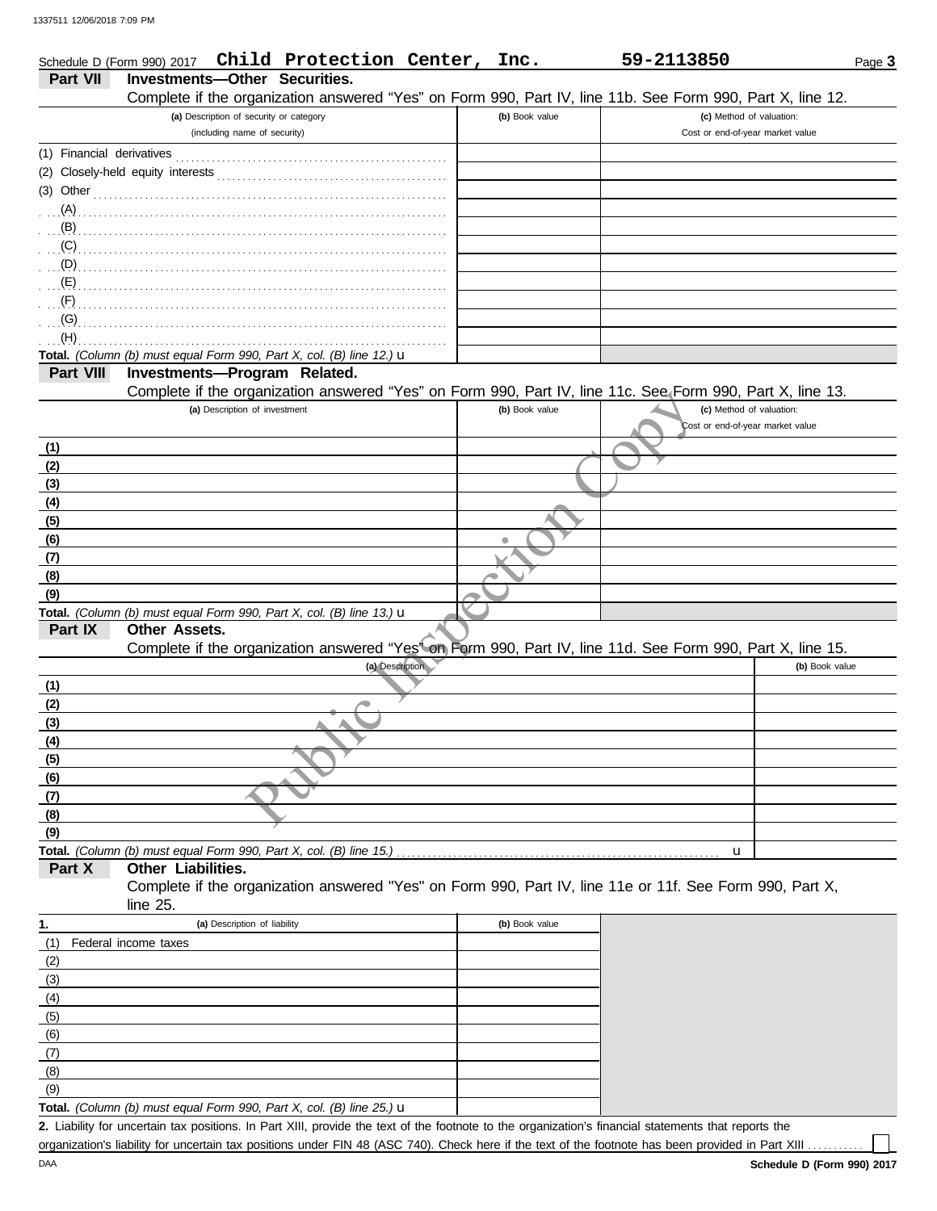Schedule D (Form 990) 2017 **Child Protection Center, Inc.** **59-2113850** Page **3**

## Part VII Investments—Other Securities.

Complete if the organization answered "Yes" on Form 990, Part IV, line 11b. See Form 990, Part X, line 12.

| (a) Description of security or category (including name of security) | (b) Book value | (c) Method of valuation: Cost or end-of-year market value |
|---|---|---|
| (1) Financial derivatives | | |
| (2) Closely-held equity interests | | |
| (3) Other | | |
| (A) | | |
| (B) | | |
| (C) | | |
| (D) | | |
| (E) | | |
| (F) | | |
| (G) | | |
| (H) | | |
| **Total.** *(Column (b) must equal Form 990, Part X, col. (B) line 12.)* u | | |

## Part VIII Investments—Program Related.

Complete if the organization answered "Yes" on Form 990, Part IV, line 11c. See Form 990, Part X, line 13.

| (a) Description of investment | (b) Book value | (c) Method of valuation: Cost or end-of-year market value |
|---|---|---|
| (1) | | |
| (2) | | |
| (3) | | |
| (4) | | |
| (5) | | |
| (6) | | |
| (7) | | |
| (8) | | |
| (9) | | |
| **Total.** *(Column (b) must equal Form 990, Part X, col. (B) line 13.)* u | | |

## Part IX Other Assets.

Complete if the organization answered "Yes" on Form 990, Part IV, line 11d. See Form 990, Part X, line 15.

| (a) Description | (b) Book value |
|---|---|
| (1) | |
| (2) | |
| (3) | |
| (4) | |
| (5) | |
| (6) | |
| (7) | |
| (8) | |
| (9) | |
| **Total.** *(Column (b) must equal Form 990, Part X, col. (B) line 15.)* u | |

## Part X Other Liabilities.

Complete if the organization answered "Yes" on Form 990, Part IV, line 11e or 11f. See Form 990, Part X, line 25.

| 1. (a) Description of liability | (b) Book value |
|---|---|
| (1) Federal income taxes | |
| (2) | |
| (3) | |
| (4) | |
| (5) | |
| (6) | |
| (7) | |
| (8) | |
| (9) | |
| **Total.** *(Column (b) must equal Form 990, Part X, col. (B) line 25.)* u | |

**2.** Liability for uncertain tax positions. In Part XIII, provide the text of the footnote to the organization's financial statements that reports the organization's liability for uncertain tax positions under FIN 48 (ASC 740). Check here if the text of the footnote has been provided in Part XIII ☐

**Schedule D (Form 990) 2017**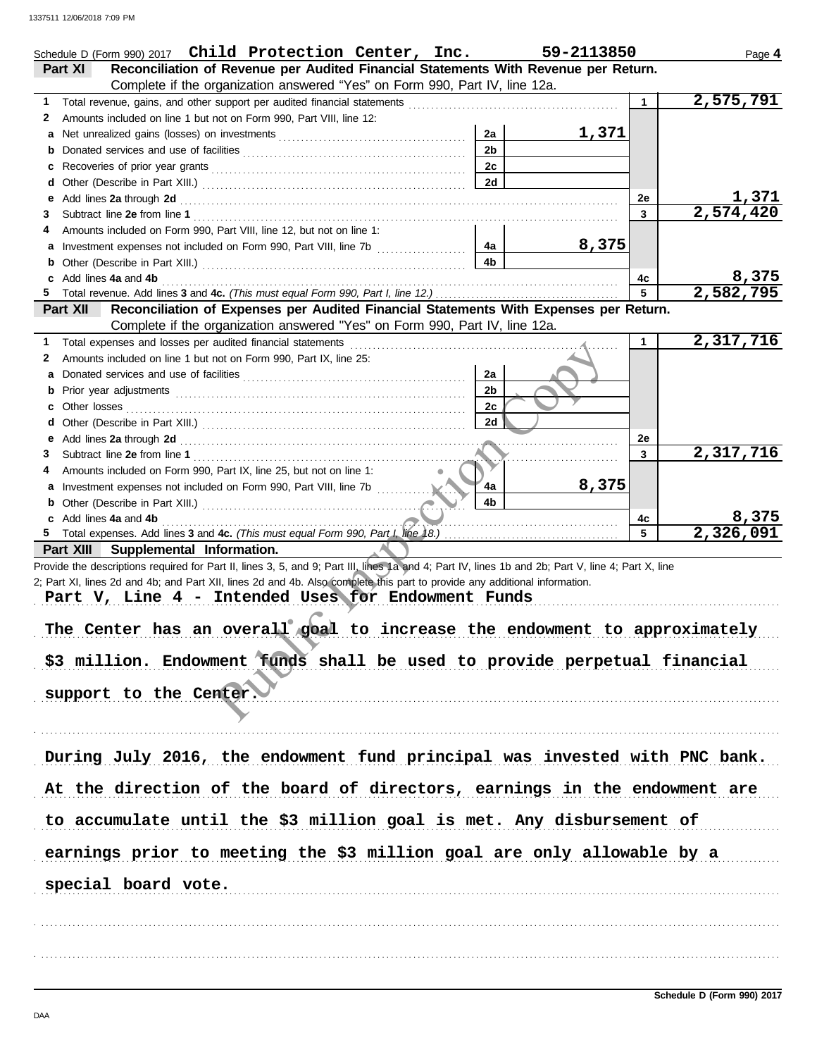Schedule D (Form 990) 2017 **Child Protection Center, Inc.** **59-2113850** Page **4**

## Part XI Reconciliation of Revenue per Audited Financial Statements With Revenue per Return.

Complete if the organization answered "Yes" on Form 990, Part IV, line 12a.

| | | | | | |
|---|---|---|---|---|---|
| **1** | Total revenue, gains, and other support per audited financial statements | | | 1 | 2,575,791 |
| **2** | Amounts included on line 1 but not on Form 990, Part VIII, line 12: | | | | |
| **a** | Net unrealized gains (losses) on investments | 2a | 1,371 | | |
| **b** | Donated services and use of facilities | 2b | | | |
| **c** | Recoveries of prior year grants | 2c | | | |
| **d** | Other (Describe in Part XIII.) | 2d | | | |
| **e** | Add lines **2a** through **2d** | | | 2e | 1,371 |
| **3** | Subtract line **2e** from line **1** | | | 3 | 2,574,420 |
| **4** | Amounts included on Form 990, Part VIII, line 12, but not on line 1: | | | | |
| **a** | Investment expenses not included on Form 990, Part VIII, line 7b | 4a | 8,375 | | |
| **b** | Other (Describe in Part XIII.) | 4b | | | |
| **c** | Add lines **4a** and **4b** | | | 4c | 8,375 |
| **5** | Total revenue. Add lines **3** and **4c.** *(This must equal Form 990, Part I, line 12.)* | | | 5 | 2,582,795 |

## Part XII Reconciliation of Expenses per Audited Financial Statements With Expenses per Return.

Complete if the organization answered "Yes" on Form 990, Part IV, line 12a.

| | | | | | |
|---|---|---|---|---|---|
| **1** | Total expenses and losses per audited financial statements | | | 1 | 2,317,716 |
| **2** | Amounts included on line 1 but not on Form 990, Part IX, line 25: | | | | |
| **a** | Donated services and use of facilities | 2a | | | |
| **b** | Prior year adjustments | 2b | | | |
| **c** | Other losses | 2c | | | |
| **d** | Other (Describe in Part XIII.) | 2d | | | |
| **e** | Add lines **2a** through **2d** | | | 2e | |
| **3** | Subtract line **2e** from line **1** | | | 3 | 2,317,716 |
| **4** | Amounts included on Form 990, Part IX, line 25, but not on line 1: | | | | |
| **a** | Investment expenses not included on Form 990, Part VIII, line 7b | 4a | 8,375 | | |
| **b** | Other (Describe in Part XIII.) | 4b | | | |
| **c** | Add lines **4a** and **4b** | | | 4c | 8,375 |
| **5** | Total expenses. Add lines **3** and **4c.** *(This must equal Form 990, Part I, line 18.)* | | | 5 | 2,326,091 |

## Part XIII Supplemental Information.

Provide the descriptions required for Part II, lines 3, 5, and 9; Part III, lines 1a and 4; Part IV, lines 1b and 2b; Part V, line 4; Part X, line 2; Part XI, lines 2d and 4b; and Part XII, lines 2d and 4b. Also complete this part to provide any additional information.

Part V, Line 4 - Intended Uses for Endowment Funds

The Center has an overall goal to increase the endowment to approximately $3 million. Endowment funds shall be used to provide perpetual financial support to the Center.

During July 2016, the endowment fund principal was invested with PNC bank. At the direction of the board of directors, earnings in the endowment are to accumulate until the $3 million goal is met. Any disbursement of earnings prior to meeting the $3 million goal are only allowable by a special board vote.

**Schedule D (Form 990) 2017**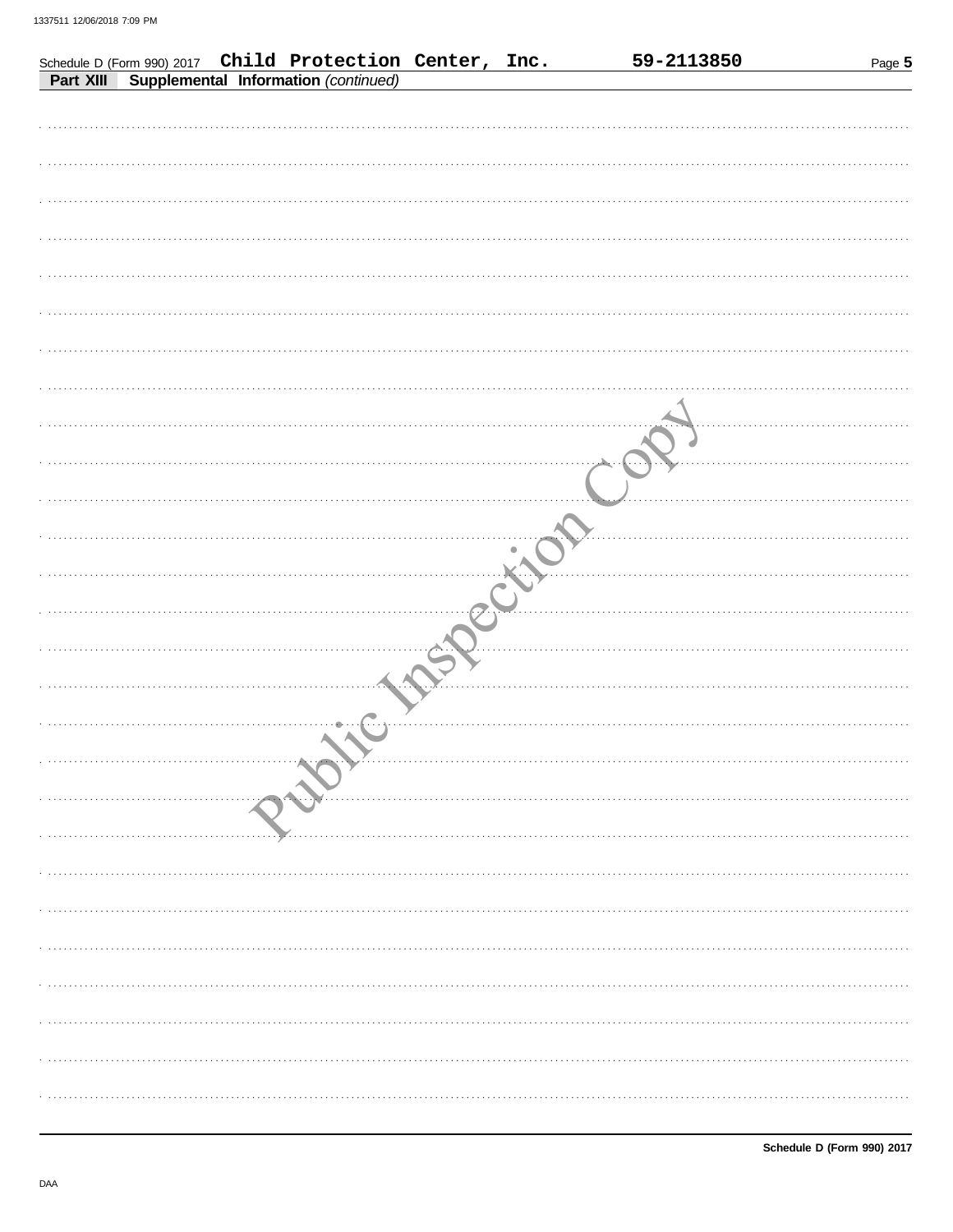Schedule D (Form 990) 2017 **Child Protection Center, Inc.** **59-2113850**

**Part XIII** **Supplemental Information** *(continued)*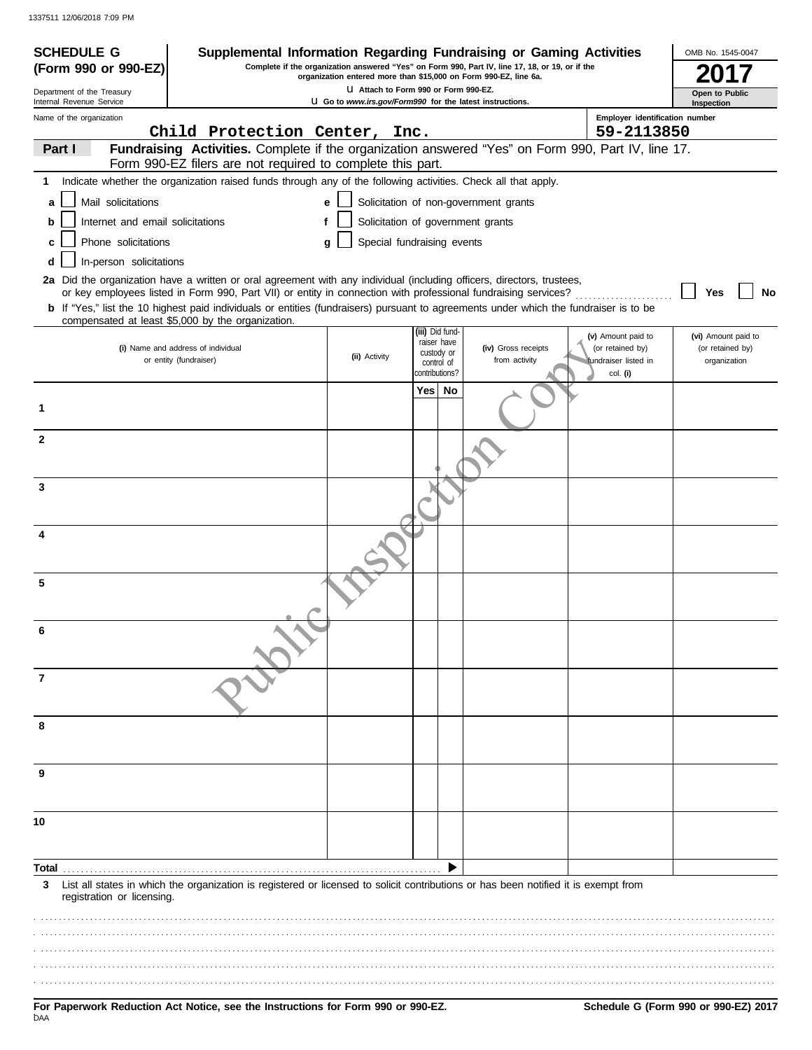1337511 12/06/2018 7:09 PM

**SCHEDULE G (Form 990 or 990-EZ)**

Department of the Treasury
Internal Revenue Service

# Supplemental Information Regarding Fundraising or Gaming Activities

**Complete if the organization answered "Yes" on Form 990, Part IV, line 17, 18, or 19, or if the organization entered more than $15,000 on Form 990-EZ, line 6a.**

u Attach to Form 990 or Form 990-EZ.
u Go to *www.irs.gov/Form990* for the latest instructions.

OMB No. 1545-0047

**2017**

**Open to Public Inspection**

Name of the organization: Child Protection Center, Inc.

Employer identification number: 59-2113850

**Part I** **Fundraising Activities.** Complete if the organization answered "Yes" on Form 990, Part IV, line 17. Form 990-EZ filers are not required to complete this part.

**1** Indicate whether the organization raised funds through any of the following activities. Check all that apply.

- **a** ☐ Mail solicitations
- **b** ☐ Internet and email solicitations
- **c** ☐ Phone solicitations
- **d** ☐ In-person solicitations
- **e** ☐ Solicitation of non-government grants
- **f** ☐ Solicitation of government grants
- **g** ☐ Special fundraising events

**2a** Did the organization have a written or oral agreement with any individual (including officers, directors, trustees, or key employees listed in Form 990, Part VII) or entity in connection with professional fundraising services? ☐ Yes ☐ No

**b** If "Yes," list the 10 highest paid individuals or entities (fundraisers) pursuant to agreements under which the fundraiser is to be compensated at least $5,000 by the organization.

| | (i) Name and address of individual or entity (fundraiser) | (ii) Activity | (iii) Did fund-raiser have custody or control of contributions? Yes | No | (iv) Gross receipts from activity | (v) Amount paid to (or retained by) fundraiser listed in col. (i) | (vi) Amount paid to (or retained by) organization |
|---|---|---|---|---|---|---|---|
| 1 | | | | | | | |
| 2 | | | | | | | |
| 3 | | | | | | | |
| 4 | | | | | | | |
| 5 | | | | | | | |
| 6 | | | | | | | |
| 7 | | | | | | | |
| 8 | | | | | | | |
| 9 | | | | | | | |
| 10 | | | | | | | |
| **Total** | | | | ▶ | | | |

**3** List all states in which the organization is registered or licensed to solicit contributions or has been notified it is exempt from registration or licensing.

**For Paperwork Reduction Act Notice, see the Instructions for Form 990 or 990-EZ.**

**Schedule G (Form 990 or 990-EZ) 2017**

DAA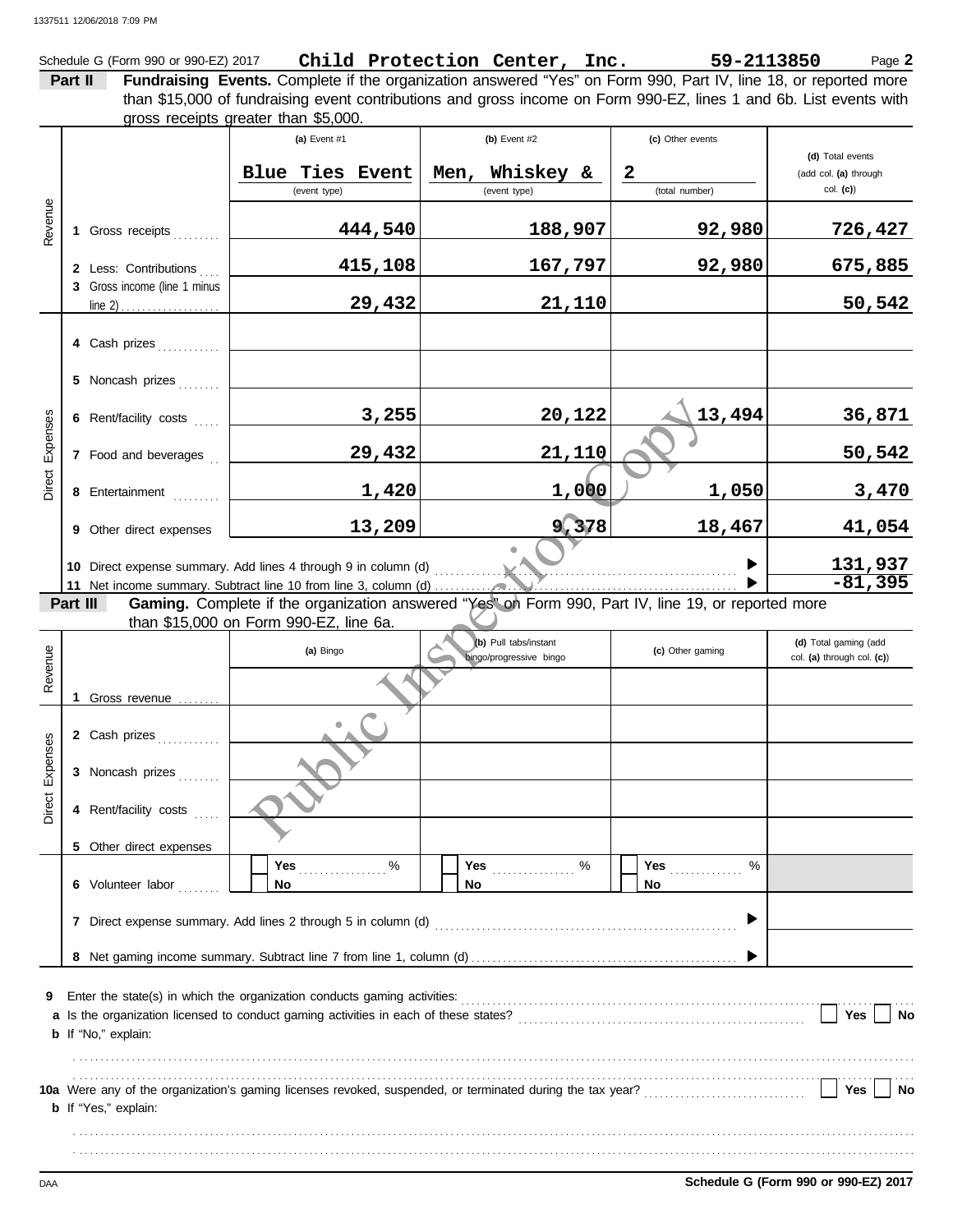Schedule G (Form 990 or 990-EZ) 2017 **Child Protection Center, Inc.** **59-2113850** Page **2**

**Part II** **Fundraising Events.** Complete if the organization answered "Yes" on Form 990, Part IV, line 18, or reported more than $15,000 of fundraising event contributions and gross income on Form 990-EZ, lines 1 and 6b. List events with gross receipts greater than $5,000.

| | | (a) Event #1 | (b) Event #2 | (c) Other events | (d) Total events (add col. (a) through col. (c)) |
|---|---|---|---|---|---|
| | | Blue Ties Event (event type) | Men, Whiskey & (event type) | 2 (total number) | |
| Revenue | 1 Gross receipts | 444,540 | 188,907 | 92,980 | 726,427 |
| | 2 Less: Contributions | 415,108 | 167,797 | 92,980 | 675,885 |
| | 3 Gross income (line 1 minus line 2) | 29,432 | 21,110 | | 50,542 |
| Direct Expenses | 4 Cash prizes | | | | |
| | 5 Noncash prizes | | | | |
| | 6 Rent/facility costs | 3,255 | 20,122 | 13,494 | 36,871 |
| | 7 Food and beverages | 29,432 | 21,110 | | 50,542 |
| | 8 Entertainment | 1,420 | 1,000 | 1,050 | 3,470 |
| | 9 Other direct expenses | 13,209 | 9,378 | 18,467 | 41,054 |

10 Direct expense summary. Add lines 4 through 9 in column (d) ▶ **131,937**

11 Net income summary. Subtract line 10 from line 3, column (d) ▶ **-81,395**

**Part III** **Gaming.** Complete if the organization answered "Yes" on Form 990, Part IV, line 19, or reported more than $15,000 on Form 990-EZ, line 6a.

| | | (a) Bingo | (b) Pull tabs/instant bingo/progressive bingo | (c) Other gaming | (d) Total gaming (add col. (a) through col. (c)) |
|---|---|---|---|---|---|
| Revenue | 1 Gross revenue | | | | |
| Direct Expenses | 2 Cash prizes | | | | |
| | 3 Noncash prizes | | | | |
| | 4 Rent/facility costs | | | | |
| | 5 Other direct expenses | | | | |
| | 6 Volunteer labor | ☐ Yes ____ % ☐ No | ☐ Yes ____ % ☐ No | ☐ Yes ____ % ☐ No | |

7 Direct expense summary. Add lines 2 through 5 in column (d) ▶

8 Net gaming income summary. Subtract line 7 from line 1, column (d) ▶

9 Enter the state(s) in which the organization conducts gaming activities:

a Is the organization licensed to conduct gaming activities in each of these states? ☐ Yes ☐ No

b If "No," explain:

10a Were any of the organization's gaming licenses revoked, suspended, or terminated during the tax year? ☐ Yes ☐ No

b If "Yes," explain:

**Schedule G (Form 990 or 990-EZ) 2017**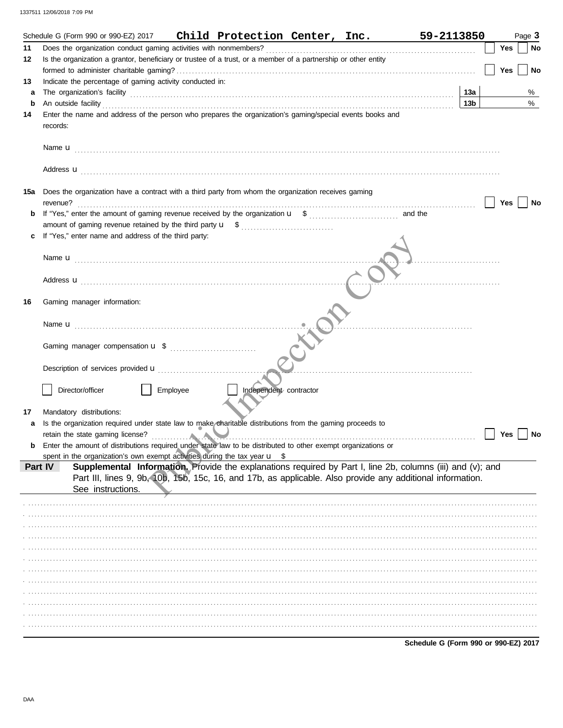Schedule G (Form 990 or 990-EZ) 2017 **Child Protection Center, Inc.** **59-2113850** Page **3**

**11** Does the organization conduct gaming activities with nonmembers? ☐ Yes ☐ No

**12** Is the organization a grantor, beneficiary or trustee of a trust, or a member of a partnership or other entity formed to administer charitable gaming? ☐ Yes ☐ No

**13** Indicate the percentage of gaming activity conducted in:

**a** The organization's facility ..... **13a** %

**b** An outside facility ..... **13b** %

**14** Enter the name and address of the person who prepares the organization's gaming/special events books and records:

Name u

Address u

**15a** Does the organization have a contract with a third party from whom the organization receives gaming revenue? ☐ Yes ☐ No

**b** If "Yes," enter the amount of gaming revenue received by the organization u $ ........ and the amount of gaming revenue retained by the third party u $ ........

**c** If "Yes," enter name and address of the third party:

Name u

Address u

**16** Gaming manager information:

Name u

Gaming manager compensation u $

Description of services provided u

☐ Director/officer ☐ Employee ☐ Independent contractor

**17** Mandatory distributions:

**a** Is the organization required under state law to make charitable distributions from the gaming proceeds to retain the state gaming license? ☐ Yes ☐ No

**b** Enter the amount of distributions required under state law to be distributed to other exempt organizations or spent in the organization's own exempt activities during the tax year u $

**Part IV** **Supplemental Information.** Provide the explanations required by Part I, line 2b, columns (iii) and (v); and Part III, lines 9, 9b, 10b, 15b, 15c, 16, and 17b, as applicable. Also provide any additional information. See instructions.

**Schedule G (Form 990 or 990-EZ) 2017**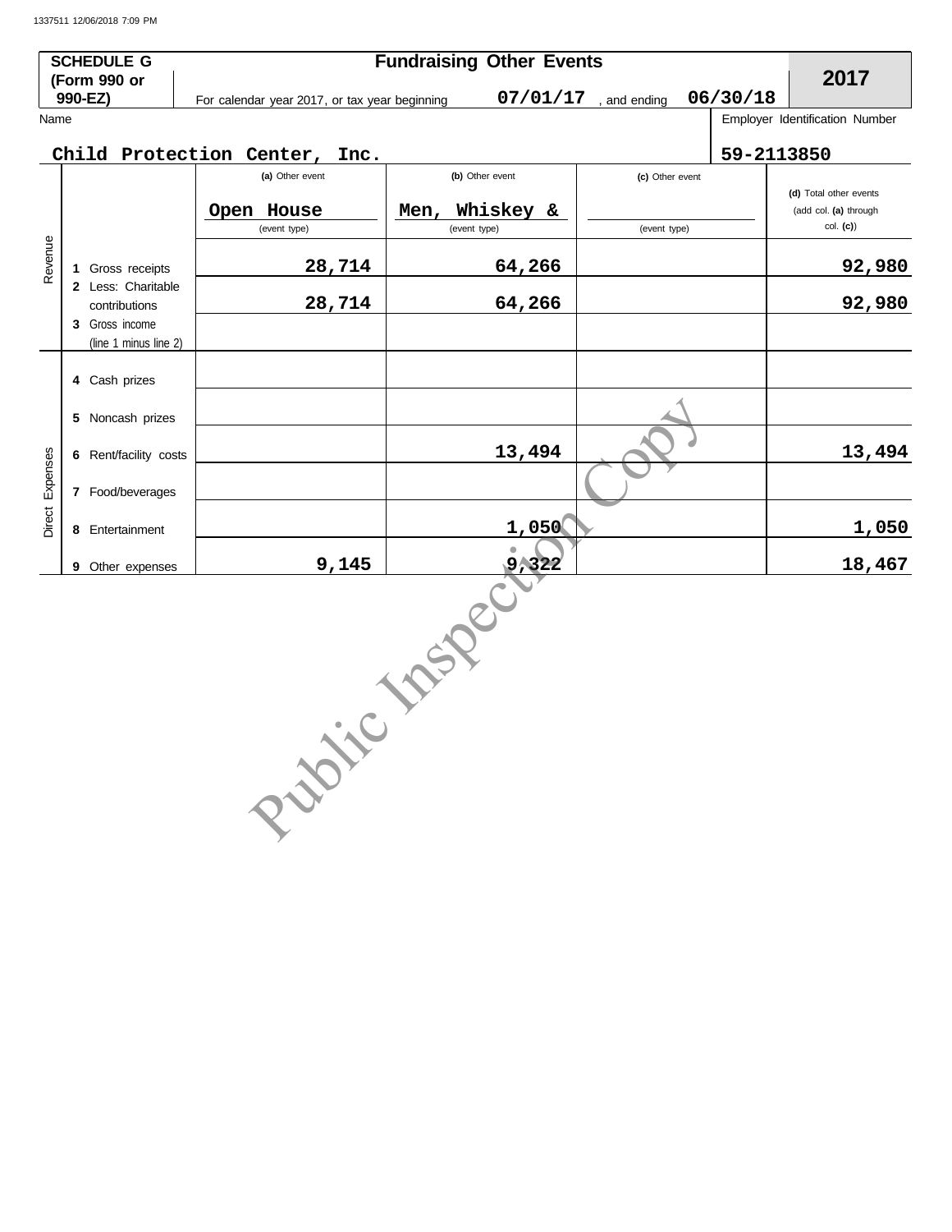1337511 12/06/2018 7:09 PM

**SCHEDULE G (Form 990 or 990-EZ)**

## Fundraising Other Events

**2017**

For calendar year 2017, or tax year beginning **07/01/17**, and ending **06/30/18**

Name: **Child Protection Center, Inc.**

Employer Identification Number: **59-2113850**

| | | (a) Other event | (b) Other event | (c) Other event | (d) Total other events (add col. (a) through col. (c)) |
|---|---|---|---|---|---|
| | | Open House (event type) | Men, Whiskey & (event type) | (event type) | |
| Revenue | 1 Gross receipts | 28,714 | 64,266 | | 92,980 |
| | 2 Less: Charitable contributions | 28,714 | 64,266 | | 92,980 |
| | 3 Gross income (line 1 minus line 2) | | | | |
| Direct Expenses | 4 Cash prizes | | | | |
| | 5 Noncash prizes | | | | |
| | 6 Rent/facility costs | | 13,494 | | 13,494 |
| | 7 Food/beverages | | | | |
| | 8 Entertainment | | 1,050 | | 1,050 |
| | 9 Other expenses | 9,145 | 9,322 | | 18,467 |

Public Inspection Copy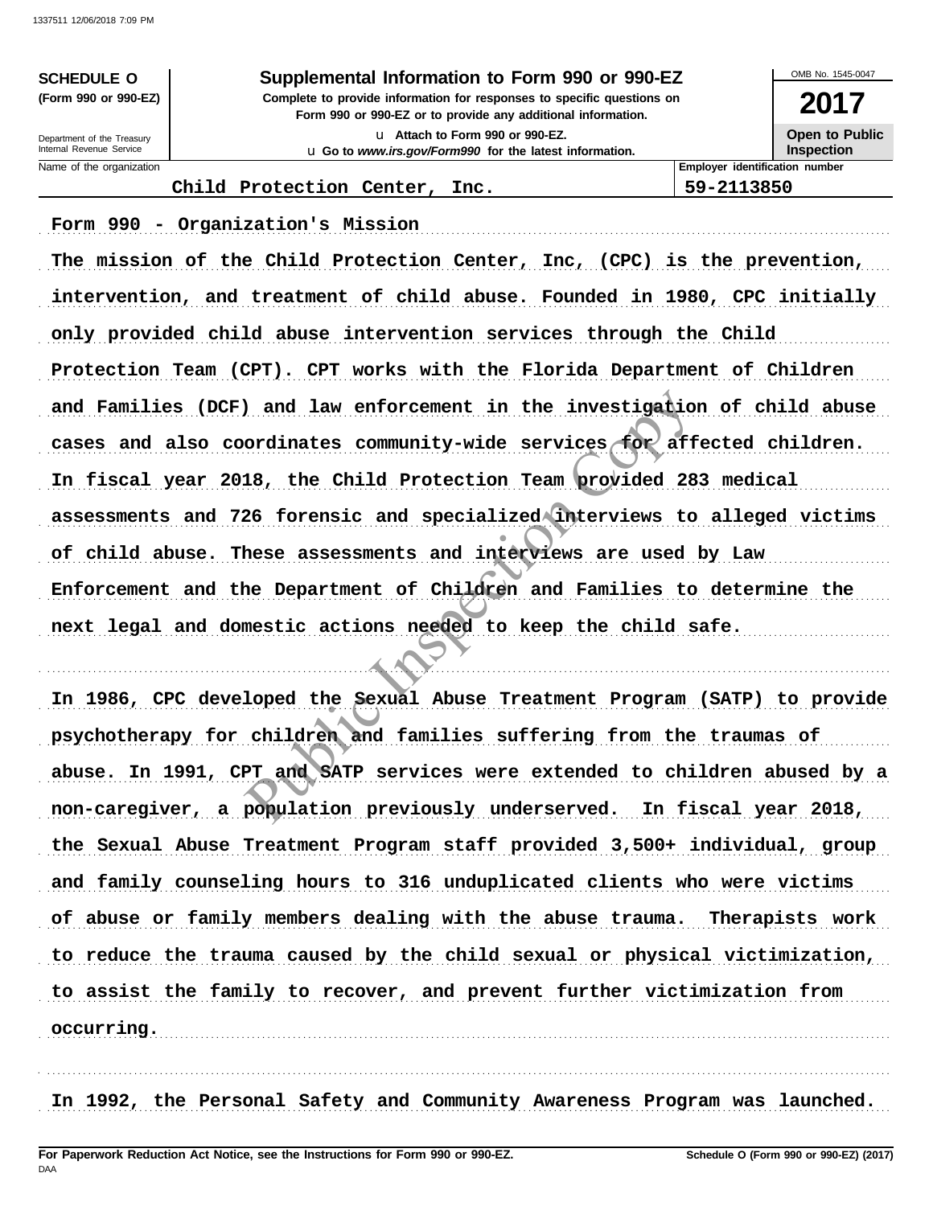**SCHEDULE O (Form 990 or 990-EZ)**

Department of the Treasury
Internal Revenue Service

# Supplemental Information to Form 990 or 990-EZ

**Complete to provide information for responses to specific questions on Form 990 or 990-EZ or to provide any additional information.**

u Attach to Form 990 or 990-EZ.
u Go to *www.irs.gov/Form990* for the latest information.

OMB No. 1545-0047

**2017**

**Open to Public Inspection**

| Name of the organization | Employer identification number |
|---|---|
| Child Protection Center, Inc. | 59-2113850 |

Form 990 - Organization's Mission

The mission of the Child Protection Center, Inc, (CPC) is the prevention, intervention, and treatment of child abuse. Founded in 1980, CPC initially only provided child abuse intervention services through the Child Protection Team (CPT). CPT works with the Florida Department of Children and Families (DCF) and law enforcement in the investigation of child abuse cases and also coordinates community-wide services for affected children. In fiscal year 2018, the Child Protection Team provided 283 medical assessments and 726 forensic and specialized interviews to alleged victims of child abuse. These assessments and interviews are used by Law Enforcement and the Department of Children and Families to determine the next legal and domestic actions needed to keep the child safe.

In 1986, CPC developed the Sexual Abuse Treatment Program (SATP) to provide psychotherapy for children and families suffering from the traumas of abuse. In 1991, CPT and SATP services were extended to children abused by a non-caregiver, a population previously underserved. In fiscal year 2018, the Sexual Abuse Treatment Program staff provided 3,500+ individual, group and family counseling hours to 316 unduplicated clients who were victims of abuse or family members dealing with the abuse trauma. Therapists work to reduce the trauma caused by the child sexual or physical victimization, to assist the family to recover, and prevent further victimization from occurring.

In 1992, the Personal Safety and Community Awareness Program was launched.

**For Paperwork Reduction Act Notice, see the Instructions for Form 990 or 990-EZ.** **Schedule O (Form 990 or 990-EZ) (2017)**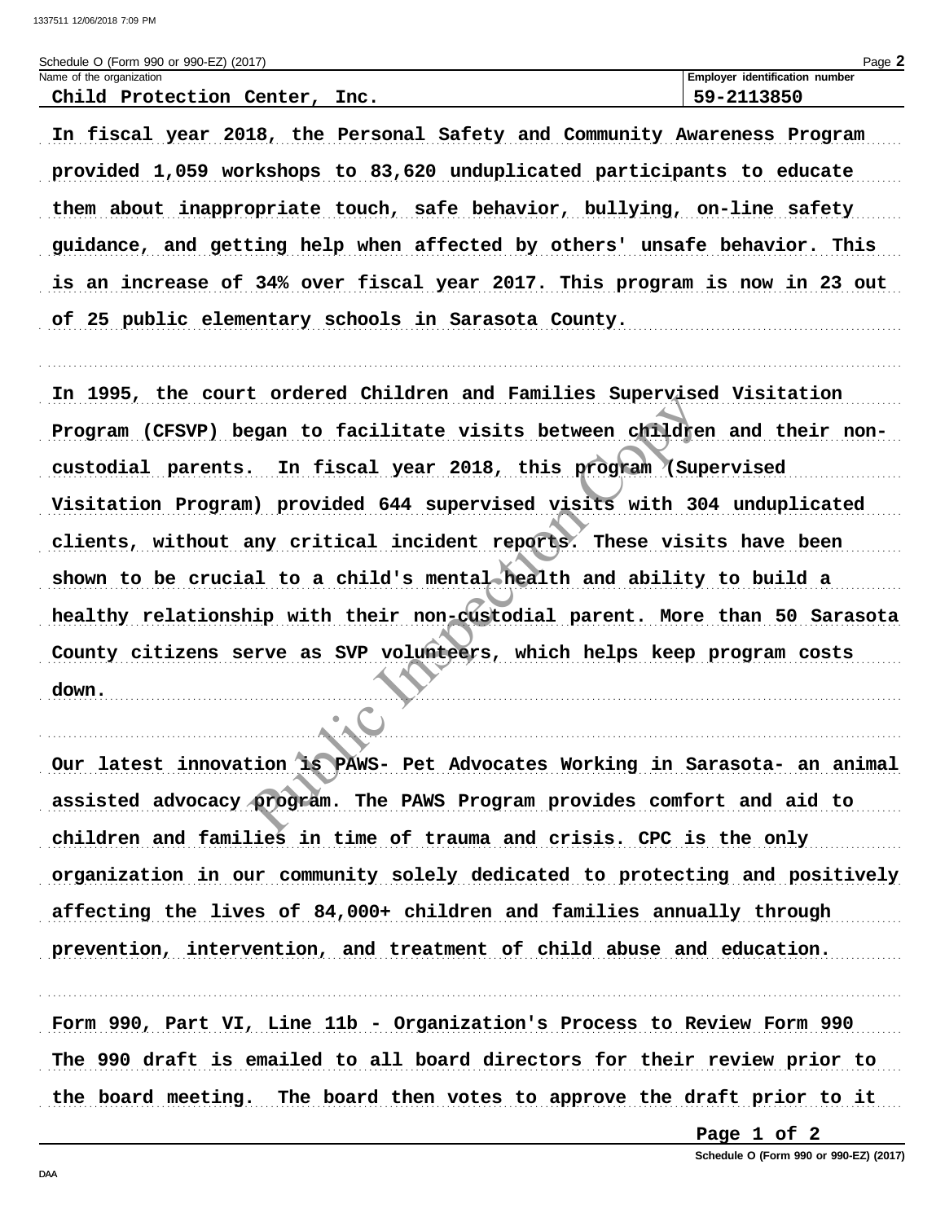Schedule O (Form 990 or 990-EZ) (2017)

| Name of the organization | Employer identification number |
| --- | --- |
| Child Protection Center, Inc. | 59-2113850 |

In fiscal year 2018, the Personal Safety and Community Awareness Program provided 1,059 workshops to 83,620 unduplicated participants to educate them about inappropriate touch, safe behavior, bullying, on-line safety guidance, and getting help when affected by others' unsafe behavior. This is an increase of 34% over fiscal year 2017. This program is now in 23 out of 25 public elementary schools in Sarasota County.

In 1995, the court ordered Children and Families Supervised Visitation Program (CFSVP) began to facilitate visits between children and their non-custodial parents. In fiscal year 2018, this program (Supervised Visitation Program) provided 644 supervised visits with 304 unduplicated clients, without any critical incident reports. These visits have been shown to be crucial to a child's mental health and ability to build a healthy relationship with their non-custodial parent. More than 50 Sarasota County citizens serve as SVP volunteers, which helps keep program costs down.

Our latest innovation is PAWS- Pet Advocates Working in Sarasota- an animal assisted advocacy program. The PAWS Program provides comfort and aid to children and families in time of trauma and crisis. CPC is the only organization in our community solely dedicated to protecting and positively affecting the lives of 84,000+ children and families annually through prevention, intervention, and treatment of child abuse and education.

Form 990, Part VI, Line 11b - Organization's Process to Review Form 990
The 990 draft is emailed to all board directors for their review prior to the board meeting. The board then votes to approve the draft prior to it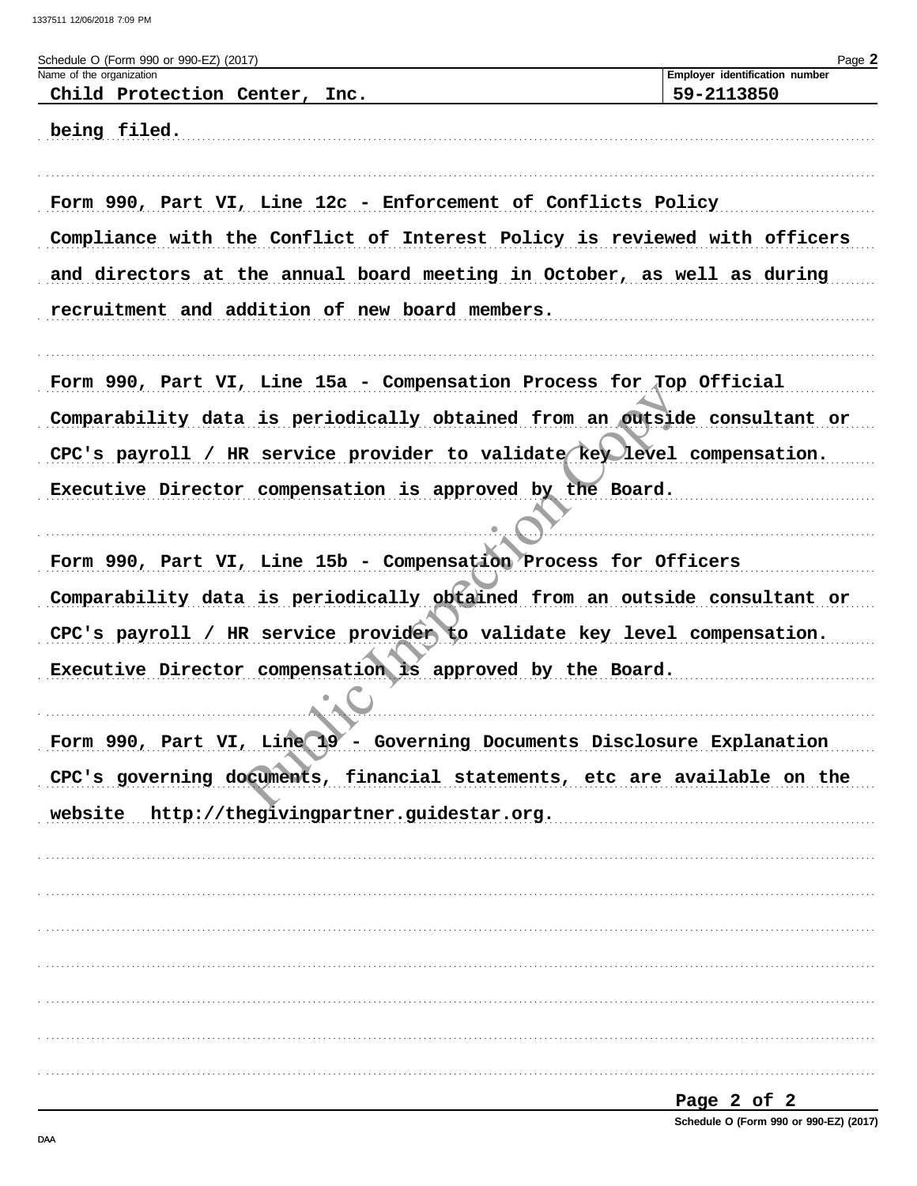Schedule O (Form 990 or 990-EZ) (2017)

| Name of the organization | Employer identification number |
| --- | --- |
| Child Protection Center, Inc. | 59-2113850 |

being filed.

Form 990, Part VI, Line 12c - Enforcement of Conflicts Policy

Compliance with the Conflict of Interest Policy is reviewed with officers and directors at the annual board meeting in October, as well as during recruitment and addition of new board members.

Form 990, Part VI, Line 15a - Compensation Process for Top Official

Comparability data is periodically obtained from an outside consultant or CPC's payroll / HR service provider to validate key level compensation. Executive Director compensation is approved by the Board.

Form 990, Part VI, Line 15b - Compensation Process for Officers

Comparability data is periodically obtained from an outside consultant or CPC's payroll / HR service provider to validate key level compensation. Executive Director compensation is approved by the Board.

Form 990, Part VI, Line 19 - Governing Documents Disclosure Explanation

CPC's governing documents, financial statements, etc are available on the website http://thegivingpartner.guidestar.org.

Schedule O (Form 990 or 990-EZ) (2017)